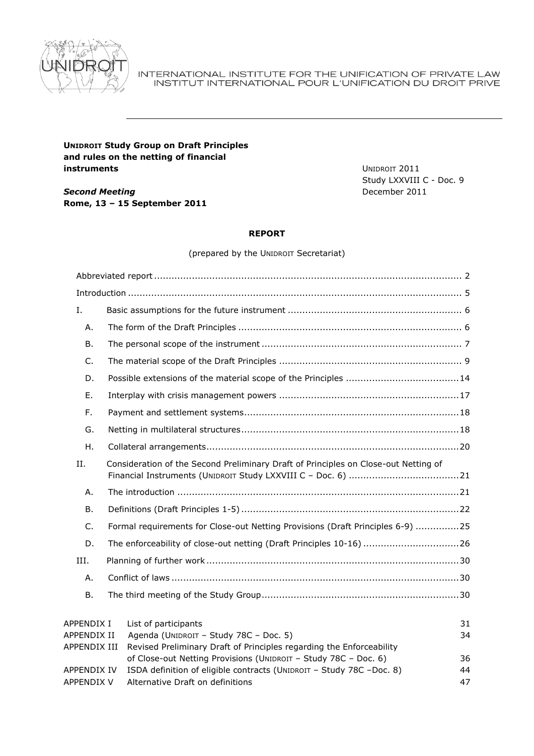INTERNATIONAL INSTITUTE FOR THE UNIFICATION OF PRIVATE LAW
INSTITUT INTERNATIONAL POUR L'UNIFICATION DU DROIT PRIVE

**UNIDROIT Study Group on Draft Principles and rules on the netting of financial instruments**

*Second Meeting*
**Rome, 13 – 15 September 2011**

UNIDROIT 2011
Study LXXVIII C - Doc. 9
December 2011

**REPORT**

(prepared by the UNIDROIT Secretariat)

| | | |
|---|---|---|
| Abbreviated report | | 2 |
| Introduction | | 5 |
| I. | Basic assumptions for the future instrument | 6 |
| A. | The form of the Draft Principles | 6 |
| B. | The personal scope of the instrument | 7 |
| C. | The material scope of the Draft Principles | 9 |
| D. | Possible extensions of the material scope of the Principles | 14 |
| E. | Interplay with crisis management powers | 17 |
| F. | Payment and settlement systems | 18 |
| G. | Netting in multilateral structures | 18 |
| H. | Collateral arrangements | 20 |
| II. | Consideration of the Second Preliminary Draft of Principles on Close-out Netting of Financial Instruments (UNIDROIT Study LXXVIII C – Doc. 6) | 21 |
| A. | The introduction | 21 |
| B. | Definitions (Draft Principles 1-5) | 22 |
| C. | Formal requirements for Close-out Netting Provisions (Draft Principles 6-9) | 25 |
| D. | The enforceability of close-out netting (Draft Principles 10-16) | 26 |
| III. | Planning of further work | 30 |
| A. | Conflict of laws | 30 |
| B. | The third meeting of the Study Group | 30 |

| | | |
|---|---|---|
| APPENDIX I | List of participants | 31 |
| APPENDIX II | Agenda (UNIDROIT – Study 78C – Doc. 5) | 34 |
| APPENDIX III | Revised Preliminary Draft of Principles regarding the Enforceability of Close-out Netting Provisions (UNIDROIT – Study 78C – Doc. 6) | 36 |
| APPENDIX IV | ISDA definition of eligible contracts (UNIDROIT – Study 78C –Doc. 8) | 44 |
| APPENDIX V | Alternative Draft on definitions | 47 |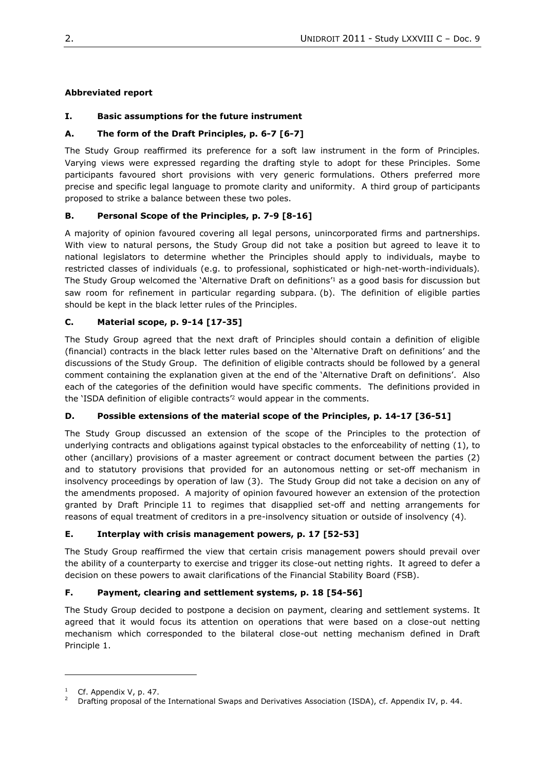**Abbreviated report**

## I. Basic assumptions for the future instrument

### A. The form of the Draft Principles, p. 6-7 [6-7]

The Study Group reaffirmed its preference for a soft law instrument in the form of Principles. Varying views were expressed regarding the drafting style to adopt for these Principles. Some participants favoured short provisions with very generic formulations. Others preferred more precise and specific legal language to promote clarity and uniformity. A third group of participants proposed to strike a balance between these two poles.

### B. Personal Scope of the Principles, p. 7-9 [8-16]

A majority of opinion favoured covering all legal persons, unincorporated firms and partnerships. With view to natural persons, the Study Group did not take a position but agreed to leave it to national legislators to determine whether the Principles should apply to individuals, maybe to restricted classes of individuals (e.g. to professional, sophisticated or high-net-worth-individuals). The Study Group welcomed the 'Alternative Draft on definitions'[1] as a good basis for discussion but saw room for refinement in particular regarding subpara. (b). The definition of eligible parties should be kept in the black letter rules of the Principles.

### C. Material scope, p. 9-14 [17-35]

The Study Group agreed that the next draft of Principles should contain a definition of eligible (financial) contracts in the black letter rules based on the 'Alternative Draft on definitions' and the discussions of the Study Group. The definition of eligible contracts should be followed by a general comment containing the explanation given at the end of the 'Alternative Draft on definitions'. Also each of the categories of the definition would have specific comments. The definitions provided in the 'ISDA definition of eligible contracts'[2] would appear in the comments.

### D. Possible extensions of the material scope of the Principles, p. 14-17 [36-51]

The Study Group discussed an extension of the scope of the Principles to the protection of underlying contracts and obligations against typical obstacles to the enforceability of netting (1), to other (ancillary) provisions of a master agreement or contract document between the parties (2) and to statutory provisions that provided for an autonomous netting or set-off mechanism in insolvency proceedings by operation of law (3). The Study Group did not take a decision on any of the amendments proposed. A majority of opinion favoured however an extension of the protection granted by Draft Principle 11 to regimes that disapplied set-off and netting arrangements for reasons of equal treatment of creditors in a pre-insolvency situation or outside of insolvency (4).

### E. Interplay with crisis management powers, p. 17 [52-53]

The Study Group reaffirmed the view that certain crisis management powers should prevail over the ability of a counterparty to exercise and trigger its close-out netting rights. It agreed to defer a decision on these powers to await clarifications of the Financial Stability Board (FSB).

### F. Payment, clearing and settlement systems, p. 18 [54-56]

The Study Group decided to postpone a decision on payment, clearing and settlement systems. It agreed that it would focus its attention on operations that were based on a close-out netting mechanism which corresponded to the bilateral close-out netting mechanism defined in Draft Principle 1.

---

[1] Cf. Appendix V, p. 47.

[2] Drafting proposal of the International Swaps and Derivatives Association (ISDA), cf. Appendix IV, p. 44.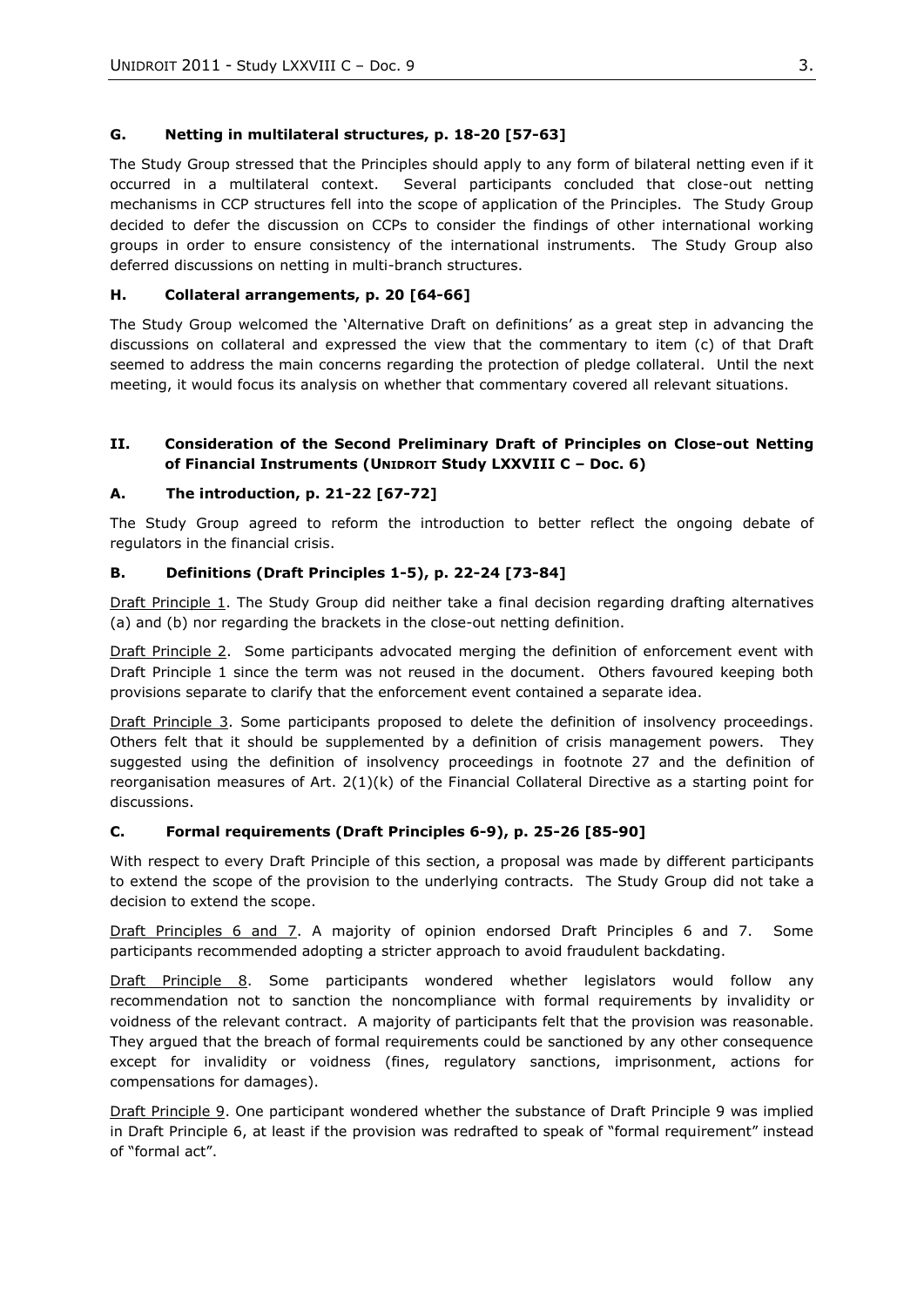### G. Netting in multilateral structures, p. 18-20 [57-63]

The Study Group stressed that the Principles should apply to any form of bilateral netting even if it occurred in a multilateral context. Several participants concluded that close-out netting mechanisms in CCP structures fell into the scope of application of the Principles. The Study Group decided to defer the discussion on CCPs to consider the findings of other international working groups in order to ensure consistency of the international instruments. The Study Group also deferred discussions on netting in multi-branch structures.

### H. Collateral arrangements, p. 20 [64-66]

The Study Group welcomed the 'Alternative Draft on definitions' as a great step in advancing the discussions on collateral and expressed the view that the commentary to item (c) of that Draft seemed to address the main concerns regarding the protection of pledge collateral. Until the next meeting, it would focus its analysis on whether that commentary covered all relevant situations.

## II. Consideration of the Second Preliminary Draft of Principles on Close-out Netting of Financial Instruments (UNIDROIT Study LXXVIII C – Doc. 6)

### A. The introduction, p. 21-22 [67-72]

The Study Group agreed to reform the introduction to better reflect the ongoing debate of regulators in the financial crisis.

### B. Definitions (Draft Principles 1-5), p. 22-24 [73-84]

Draft Principle 1. The Study Group did neither take a final decision regarding drafting alternatives (a) and (b) nor regarding the brackets in the close-out netting definition.

Draft Principle 2. Some participants advocated merging the definition of enforcement event with Draft Principle 1 since the term was not reused in the document. Others favoured keeping both provisions separate to clarify that the enforcement event contained a separate idea.

Draft Principle 3. Some participants proposed to delete the definition of insolvency proceedings. Others felt that it should be supplemented by a definition of crisis management powers. They suggested using the definition of insolvency proceedings in footnote 27 and the definition of reorganisation measures of Art. 2(1)(k) of the Financial Collateral Directive as a starting point for discussions.

### C. Formal requirements (Draft Principles 6-9), p. 25-26 [85-90]

With respect to every Draft Principle of this section, a proposal was made by different participants to extend the scope of the provision to the underlying contracts. The Study Group did not take a decision to extend the scope.

Draft Principles 6 and 7. A majority of opinion endorsed Draft Principles 6 and 7. Some participants recommended adopting a stricter approach to avoid fraudulent backdating.

Draft Principle 8. Some participants wondered whether legislators would follow any recommendation not to sanction the noncompliance with formal requirements by invalidity or voidness of the relevant contract. A majority of participants felt that the provision was reasonable. They argued that the breach of formal requirements could be sanctioned by any other consequence except for invalidity or voidness (fines, regulatory sanctions, imprisonment, actions for compensations for damages).

Draft Principle 9. One participant wondered whether the substance of Draft Principle 9 was implied in Draft Principle 6, at least if the provision was redrafted to speak of "formal requirement" instead of "formal act".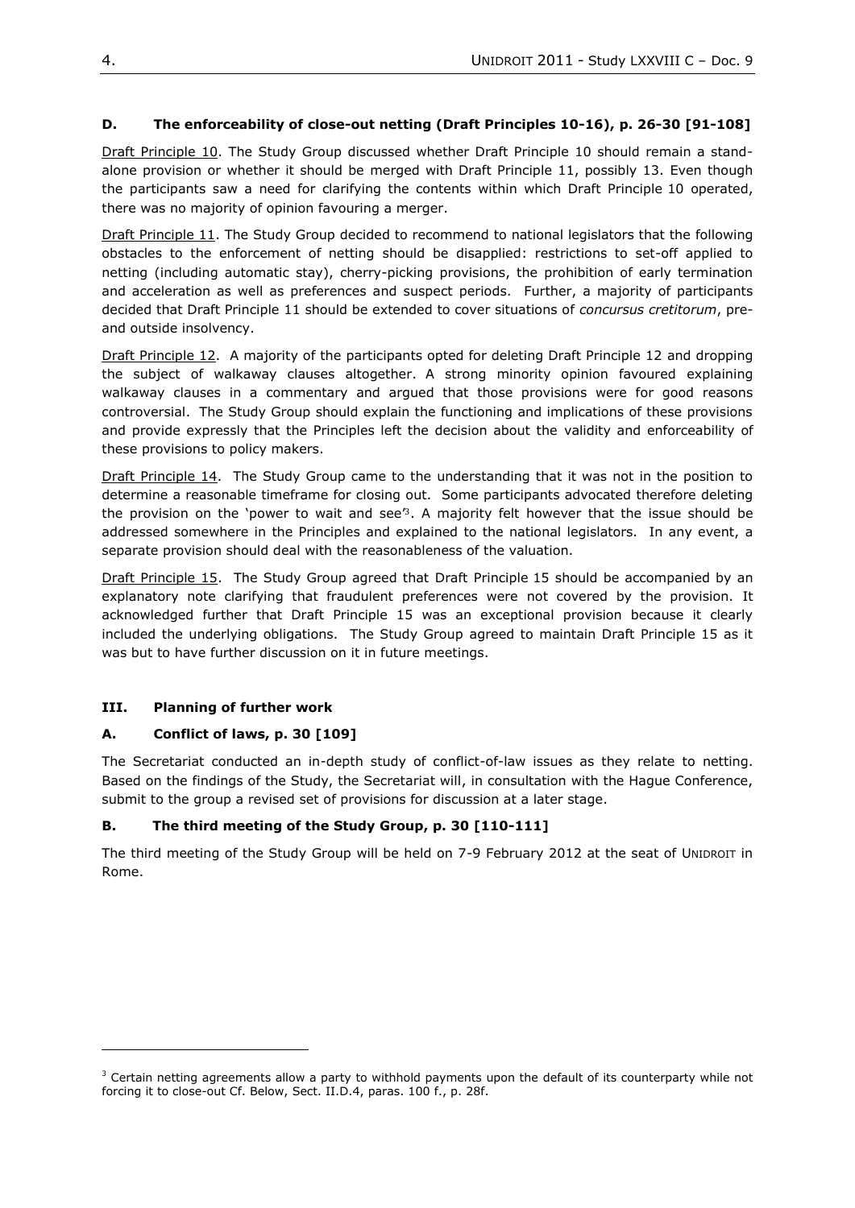### D. The enforceability of close-out netting (Draft Principles 10-16), p. 26-30 [91-108]

Draft Principle 10. The Study Group discussed whether Draft Principle 10 should remain a stand-alone provision or whether it should be merged with Draft Principle 11, possibly 13. Even though the participants saw a need for clarifying the contents within which Draft Principle 10 operated, there was no majority of opinion favouring a merger.

Draft Principle 11. The Study Group decided to recommend to national legislators that the following obstacles to the enforcement of netting should be disapplied: restrictions to set-off applied to netting (including automatic stay), cherry-picking provisions, the prohibition of early termination and acceleration as well as preferences and suspect periods. Further, a majority of participants decided that Draft Principle 11 should be extended to cover situations of *concursus cretitorum*, pre- and outside insolvency.

Draft Principle 12. A majority of the participants opted for deleting Draft Principle 12 and dropping the subject of walkaway clauses altogether. A strong minority opinion favoured explaining walkaway clauses in a commentary and argued that those provisions were for good reasons controversial. The Study Group should explain the functioning and implications of these provisions and provide expressly that the Principles left the decision about the validity and enforceability of these provisions to policy makers.

Draft Principle 14. The Study Group came to the understanding that it was not in the position to determine a reasonable timeframe for closing out. Some participants advocated therefore deleting the provision on the 'power to wait and see'[3]. A majority felt however that the issue should be addressed somewhere in the Principles and explained to the national legislators. In any event, a separate provision should deal with the reasonableness of the valuation.

Draft Principle 15. The Study Group agreed that Draft Principle 15 should be accompanied by an explanatory note clarifying that fraudulent preferences were not covered by the provision. It acknowledged further that Draft Principle 15 was an exceptional provision because it clearly included the underlying obligations. The Study Group agreed to maintain Draft Principle 15 as it was but to have further discussion on it in future meetings.

## III. Planning of further work

### A. Conflict of laws, p. 30 [109]

The Secretariat conducted an in-depth study of conflict-of-law issues as they relate to netting. Based on the findings of the Study, the Secretariat will, in consultation with the Hague Conference, submit to the group a revised set of provisions for discussion at a later stage.

### B. The third meeting of the Study Group, p. 30 [110-111]

The third meeting of the Study Group will be held on 7-9 February 2012 at the seat of UNIDROIT in Rome.

---

[3] Certain netting agreements allow a party to withhold payments upon the default of its counterparty while not forcing it to close-out Cf. Below, Sect. II.D.4, paras. 100 f., p. 28f.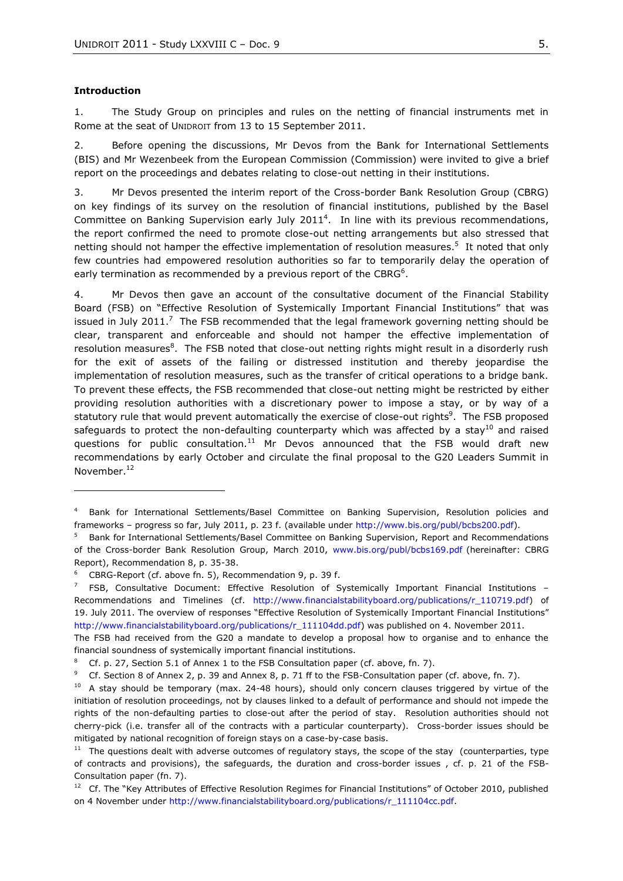**Introduction**

1. The Study Group on principles and rules on the netting of financial instruments met in Rome at the seat of UNIDROIT from 13 to 15 September 2011.

2. Before opening the discussions, Mr Devos from the Bank for International Settlements (BIS) and Mr Wezenbeek from the European Commission (Commission) were invited to give a brief report on the proceedings and debates relating to close-out netting in their institutions.

3. Mr Devos presented the interim report of the Cross-border Bank Resolution Group (CBRG) on key findings of its survey on the resolution of financial institutions, published by the Basel Committee on Banking Supervision early July 2011[4]. In line with its previous recommendations, the report confirmed the need to promote close-out netting arrangements but also stressed that netting should not hamper the effective implementation of resolution measures.[5] It noted that only few countries had empowered resolution authorities so far to temporarily delay the operation of early termination as recommended by a previous report of the CBRG[6].

4. Mr Devos then gave an account of the consultative document of the Financial Stability Board (FSB) on "Effective Resolution of Systemically Important Financial Institutions" that was issued in July 2011.[7] The FSB recommended that the legal framework governing netting should be clear, transparent and enforceable and should not hamper the effective implementation of resolution measures[8]. The FSB noted that close-out netting rights might result in a disorderly rush for the exit of assets of the failing or distressed institution and thereby jeopardise the implementation of resolution measures, such as the transfer of critical operations to a bridge bank. To prevent these effects, the FSB recommended that close-out netting might be restricted by either providing resolution authorities with a discretionary power to impose a stay, or by way of a statutory rule that would prevent automatically the exercise of close-out rights[9]. The FSB proposed safeguards to protect the non-defaulting counterparty which was affected by a stay[10] and raised questions for public consultation.[11] Mr Devos announced that the FSB would draft new recommendations by early October and circulate the final proposal to the G20 Leaders Summit in November.[12]

---

[4] Bank for International Settlements/Basel Committee on Banking Supervision, Resolution policies and frameworks – progress so far, July 2011, p. 23 f. (available under http://www.bis.org/publ/bcbs200.pdf).

[5] Bank for International Settlements/Basel Committee on Banking Supervision, Report and Recommendations of the Cross-border Bank Resolution Group, March 2010, www.bis.org/publ/bcbs169.pdf (hereinafter: CBRG Report), Recommendation 8, p. 35-38.

[6] CBRG-Report (cf. above fn. 5), Recommendation 9, p. 39 f.

[7] FSB, Consultative Document: Effective Resolution of Systemically Important Financial Institutions – Recommendations and Timelines (cf. http://www.financialstabilityboard.org/publications/r_110719.pdf) of 19. July 2011. The overview of responses "Effective Resolution of Systemically Important Financial Institutions" http://www.financialstabilityboard.org/publications/r_111104dd.pdf) was published on 4. November 2011. The FSB had received from the G20 a mandate to develop a proposal how to organise and to enhance the financial soundness of systemically important financial institutions.

[8] Cf. p. 27, Section 5.1 of Annex 1 to the FSB Consultation paper (cf. above, fn. 7).

[9] Cf. Section 8 of Annex 2, p. 39 and Annex 8, p. 71 ff to the FSB-Consultation paper (cf. above, fn. 7).

[10] A stay should be temporary (max. 24-48 hours), should only concern clauses triggered by virtue of the initiation of resolution proceedings, not by clauses linked to a default of performance and should not impede the rights of the non-defaulting parties to close-out after the period of stay. Resolution authorities should not cherry-pick (i.e. transfer all of the contracts with a particular counterparty). Cross-border issues should be mitigated by national recognition of foreign stays on a case-by-case basis.

[11] The questions dealt with adverse outcomes of regulatory stays, the scope of the stay (counterparties, type of contracts and provisions), the safeguards, the duration and cross-border issues , cf. p. 21 of the FSB-Consultation paper (fn. 7).

[12] Cf. The "Key Attributes of Effective Resolution Regimes for Financial Institutions" of October 2010, published on 4 November under http://www.financialstabilityboard.org/publications/r_111104cc.pdf.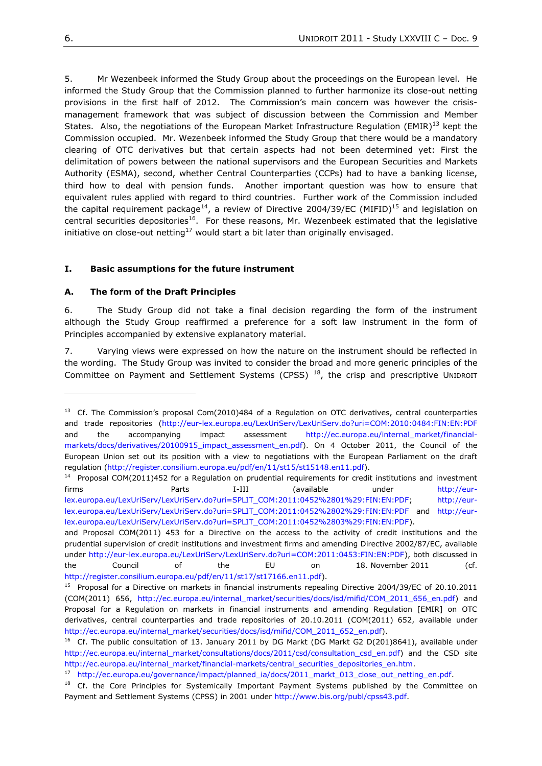5. Mr Wezenbeek informed the Study Group about the proceedings on the European level. He informed the Study Group that the Commission planned to further harmonize its close-out netting provisions in the first half of 2012. The Commission's main concern was however the crisis-management framework that was subject of discussion between the Commission and Member States. Also, the negotiations of the European Market Infrastructure Regulation (EMIR)[13] kept the Commission occupied. Mr. Wezenbeek informed the Study Group that there would be a mandatory clearing of OTC derivatives but that certain aspects had not been determined yet: First the delimitation of powers between the national supervisors and the European Securities and Markets Authority (ESMA), second, whether Central Counterparties (CCPs) had to have a banking license, third how to deal with pension funds. Another important question was how to ensure that equivalent rules applied with regard to third countries. Further work of the Commission included the capital requirement package[14], a review of Directive 2004/39/EC (MIFID)[15] and legislation on central securities depositories[16]. For these reasons, Mr. Wezenbeek estimated that the legislative initiative on close-out netting[17] would start a bit later than originally envisaged.

## I. Basic assumptions for the future instrument

### A. The form of the Draft Principles

6. The Study Group did not take a final decision regarding the form of the instrument although the Study Group reaffirmed a preference for a soft law instrument in the form of Principles accompanied by extensive explanatory material.

7. Varying views were expressed on how the nature on the instrument should be reflected in the wording. The Study Group was invited to consider the broad and more generic principles of the Committee on Payment and Settlement Systems (CPSS) [18], the crisp and prescriptive UNIDROIT

---

[13] Cf. The Commission's proposal Com(2010)484 of a Regulation on OTC derivatives, central counterparties and trade repositories (http://eur-lex.europa.eu/LexUriServ/LexUriServ.do?uri=COM:2010:0484:FIN:EN:PDF and the accompanying impact assessment http://ec.europa.eu/internal_market/financial-markets/docs/derivatives/20100915_impact_assessment_en.pdf). On 4 October 2011, the Council of the European Union set out its position with a view to negotiations with the European Parliament on the draft regulation (http://register.consilium.europa.eu/pdf/en/11/st15/st15148.en11.pdf).

[14] Proposal COM(2011)452 for a Regulation on prudential requirements for credit institutions and investment firms Parts I-III (available under http://eur-lex.europa.eu/LexUriServ/LexUriServ.do?uri=SPLIT_COM:2011:0452%2801%29:FIN:EN:PDF; http://eur-lex.europa.eu/LexUriServ/LexUriServ.do?uri=SPLIT_COM:2011:0452%2802%29:FIN:EN:PDF and http://eur-lex.europa.eu/LexUriServ/LexUriServ.do?uri=SPLIT_COM:2011:0452%2803%29:FIN:EN:PDF).
and Proposal COM(2011) 453 for a Directive on the access to the activity of credit institutions and the prudential supervision of credit institutions and investment firms and amending Directive 2002/87/EC, available under http://eur-lex.europa.eu/LexUriServ/LexUriServ.do?uri=COM:2011:0453:FIN:EN:PDF), both discussed in the Council of the EU on 18. November 2011 (cf. http://register.consilium.europa.eu/pdf/en/11/st17/st17166.en11.pdf).

[15] Proposal for a Directive on markets in financial instruments repealing Directive 2004/39/EC of 20.10.2011 (COM(2011) 656, http://ec.europa.eu/internal_market/securities/docs/isd/mifid/COM_2011_656_en.pdf) and Proposal for a Regulation on markets in financial instruments and amending Regulation [EMIR] on OTC derivatives, central counterparties and trade repositories of 20.10.2011 (COM(2011) 652, available under http://ec.europa.eu/internal_market/securities/docs/isd/mifid/COM_2011_652_en.pdf).

[16] Cf. The public consultation of 13. January 2011 by DG Markt (DG Markt G2 D(201)8641), available under http://ec.europa.eu/internal_market/consultations/docs/2011/csd/consultation_csd_en.pdf) and the CSD site http://ec.europa.eu/internal_market/financial-markets/central_securities_depositories_en.htm.

[17] http://ec.europa.eu/governance/impact/planned_ia/docs/2011_markt_013_close_out_netting_en.pdf.

[18] Cf. the Core Principles for Systemically Important Payment Systems published by the Committee on Payment and Settlement Systems (CPSS) in 2001 under http://www.bis.org/publ/cpss43.pdf.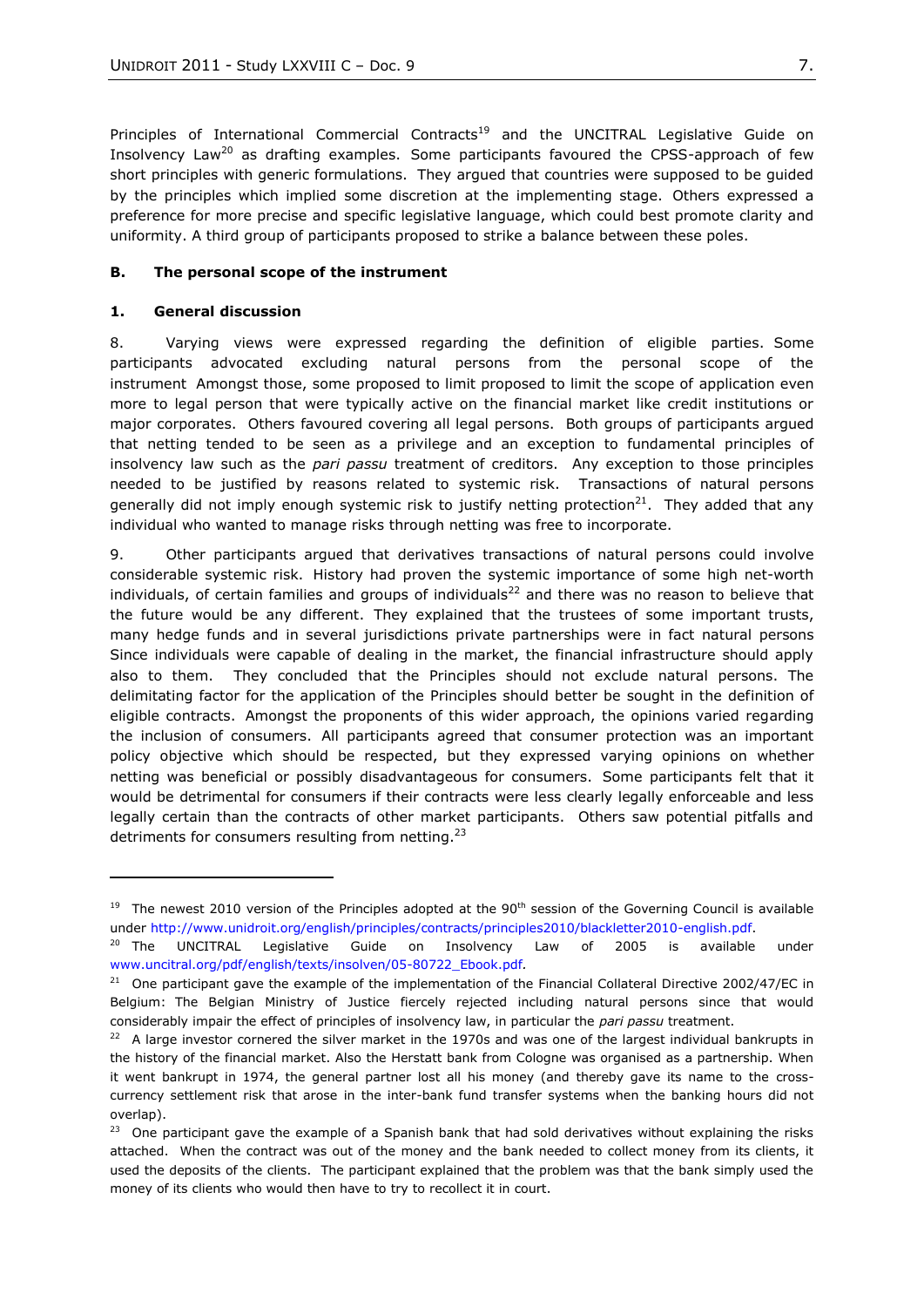Principles of International Commercial Contracts[19] and the UNCITRAL Legislative Guide on Insolvency Law[20] as drafting examples. Some participants favoured the CPSS-approach of few short principles with generic formulations. They argued that countries were supposed to be guided by the principles which implied some discretion at the implementing stage. Others expressed a preference for more precise and specific legislative language, which could best promote clarity and uniformity. A third group of participants proposed to strike a balance between these poles.

### B. The personal scope of the instrument

#### 1. General discussion

8. Varying views were expressed regarding the definition of eligible parties. Some participants advocated excluding natural persons from the personal scope of the instrument Amongst those, some proposed to limit proposed to limit the scope of application even more to legal person that were typically active on the financial market like credit institutions or major corporates. Others favoured covering all legal persons. Both groups of participants argued that netting tended to be seen as a privilege and an exception to fundamental principles of insolvency law such as the *pari passu* treatment of creditors. Any exception to those principles needed to be justified by reasons related to systemic risk. Transactions of natural persons generally did not imply enough systemic risk to justify netting protection[21]. They added that any individual who wanted to manage risks through netting was free to incorporate.

9. Other participants argued that derivatives transactions of natural persons could involve considerable systemic risk. History had proven the systemic importance of some high net-worth individuals, of certain families and groups of individuals[22] and there was no reason to believe that the future would be any different. They explained that the trustees of some important trusts, many hedge funds and in several jurisdictions private partnerships were in fact natural persons Since individuals were capable of dealing in the market, the financial infrastructure should apply also to them. They concluded that the Principles should not exclude natural persons. The delimitating factor for the application of the Principles should better be sought in the definition of eligible contracts. Amongst the proponents of this wider approach, the opinions varied regarding the inclusion of consumers. All participants agreed that consumer protection was an important policy objective which should be respected, but they expressed varying opinions on whether netting was beneficial or possibly disadvantageous for consumers. Some participants felt that it would be detrimental for consumers if their contracts were less clearly legally enforceable and less legally certain than the contracts of other market participants. Others saw potential pitfalls and detriments for consumers resulting from netting.[23]

---

[19] The newest 2010 version of the Principles adopted at the 90th session of the Governing Council is available under http://www.unidroit.org/english/principles/contracts/principles2010/blackletter2010-english.pdf.

[20] The UNCITRAL Legislative Guide on Insolvency Law of 2005 is available under www.uncitral.org/pdf/english/texts/insolven/05-80722_Ebook.pdf.

[21] One participant gave the example of the implementation of the Financial Collateral Directive 2002/47/EC in Belgium: The Belgian Ministry of Justice fiercely rejected including natural persons since that would considerably impair the effect of principles of insolvency law, in particular the *pari passu* treatment.

[22] A large investor cornered the silver market in the 1970s and was one of the largest individual bankrupts in the history of the financial market. Also the Herstatt bank from Cologne was organised as a partnership. When it went bankrupt in 1974, the general partner lost all his money (and thereby gave its name to the cross-currency settlement risk that arose in the inter-bank fund transfer systems when the banking hours did not overlap).

[23] One participant gave the example of a Spanish bank that had sold derivatives without explaining the risks attached. When the contract was out of the money and the bank needed to collect money from its clients, it used the deposits of the clients. The participant explained that the problem was that the bank simply used the money of its clients who would then have to try to recollect it in court.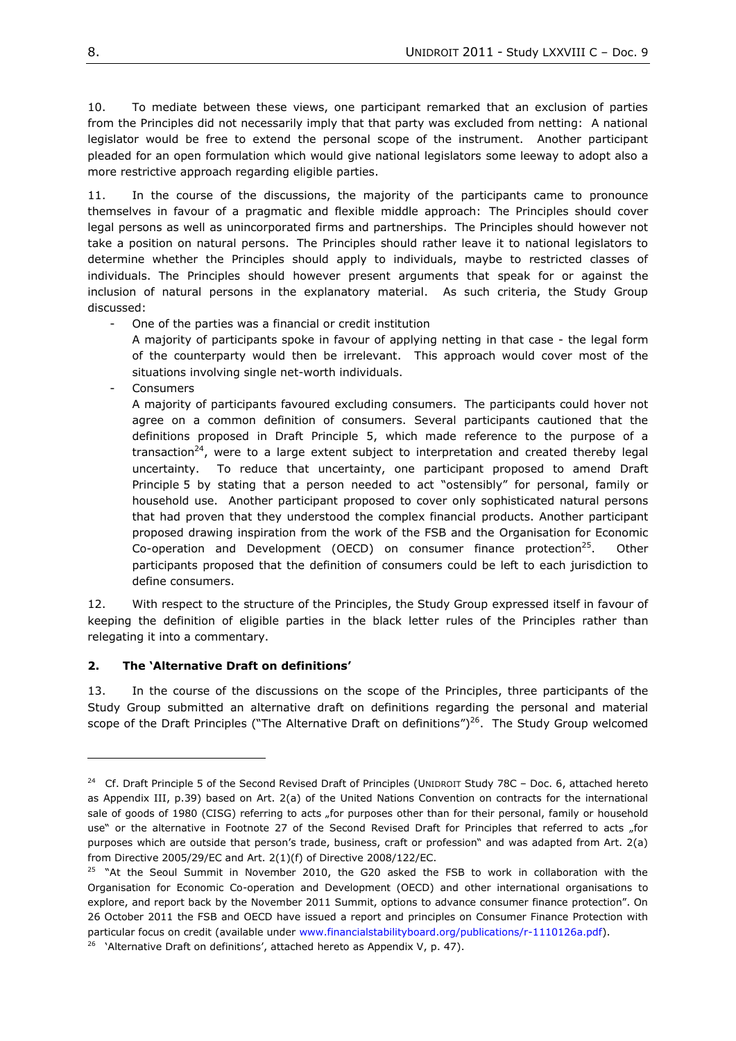10. To mediate between these views, one participant remarked that an exclusion of parties from the Principles did not necessarily imply that that party was excluded from netting: A national legislator would be free to extend the personal scope of the instrument. Another participant pleaded for an open formulation which would give national legislators some leeway to adopt also a more restrictive approach regarding eligible parties.

11. In the course of the discussions, the majority of the participants came to pronounce themselves in favour of a pragmatic and flexible middle approach: The Principles should cover legal persons as well as unincorporated firms and partnerships. The Principles should however not take a position on natural persons. The Principles should rather leave it to national legislators to determine whether the Principles should apply to individuals, maybe to restricted classes of individuals. The Principles should however present arguments that speak for or against the inclusion of natural persons in the explanatory material. As such criteria, the Study Group discussed:

- One of the parties was a financial or credit institution
  A majority of participants spoke in favour of applying netting in that case - the legal form of the counterparty would then be irrelevant. This approach would cover most of the situations involving single net-worth individuals.
- Consumers
  A majority of participants favoured excluding consumers. The participants could hover not agree on a common definition of consumers. Several participants cautioned that the definitions proposed in Draft Principle 5, which made reference to the purpose of a transaction[24], were to a large extent subject to interpretation and created thereby legal uncertainty. To reduce that uncertainty, one participant proposed to amend Draft Principle 5 by stating that a person needed to act "ostensibly" for personal, family or household use. Another participant proposed to cover only sophisticated natural persons that had proven that they understood the complex financial products. Another participant proposed drawing inspiration from the work of the FSB and the Organisation for Economic Co-operation and Development (OECD) on consumer finance protection[25]. Other participants proposed that the definition of consumers could be left to each jurisdiction to define consumers.

12. With respect to the structure of the Principles, the Study Group expressed itself in favour of keeping the definition of eligible parties in the black letter rules of the Principles rather than relegating it into a commentary.

## 2. The 'Alternative Draft on definitions'

13. In the course of the discussions on the scope of the Principles, three participants of the Study Group submitted an alternative draft on definitions regarding the personal and material scope of the Draft Principles ("The Alternative Draft on definitions")[26]. The Study Group welcomed

---

[24] Cf. Draft Principle 5 of the Second Revised Draft of Principles (UNIDROIT Study 78C – Doc. 6, attached hereto as Appendix III, p.39) based on Art. 2(a) of the United Nations Convention on contracts for the international sale of goods of 1980 (CISG) referring to acts „for purposes other than for their personal, family or household use" or the alternative in Footnote 27 of the Second Revised Draft for Principles that referred to acts „for purposes which are outside that person's trade, business, craft or profession" and was adapted from Art. 2(a) from Directive 2005/29/EC and Art. 2(1)(f) of Directive 2008/122/EC.

[25] "At the Seoul Summit in November 2010, the G20 asked the FSB to work in collaboration with the Organisation for Economic Co-operation and Development (OECD) and other international organisations to explore, and report back by the November 2011 Summit, options to advance consumer finance protection". On 26 October 2011 the FSB and OECD have issued a report and principles on Consumer Finance Protection with particular focus on credit (available under www.financialstabilityboard.org/publications/r-1110126a.pdf).

[26] 'Alternative Draft on definitions', attached hereto as Appendix V, p. 47).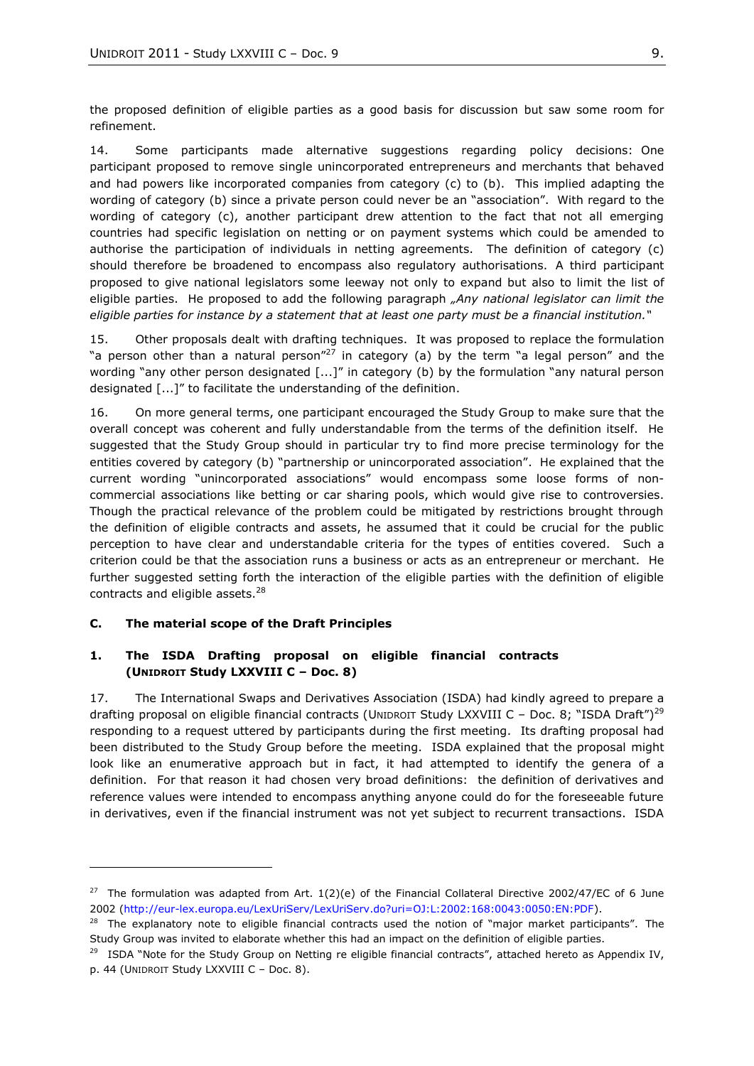the proposed definition of eligible parties as a good basis for discussion but saw some room for refinement.

14. Some participants made alternative suggestions regarding policy decisions: One participant proposed to remove single unincorporated entrepreneurs and merchants that behaved and had powers like incorporated companies from category (c) to (b). This implied adapting the wording of category (b) since a private person could never be an "association". With regard to the wording of category (c), another participant drew attention to the fact that not all emerging countries had specific legislation on netting or on payment systems which could be amended to authorise the participation of individuals in netting agreements. The definition of category (c) should therefore be broadened to encompass also regulatory authorisations. A third participant proposed to give national legislators some leeway not only to expand but also to limit the list of eligible parties. He proposed to add the following paragraph *„Any national legislator can limit the eligible parties for instance by a statement that at least one party must be a financial institution."*

15. Other proposals dealt with drafting techniques. It was proposed to replace the formulation "a person other than a natural person"[27] in category (a) by the term "a legal person" and the wording "any other person designated [...]" in category (b) by the formulation "any natural person designated [...]" to facilitate the understanding of the definition.

16. On more general terms, one participant encouraged the Study Group to make sure that the overall concept was coherent and fully understandable from the terms of the definition itself. He suggested that the Study Group should in particular try to find more precise terminology for the entities covered by category (b) "partnership or unincorporated association". He explained that the current wording "unincorporated associations" would encompass some loose forms of non-commercial associations like betting or car sharing pools, which would give rise to controversies. Though the practical relevance of the problem could be mitigated by restrictions brought through the definition of eligible contracts and assets, he assumed that it could be crucial for the public perception to have clear and understandable criteria for the types of entities covered. Such a criterion could be that the association runs a business or acts as an entrepreneur or merchant. He further suggested setting forth the interaction of the eligible parties with the definition of eligible contracts and eligible assets.[28]

### C. The material scope of the Draft Principles

#### 1. The ISDA Drafting proposal on eligible financial contracts (UNIDROIT Study LXXVIII C – Doc. 8)

17. The International Swaps and Derivatives Association (ISDA) had kindly agreed to prepare a drafting proposal on eligible financial contracts (UNIDROIT Study LXXVIII C – Doc. 8; "ISDA Draft")[29] responding to a request uttered by participants during the first meeting. Its drafting proposal had been distributed to the Study Group before the meeting. ISDA explained that the proposal might look like an enumerative approach but in fact, it had attempted to identify the genera of a definition. For that reason it had chosen very broad definitions: the definition of derivatives and reference values were intended to encompass anything anyone could do for the foreseeable future in derivatives, even if the financial instrument was not yet subject to recurrent transactions. ISDA

---

[27] The formulation was adapted from Art. 1(2)(e) of the Financial Collateral Directive 2002/47/EC of 6 June 2002 (http://eur-lex.europa.eu/LexUriServ/LexUriServ.do?uri=OJ:L:2002:168:0043:0050:EN:PDF).

[28] The explanatory note to eligible financial contracts used the notion of "major market participants". The Study Group was invited to elaborate whether this had an impact on the definition of eligible parties.

[29] ISDA "Note for the Study Group on Netting re eligible financial contracts", attached hereto as Appendix IV, p. 44 (UNIDROIT Study LXXVIII C – Doc. 8).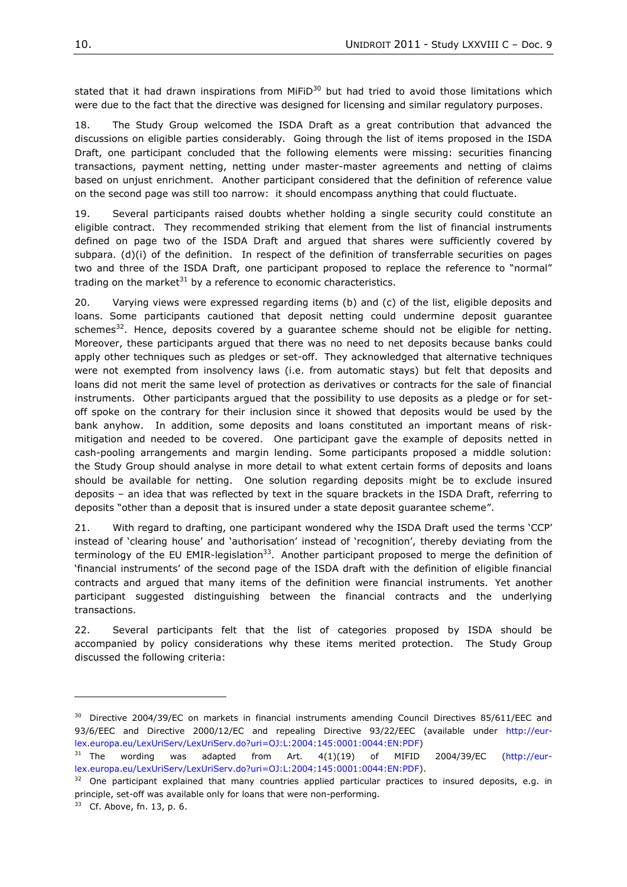stated that it had drawn inspirations from MiFiD[30] but had tried to avoid those limitations which were due to the fact that the directive was designed for licensing and similar regulatory purposes.

18. The Study Group welcomed the ISDA Draft as a great contribution that advanced the discussions on eligible parties considerably. Going through the list of items proposed in the ISDA Draft, one participant concluded that the following elements were missing: securities financing transactions, payment netting, netting under master-master agreements and netting of claims based on unjust enrichment. Another participant considered that the definition of reference value on the second page was still too narrow: it should encompass anything that could fluctuate.

19. Several participants raised doubts whether holding a single security could constitute an eligible contract. They recommended striking that element from the list of financial instruments defined on page two of the ISDA Draft and argued that shares were sufficiently covered by subpara. (d)(i) of the definition. In respect of the definition of transferrable securities on pages two and three of the ISDA Draft, one participant proposed to replace the reference to "normal" trading on the market[31] by a reference to economic characteristics.

20. Varying views were expressed regarding items (b) and (c) of the list, eligible deposits and loans. Some participants cautioned that deposit netting could undermine deposit guarantee schemes[32]. Hence, deposits covered by a guarantee scheme should not be eligible for netting. Moreover, these participants argued that there was no need to net deposits because banks could apply other techniques such as pledges or set-off. They acknowledged that alternative techniques were not exempted from insolvency laws (i.e. from automatic stays) but felt that deposits and loans did not merit the same level of protection as derivatives or contracts for the sale of financial instruments. Other participants argued that the possibility to use deposits as a pledge or for set-off spoke on the contrary for their inclusion since it showed that deposits would be used by the bank anyhow. In addition, some deposits and loans constituted an important means of risk-mitigation and needed to be covered. One participant gave the example of deposits netted in cash-pooling arrangements and margin lending. Some participants proposed a middle solution: the Study Group should analyse in more detail to what extent certain forms of deposits and loans should be available for netting. One solution regarding deposits might be to exclude insured deposits – an idea that was reflected by text in the square brackets in the ISDA Draft, referring to deposits "other than a deposit that is insured under a state deposit guarantee scheme".

21. With regard to drafting, one participant wondered why the ISDA Draft used the terms 'CCP' instead of 'clearing house' and 'authorisation' instead of 'recognition', thereby deviating from the terminology of the EU EMIR-legislation[33]. Another participant proposed to merge the definition of 'financial instruments' of the second page of the ISDA draft with the definition of eligible financial contracts and argued that many items of the definition were financial instruments. Yet another participant suggested distinguishing between the financial contracts and the underlying transactions.

22. Several participants felt that the list of categories proposed by ISDA should be accompanied by policy considerations why these items merited protection. The Study Group discussed the following criteria:

---

[30] Directive 2004/39/EC on markets in financial instruments amending Council Directives 85/611/EEC and 93/6/EEC and Directive 2000/12/EC and repealing Directive 93/22/EEC (available under http://eur-lex.europa.eu/LexUriServ/LexUriServ.do?uri=OJ:L:2004:145:0001:0044:EN:PDF)

[31] The wording was adapted from Art. 4(1)(19) of MIFID 2004/39/EC (http://eur-lex.europa.eu/LexUriServ/LexUriServ.do?uri=OJ:L:2004:145:0001:0044:EN:PDF).

[32] One participant explained that many countries applied particular practices to insured deposits, e.g. in principle, set-off was available only for loans that were non-performing.

[33] Cf. Above, fn. 13, p. 6.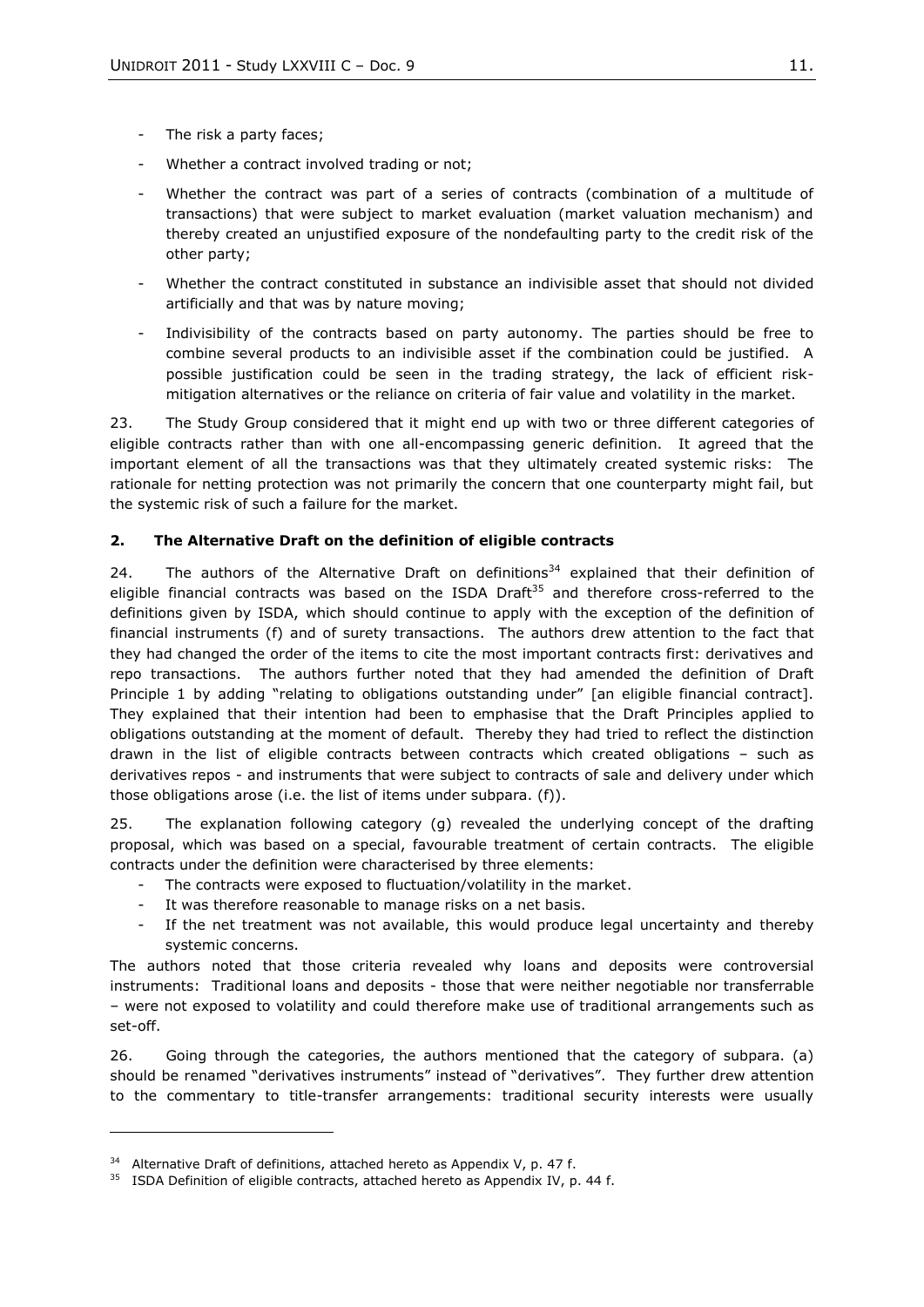- The risk a party faces;
- Whether a contract involved trading or not;
- Whether the contract was part of a series of contracts (combination of a multitude of transactions) that were subject to market evaluation (market valuation mechanism) and thereby created an unjustified exposure of the nondefaulting party to the credit risk of the other party;
- Whether the contract constituted in substance an indivisible asset that should not divided artificially and that was by nature moving;
- Indivisibility of the contracts based on party autonomy. The parties should be free to combine several products to an indivisible asset if the combination could be justified. A possible justification could be seen in the trading strategy, the lack of efficient risk-mitigation alternatives or the reliance on criteria of fair value and volatility in the market.

23. The Study Group considered that it might end up with two or three different categories of eligible contracts rather than with one all-encompassing generic definition. It agreed that the important element of all the transactions was that they ultimately created systemic risks: The rationale for netting protection was not primarily the concern that one counterparty might fail, but the systemic risk of such a failure for the market.

## 2. The Alternative Draft on the definition of eligible contracts

24. The authors of the Alternative Draft on definitions[34] explained that their definition of eligible financial contracts was based on the ISDA Draft[35] and therefore cross-referred to the definitions given by ISDA, which should continue to apply with the exception of the definition of financial instruments (f) and of surety transactions. The authors drew attention to the fact that they had changed the order of the items to cite the most important contracts first: derivatives and repo transactions. The authors further noted that they had amended the definition of Draft Principle 1 by adding "relating to obligations outstanding under" [an eligible financial contract]. They explained that their intention had been to emphasise that the Draft Principles applied to obligations outstanding at the moment of default. Thereby they had tried to reflect the distinction drawn in the list of eligible contracts between contracts which created obligations – such as derivatives repos - and instruments that were subject to contracts of sale and delivery under which those obligations arose (i.e. the list of items under subpara. (f)).

25. The explanation following category (g) revealed the underlying concept of the drafting proposal, which was based on a special, favourable treatment of certain contracts. The eligible contracts under the definition were characterised by three elements:

- The contracts were exposed to fluctuation/volatility in the market.
- It was therefore reasonable to manage risks on a net basis.
- If the net treatment was not available, this would produce legal uncertainty and thereby systemic concerns.

The authors noted that those criteria revealed why loans and deposits were controversial instruments: Traditional loans and deposits - those that were neither negotiable nor transferrable – were not exposed to volatility and could therefore make use of traditional arrangements such as set-off.

26. Going through the categories, the authors mentioned that the category of subpara. (a) should be renamed "derivatives instruments" instead of "derivatives". They further drew attention to the commentary to title-transfer arrangements: traditional security interests were usually

---

[34] Alternative Draft of definitions, attached hereto as Appendix V, p. 47 f.

[35] ISDA Definition of eligible contracts, attached hereto as Appendix IV, p. 44 f.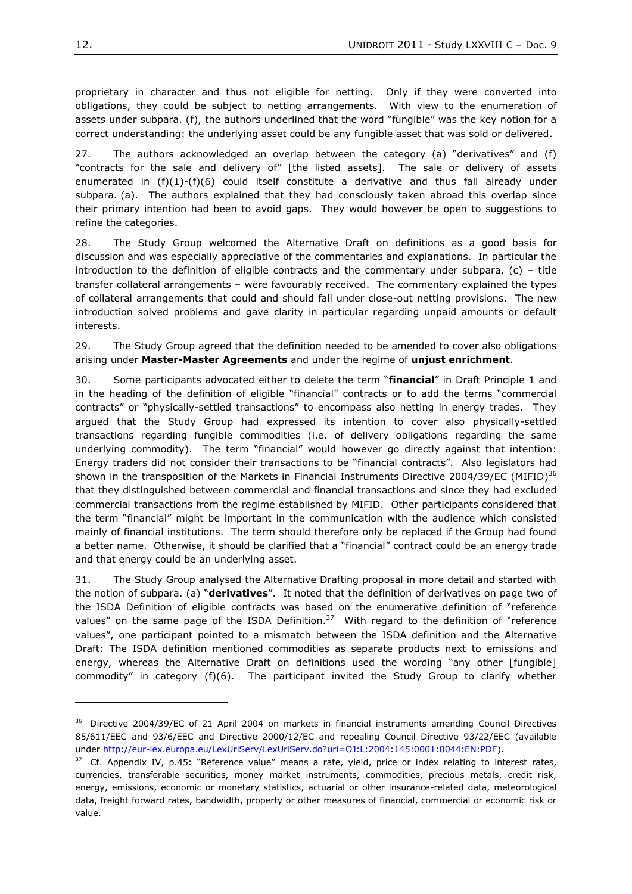proprietary in character and thus not eligible for netting. Only if they were converted into obligations, they could be subject to netting arrangements. With view to the enumeration of assets under subpara. (f), the authors underlined that the word "fungible" was the key notion for a correct understanding: the underlying asset could be any fungible asset that was sold or delivered.

27. The authors acknowledged an overlap between the category (a) "derivatives" and (f) "contracts for the sale and delivery of" [the listed assets]. The sale or delivery of assets enumerated in (f)(1)-(f)(6) could itself constitute a derivative and thus fall already under subpara. (a). The authors explained that they had consciously taken abroad this overlap since their primary intention had been to avoid gaps. They would however be open to suggestions to refine the categories.

28. The Study Group welcomed the Alternative Draft on definitions as a good basis for discussion and was especially appreciative of the commentaries and explanations. In particular the introduction to the definition of eligible contracts and the commentary under subpara. (c) – title transfer collateral arrangements – were favourably received. The commentary explained the types of collateral arrangements that could and should fall under close-out netting provisions. The new introduction solved problems and gave clarity in particular regarding unpaid amounts or default interests.

29. The Study Group agreed that the definition needed to be amended to cover also obligations arising under **Master-Master Agreements** and under the regime of **unjust enrichment**.

30. Some participants advocated either to delete the term "**financial**" in Draft Principle 1 and in the heading of the definition of eligible "financial" contracts or to add the terms "commercial contracts" or "physically-settled transactions" to encompass also netting in energy trades. They argued that the Study Group had expressed its intention to cover also physically-settled transactions regarding fungible commodities (i.e. of delivery obligations regarding the same underlying commodity). The term "financial" would however go directly against that intention: Energy traders did not consider their transactions to be "financial contracts". Also legislators had shown in the transposition of the Markets in Financial Instruments Directive 2004/39/EC (MIFID)[36] that they distinguished between commercial and financial transactions and since they had excluded commercial transactions from the regime established by MIFID. Other participants considered that the term "financial" might be important in the communication with the audience which consisted mainly of financial institutions. The term should therefore only be replaced if the Group had found a better name. Otherwise, it should be clarified that a "financial" contract could be an energy trade and that energy could be an underlying asset.

31. The Study Group analysed the Alternative Drafting proposal in more detail and started with the notion of subpara. (a) "**derivatives**". It noted that the definition of derivatives on page two of the ISDA Definition of eligible contracts was based on the enumerative definition of "reference values" on the same page of the ISDA Definition.[37] With regard to the definition of "reference values", one participant pointed to a mismatch between the ISDA definition and the Alternative Draft: The ISDA definition mentioned commodities as separate products next to emissions and energy, whereas the Alternative Draft on definitions used the wording "any other [fungible] commodity" in category (f)(6). The participant invited the Study Group to clarify whether

---

[36] Directive 2004/39/EC of 21 April 2004 on markets in financial instruments amending Council Directives 85/611/EEC and 93/6/EEC and Directive 2000/12/EC and repealing Council Directive 93/22/EEC (available under http://eur-lex.europa.eu/LexUriServ/LexUriServ.do?uri=OJ:L:2004:145:0001:0044:EN:PDF).

[37] Cf. Appendix IV, p.45: "Reference value" means a rate, yield, price or index relating to interest rates, currencies, transferable securities, money market instruments, commodities, precious metals, credit risk, energy, emissions, economic or monetary statistics, actuarial or other insurance-related data, meteorological data, freight forward rates, bandwidth, property or other measures of financial, commercial or economic risk or value.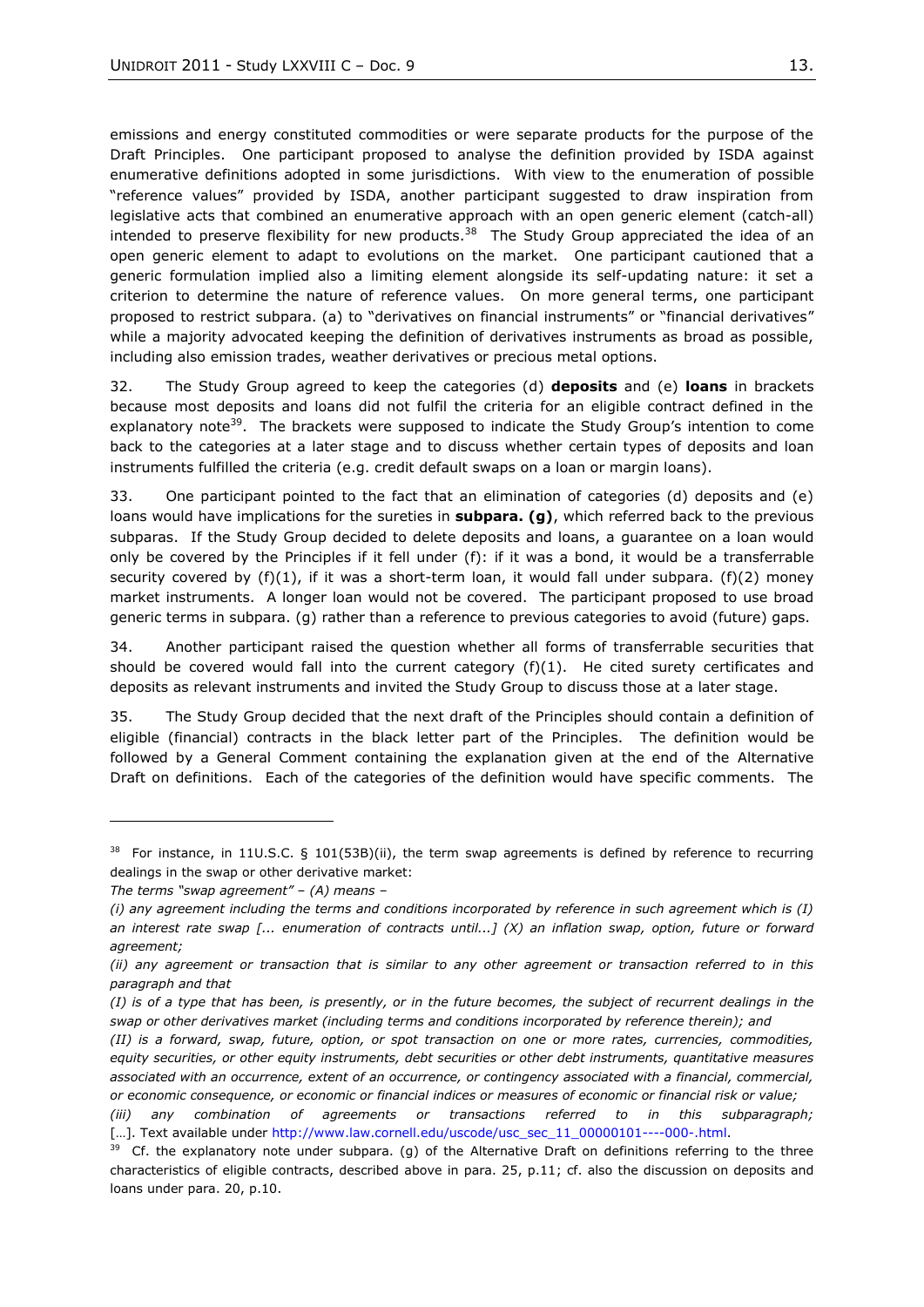emissions and energy constituted commodities or were separate products for the purpose of the Draft Principles. One participant proposed to analyse the definition provided by ISDA against enumerative definitions adopted in some jurisdictions. With view to the enumeration of possible "reference values" provided by ISDA, another participant suggested to draw inspiration from legislative acts that combined an enumerative approach with an open generic element (catch-all) intended to preserve flexibility for new products.[38] The Study Group appreciated the idea of an open generic element to adapt to evolutions on the market. One participant cautioned that a generic formulation implied also a limiting element alongside its self-updating nature: it set a criterion to determine the nature of reference values. On more general terms, one participant proposed to restrict subpara. (a) to "derivatives on financial instruments" or "financial derivatives" while a majority advocated keeping the definition of derivatives instruments as broad as possible, including also emission trades, weather derivatives or precious metal options.

32. The Study Group agreed to keep the categories (d) **deposits** and (e) **loans** in brackets because most deposits and loans did not fulfil the criteria for an eligible contract defined in the explanatory note[39]. The brackets were supposed to indicate the Study Group's intention to come back to the categories at a later stage and to discuss whether certain types of deposits and loan instruments fulfilled the criteria (e.g. credit default swaps on a loan or margin loans).

33. One participant pointed to the fact that an elimination of categories (d) deposits and (e) loans would have implications for the sureties in **subpara. (g)**, which referred back to the previous subparas. If the Study Group decided to delete deposits and loans, a guarantee on a loan would only be covered by the Principles if it fell under (f): if it was a bond, it would be a transferrable security covered by (f)(1), if it was a short-term loan, it would fall under subpara. (f)(2) money market instruments. A longer loan would not be covered. The participant proposed to use broad generic terms in subpara. (g) rather than a reference to previous categories to avoid (future) gaps.

34. Another participant raised the question whether all forms of transferrable securities that should be covered would fall into the current category (f)(1). He cited surety certificates and deposits as relevant instruments and invited the Study Group to discuss those at a later stage.

35. The Study Group decided that the next draft of the Principles should contain a definition of eligible (financial) contracts in the black letter part of the Principles. The definition would be followed by a General Comment containing the explanation given at the end of the Alternative Draft on definitions. Each of the categories of the definition would have specific comments. The

---

[38] For instance, in 11U.S.C. § 101(53B)(ii), the term swap agreements is defined by reference to recurring dealings in the swap or other derivative market:

*The terms "swap agreement" – (A) means –*

*(i) any agreement including the terms and conditions incorporated by reference in such agreement which is (I) an interest rate swap [... enumeration of contracts until...] (X) an inflation swap, option, future or forward agreement;*

*(ii) any agreement or transaction that is similar to any other agreement or transaction referred to in this paragraph and that*

*(I) is of a type that has been, is presently, or in the future becomes, the subject of recurrent dealings in the swap or other derivatives market (including terms and conditions incorporated by reference therein); and*

*(II) is a forward, swap, future, option, or spot transaction on one or more rates, currencies, commodities, equity securities, or other equity instruments, debt securities or other debt instruments, quantitative measures associated with an occurrence, extent of an occurrence, or contingency associated with a financial, commercial, or economic consequence, or economic or financial indices or measures of economic or financial risk or value;*

*(iii) any combination of agreements or transactions referred to in this subparagraph;* [...]. Text available under http://www.law.cornell.edu/uscode/usc_sec_11_00000101----000-.html.

[39] Cf. the explanatory note under subpara. (g) of the Alternative Draft on definitions referring to the three characteristics of eligible contracts, described above in para. 25, p.11; cf. also the discussion on deposits and loans under para. 20, p.10.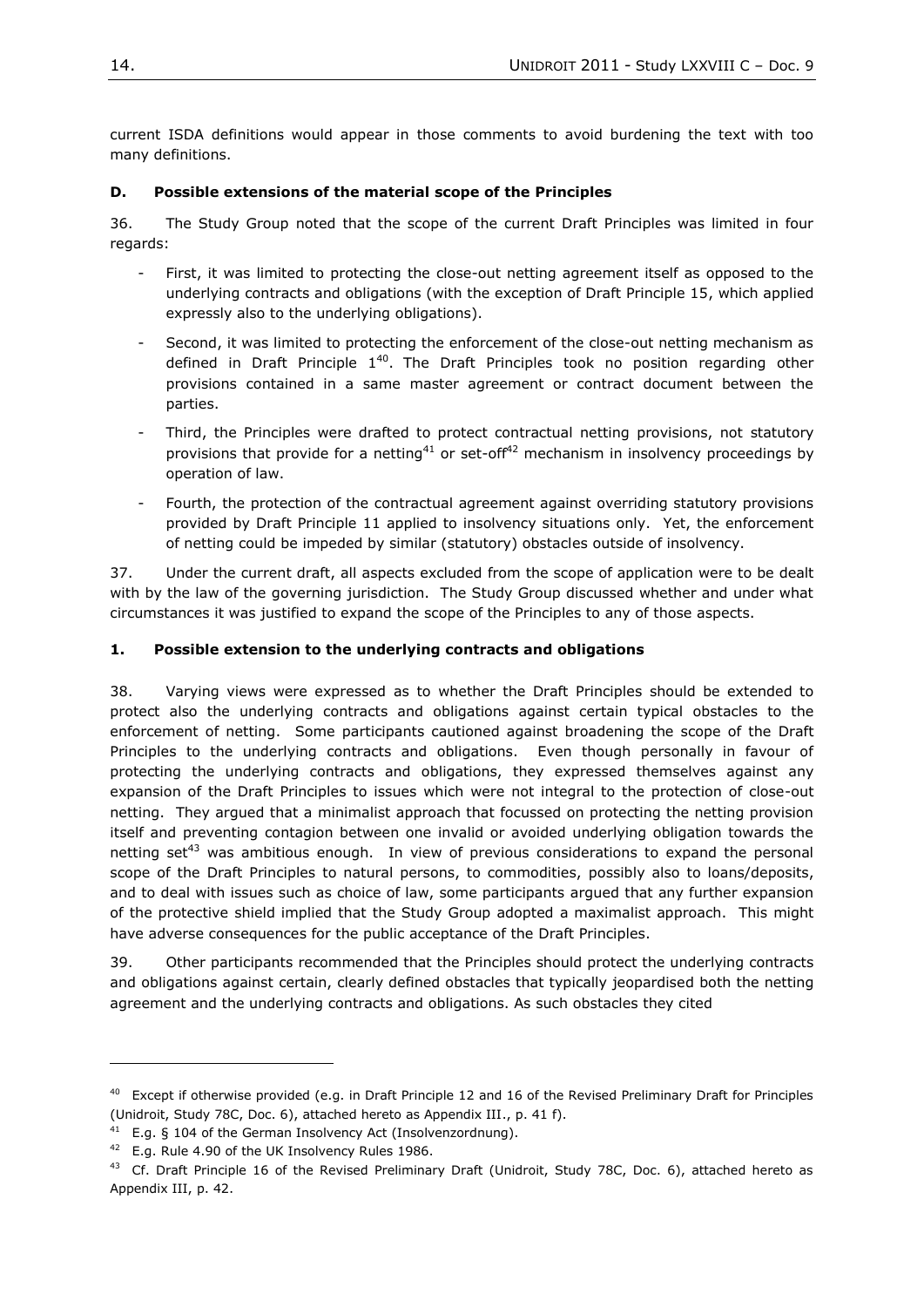current ISDA definitions would appear in those comments to avoid burdening the text with too many definitions.

### D. Possible extensions of the material scope of the Principles

36. The Study Group noted that the scope of the current Draft Principles was limited in four regards:

- First, it was limited to protecting the close-out netting agreement itself as opposed to the underlying contracts and obligations (with the exception of Draft Principle 15, which applied expressly also to the underlying obligations).
- Second, it was limited to protecting the enforcement of the close-out netting mechanism as defined in Draft Principle 1[40]. The Draft Principles took no position regarding other provisions contained in a same master agreement or contract document between the parties.
- Third, the Principles were drafted to protect contractual netting provisions, not statutory provisions that provide for a netting[41] or set-off[42] mechanism in insolvency proceedings by operation of law.
- Fourth, the protection of the contractual agreement against overriding statutory provisions provided by Draft Principle 11 applied to insolvency situations only. Yet, the enforcement of netting could be impeded by similar (statutory) obstacles outside of insolvency.

37. Under the current draft, all aspects excluded from the scope of application were to be dealt with by the law of the governing jurisdiction. The Study Group discussed whether and under what circumstances it was justified to expand the scope of the Principles to any of those aspects.

### 1. Possible extension to the underlying contracts and obligations

38. Varying views were expressed as to whether the Draft Principles should be extended to protect also the underlying contracts and obligations against certain typical obstacles to the enforcement of netting. Some participants cautioned against broadening the scope of the Draft Principles to the underlying contracts and obligations. Even though personally in favour of protecting the underlying contracts and obligations, they expressed themselves against any expansion of the Draft Principles to issues which were not integral to the protection of close-out netting. They argued that a minimalist approach that focussed on protecting the netting provision itself and preventing contagion between one invalid or avoided underlying obligation towards the netting set[43] was ambitious enough. In view of previous considerations to expand the personal scope of the Draft Principles to natural persons, to commodities, possibly also to loans/deposits, and to deal with issues such as choice of law, some participants argued that any further expansion of the protective shield implied that the Study Group adopted a maximalist approach. This might have adverse consequences for the public acceptance of the Draft Principles.

39. Other participants recommended that the Principles should protect the underlying contracts and obligations against certain, clearly defined obstacles that typically jeopardised both the netting agreement and the underlying contracts and obligations. As such obstacles they cited

---

[40] Except if otherwise provided (e.g. in Draft Principle 12 and 16 of the Revised Preliminary Draft for Principles (Unidroit, Study 78C, Doc. 6), attached hereto as Appendix III., p. 41 f).

[41] E.g. § 104 of the German Insolvency Act (Insolvenzordnung).

[42] E.g. Rule 4.90 of the UK Insolvency Rules 1986.

[43] Cf. Draft Principle 16 of the Revised Preliminary Draft (Unidroit, Study 78C, Doc. 6), attached hereto as Appendix III, p. 42.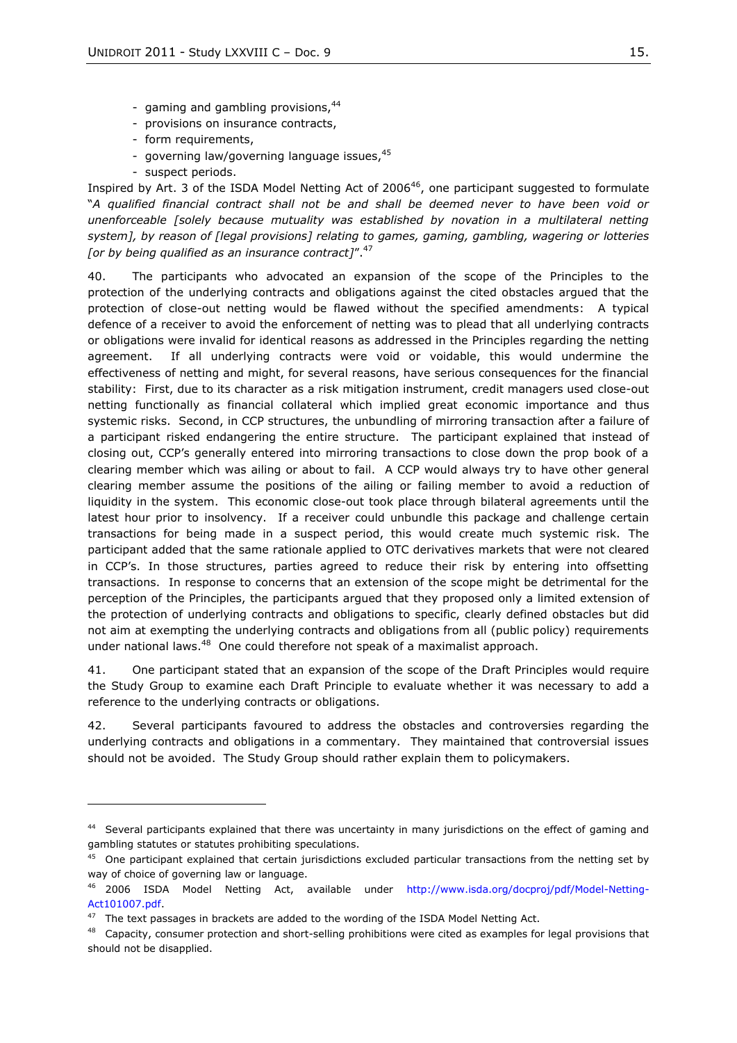- gaming and gambling provisions,[44]
- provisions on insurance contracts,
- form requirements,
- governing law/governing language issues,[45]
- suspect periods.

Inspired by Art. 3 of the ISDA Model Netting Act of 2006[46], one participant suggested to formulate "*A qualified financial contract shall not be and shall be deemed never to have been void or unenforceable [solely because mutuality was established by novation in a multilateral netting system], by reason of [legal provisions] relating to games, gaming, gambling, wagering or lotteries [or by being qualified as an insurance contract]*".[47]

40. The participants who advocated an expansion of the scope of the Principles to the protection of the underlying contracts and obligations against the cited obstacles argued that the protection of close-out netting would be flawed without the specified amendments: A typical defence of a receiver to avoid the enforcement of netting was to plead that all underlying contracts or obligations were invalid for identical reasons as addressed in the Principles regarding the netting agreement. If all underlying contracts were void or voidable, this would undermine the effectiveness of netting and might, for several reasons, have serious consequences for the financial stability: First, due to its character as a risk mitigation instrument, credit managers used close-out netting functionally as financial collateral which implied great economic importance and thus systemic risks. Second, in CCP structures, the unbundling of mirroring transaction after a failure of a participant risked endangering the entire structure. The participant explained that instead of closing out, CCP's generally entered into mirroring transactions to close down the prop book of a clearing member which was ailing or about to fail. A CCP would always try to have other general clearing member assume the positions of the ailing or failing member to avoid a reduction of liquidity in the system. This economic close-out took place through bilateral agreements until the latest hour prior to insolvency. If a receiver could unbundle this package and challenge certain transactions for being made in a suspect period, this would create much systemic risk. The participant added that the same rationale applied to OTC derivatives markets that were not cleared in CCP's. In those structures, parties agreed to reduce their risk by entering into offsetting transactions. In response to concerns that an extension of the scope might be detrimental for the perception of the Principles, the participants argued that they proposed only a limited extension of the protection of underlying contracts and obligations to specific, clearly defined obstacles but did not aim at exempting the underlying contracts and obligations from all (public policy) requirements under national laws.[48] One could therefore not speak of a maximalist approach.

41. One participant stated that an expansion of the scope of the Draft Principles would require the Study Group to examine each Draft Principle to evaluate whether it was necessary to add a reference to the underlying contracts or obligations.

42. Several participants favoured to address the obstacles and controversies regarding the underlying contracts and obligations in a commentary. They maintained that controversial issues should not be avoided. The Study Group should rather explain them to policymakers.

---

[44] Several participants explained that there was uncertainty in many jurisdictions on the effect of gaming and gambling statutes or statutes prohibiting speculations.

[45] One participant explained that certain jurisdictions excluded particular transactions from the netting set by way of choice of governing law or language.

[46] 2006 ISDA Model Netting Act, available under http://www.isda.org/docproj/pdf/Model-Netting-Act101007.pdf.

[47] The text passages in brackets are added to the wording of the ISDA Model Netting Act.

[48] Capacity, consumer protection and short-selling prohibitions were cited as examples for legal provisions that should not be disapplied.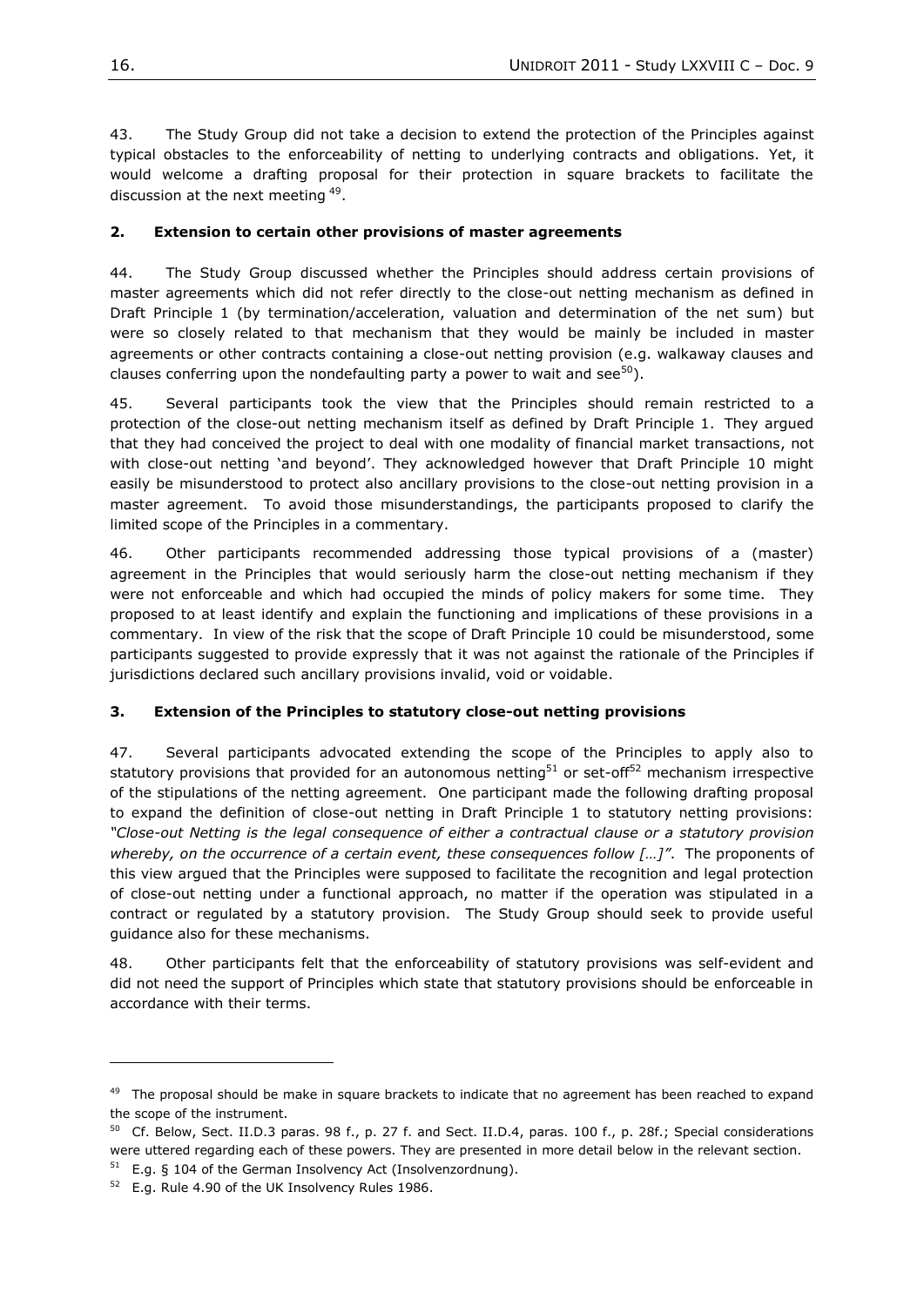43. The Study Group did not take a decision to extend the protection of the Principles against typical obstacles to the enforceability of netting to underlying contracts and obligations. Yet, it would welcome a drafting proposal for their protection in square brackets to facilitate the discussion at the next meeting [49].

### 2. Extension to certain other provisions of master agreements

44. The Study Group discussed whether the Principles should address certain provisions of master agreements which did not refer directly to the close-out netting mechanism as defined in Draft Principle 1 (by termination/acceleration, valuation and determination of the net sum) but were so closely related to that mechanism that they would be mainly be included in master agreements or other contracts containing a close-out netting provision (e.g. walkaway clauses and clauses conferring upon the nondefaulting party a power to wait and see[50]).

45. Several participants took the view that the Principles should remain restricted to a protection of the close-out netting mechanism itself as defined by Draft Principle 1. They argued that they had conceived the project to deal with one modality of financial market transactions, not with close-out netting 'and beyond'. They acknowledged however that Draft Principle 10 might easily be misunderstood to protect also ancillary provisions to the close-out netting provision in a master agreement. To avoid those misunderstandings, the participants proposed to clarify the limited scope of the Principles in a commentary.

46. Other participants recommended addressing those typical provisions of a (master) agreement in the Principles that would seriously harm the close-out netting mechanism if they were not enforceable and which had occupied the minds of policy makers for some time. They proposed to at least identify and explain the functioning and implications of these provisions in a commentary. In view of the risk that the scope of Draft Principle 10 could be misunderstood, some participants suggested to provide expressly that it was not against the rationale of the Principles if jurisdictions declared such ancillary provisions invalid, void or voidable.

### 3. Extension of the Principles to statutory close-out netting provisions

47. Several participants advocated extending the scope of the Principles to apply also to statutory provisions that provided for an autonomous netting[51] or set-off[52] mechanism irrespective of the stipulations of the netting agreement. One participant made the following drafting proposal to expand the definition of close-out netting in Draft Principle 1 to statutory netting provisions: *"Close-out Netting is the legal consequence of either a contractual clause or a statutory provision whereby, on the occurrence of a certain event, these consequences follow […]"*. The proponents of this view argued that the Principles were supposed to facilitate the recognition and legal protection of close-out netting under a functional approach, no matter if the operation was stipulated in a contract or regulated by a statutory provision. The Study Group should seek to provide useful guidance also for these mechanisms.

48. Other participants felt that the enforceability of statutory provisions was self-evident and did not need the support of Principles which state that statutory provisions should be enforceable in accordance with their terms.

---

[49] The proposal should be make in square brackets to indicate that no agreement has been reached to expand the scope of the instrument.

[50] Cf. Below, Sect. II.D.3 paras. 98 f., p. 27 f. and Sect. II.D.4, paras. 100 f., p. 28f.; Special considerations were uttered regarding each of these powers. They are presented in more detail below in the relevant section.

[51] E.g. § 104 of the German Insolvency Act (Insolvenzordnung).

[52] E.g. Rule 4.90 of the UK Insolvency Rules 1986.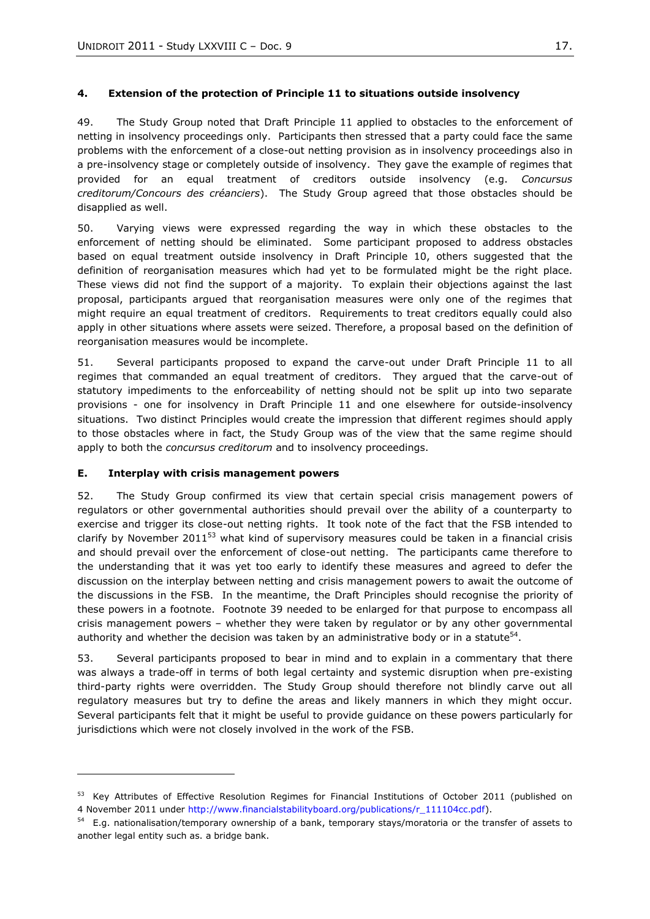#### 4. Extension of the protection of Principle 11 to situations outside insolvency

49. The Study Group noted that Draft Principle 11 applied to obstacles to the enforcement of netting in insolvency proceedings only. Participants then stressed that a party could face the same problems with the enforcement of a close-out netting provision as in insolvency proceedings also in a pre-insolvency stage or completely outside of insolvency. They gave the example of regimes that provided for an equal treatment of creditors outside insolvency (e.g. *Concursus creditorum/Concours des créanciers*). The Study Group agreed that those obstacles should be disapplied as well.

50. Varying views were expressed regarding the way in which these obstacles to the enforcement of netting should be eliminated. Some participant proposed to address obstacles based on equal treatment outside insolvency in Draft Principle 10, others suggested that the definition of reorganisation measures which had yet to be formulated might be the right place. These views did not find the support of a majority. To explain their objections against the last proposal, participants argued that reorganisation measures were only one of the regimes that might require an equal treatment of creditors. Requirements to treat creditors equally could also apply in other situations where assets were seized. Therefore, a proposal based on the definition of reorganisation measures would be incomplete.

51. Several participants proposed to expand the carve-out under Draft Principle 11 to all regimes that commanded an equal treatment of creditors. They argued that the carve-out of statutory impediments to the enforceability of netting should not be split up into two separate provisions - one for insolvency in Draft Principle 11 and one elsewhere for outside-insolvency situations. Two distinct Principles would create the impression that different regimes should apply to those obstacles where in fact, the Study Group was of the view that the same regime should apply to both the *concursus creditorum* and to insolvency proceedings.

### E. Interplay with crisis management powers

52. The Study Group confirmed its view that certain special crisis management powers of regulators or other governmental authorities should prevail over the ability of a counterparty to exercise and trigger its close-out netting rights. It took note of the fact that the FSB intended to clarify by November 2011[53] what kind of supervisory measures could be taken in a financial crisis and should prevail over the enforcement of close-out netting. The participants came therefore to the understanding that it was yet too early to identify these measures and agreed to defer the discussion on the interplay between netting and crisis management powers to await the outcome of the discussions in the FSB. In the meantime, the Draft Principles should recognise the priority of these powers in a footnote. Footnote 39 needed to be enlarged for that purpose to encompass all crisis management powers – whether they were taken by regulator or by any other governmental authority and whether the decision was taken by an administrative body or in a statute[54].

53. Several participants proposed to bear in mind and to explain in a commentary that there was always a trade-off in terms of both legal certainty and systemic disruption when pre-existing third-party rights were overridden. The Study Group should therefore not blindly carve out all regulatory measures but try to define the areas and likely manners in which they might occur. Several participants felt that it might be useful to provide guidance on these powers particularly for jurisdictions which were not closely involved in the work of the FSB.

---

[53] Key Attributes of Effective Resolution Regimes for Financial Institutions of October 2011 (published on 4 November 2011 under http://www.financialstabilityboard.org/publications/r_111104cc.pdf).

[54] E.g. nationalisation/temporary ownership of a bank, temporary stays/moratoria or the transfer of assets to another legal entity such as. a bridge bank.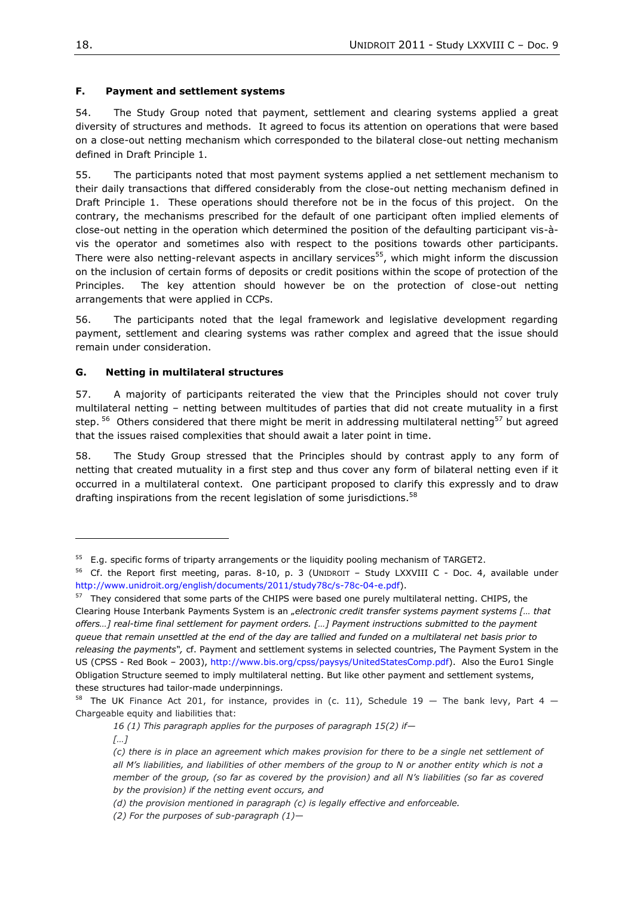### F. Payment and settlement systems

54. The Study Group noted that payment, settlement and clearing systems applied a great diversity of structures and methods. It agreed to focus its attention on operations that were based on a close-out netting mechanism which corresponded to the bilateral close-out netting mechanism defined in Draft Principle 1.

55. The participants noted that most payment systems applied a net settlement mechanism to their daily transactions that differed considerably from the close-out netting mechanism defined in Draft Principle 1. These operations should therefore not be in the focus of this project. On the contrary, the mechanisms prescribed for the default of one participant often implied elements of close-out netting in the operation which determined the position of the defaulting participant vis-à-vis the operator and sometimes also with respect to the positions towards other participants. There were also netting-relevant aspects in ancillary services[55], which might inform the discussion on the inclusion of certain forms of deposits or credit positions within the scope of protection of the Principles. The key attention should however be on the protection of close-out netting arrangements that were applied in CCPs.

56. The participants noted that the legal framework and legislative development regarding payment, settlement and clearing systems was rather complex and agreed that the issue should remain under consideration.

### G. Netting in multilateral structures

57. A majority of participants reiterated the view that the Principles should not cover truly multilateral netting – netting between multitudes of parties that did not create mutuality in a first step.[56] Others considered that there might be merit in addressing multilateral netting[57] but agreed that the issues raised complexities that should await a later point in time.

58. The Study Group stressed that the Principles should by contrast apply to any form of netting that created mutuality in a first step and thus cover any form of bilateral netting even if it occurred in a multilateral context. One participant proposed to clarify this expressly and to draw drafting inspirations from the recent legislation of some jurisdictions.[58]

---

[55] E.g. specific forms of triparty arrangements or the liquidity pooling mechanism of TARGET2.

[56] Cf. the Report first meeting, paras. 8-10, p. 3 (UNIDROIT – Study LXXVIII C - Doc. 4, available under http://www.unidroit.org/english/documents/2011/study78c/s-78c-04-e.pdf).

[57] They considered that some parts of the CHIPS were based one purely multilateral netting. CHIPS, the Clearing House Interbank Payments System is an *„electronic credit transfer systems payment systems [… that offers…] real-time final settlement for payment orders. […] Payment instructions submitted to the payment queue that remain unsettled at the end of the day are tallied and funded on a multilateral net basis prior to releasing the payments"*, cf. Payment and settlement systems in selected countries, The Payment System in the US (CPSS - Red Book – 2003), http://www.bis.org/cpss/paysys/UnitedStatesComp.pdf). Also the Euro1 Single Obligation Structure seemed to imply multilateral netting. But like other payment and settlement systems, these structures had tailor-made underpinnings.

[58] The UK Finance Act 201, for instance, provides in (c. 11), Schedule 19 — The bank levy, Part 4 — Chargeable equity and liabilities that:

> *16 (1) This paragraph applies for the purposes of paragraph 15(2) if—*
>
> *[…]*
>
> *(c) there is in place an agreement which makes provision for there to be a single net settlement of all M's liabilities, and liabilities of other members of the group to N or another entity which is not a member of the group, (so far as covered by the provision) and all N's liabilities (so far as covered by the provision) if the netting event occurs, and*
>
> *(d) the provision mentioned in paragraph (c) is legally effective and enforceable.*
>
> *(2) For the purposes of sub-paragraph (1)—*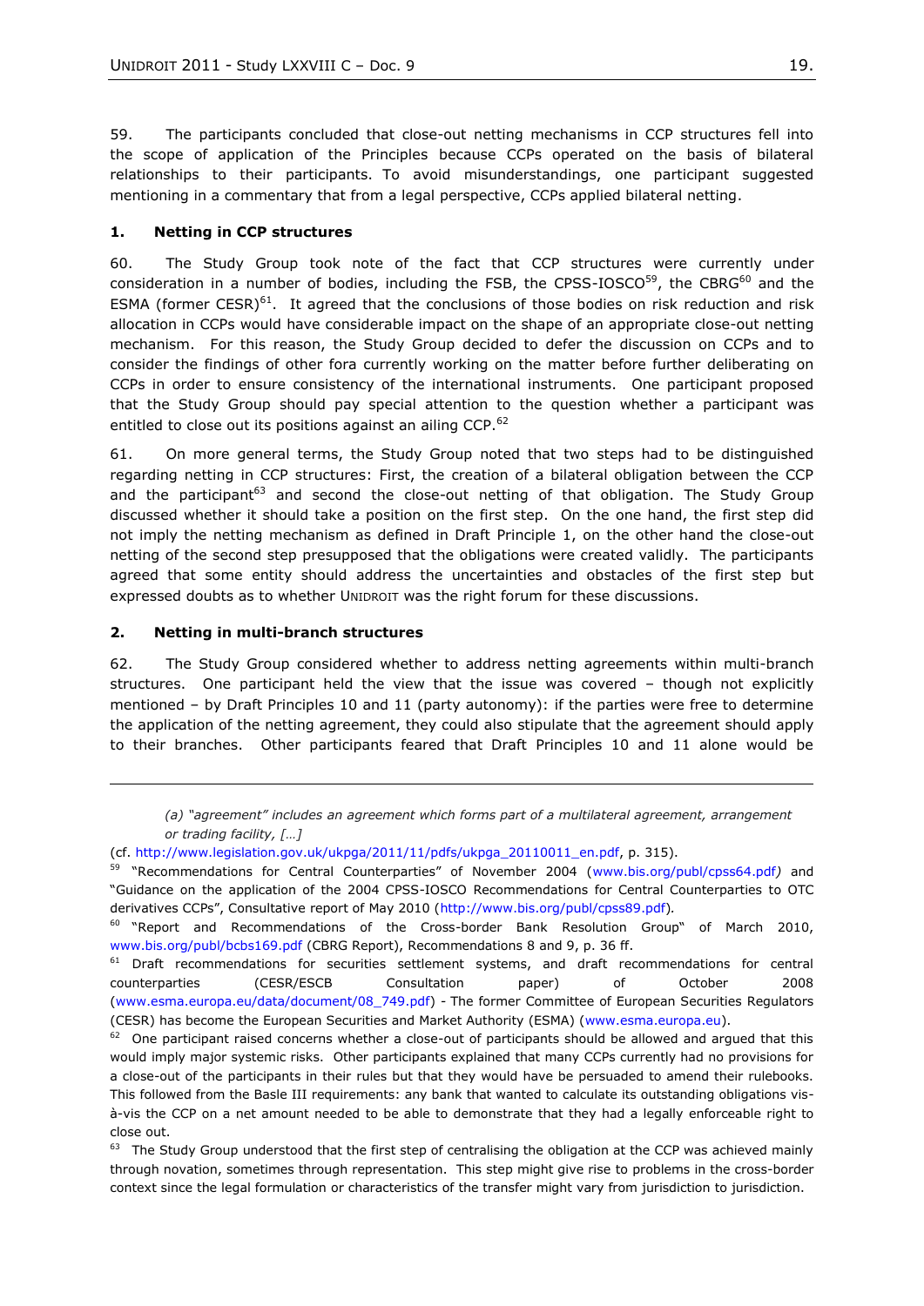59. The participants concluded that close-out netting mechanisms in CCP structures fell into the scope of application of the Principles because CCPs operated on the basis of bilateral relationships to their participants. To avoid misunderstandings, one participant suggested mentioning in a commentary that from a legal perspective, CCPs applied bilateral netting.

### 1. Netting in CCP structures

60. The Study Group took note of the fact that CCP structures were currently under consideration in a number of bodies, including the FSB, the CPSS-IOSCO[59], the CBRG[60] and the ESMA (former CESR)[61]. It agreed that the conclusions of those bodies on risk reduction and risk allocation in CCPs would have considerable impact on the shape of an appropriate close-out netting mechanism. For this reason, the Study Group decided to defer the discussion on CCPs and to consider the findings of other fora currently working on the matter before further deliberating on CCPs in order to ensure consistency of the international instruments. One participant proposed that the Study Group should pay special attention to the question whether a participant was entitled to close out its positions against an ailing CCP.[62]

61. On more general terms, the Study Group noted that two steps had to be distinguished regarding netting in CCP structures: First, the creation of a bilateral obligation between the CCP and the participant[63] and second the close-out netting of that obligation. The Study Group discussed whether it should take a position on the first step. On the one hand, the first step did not imply the netting mechanism as defined in Draft Principle 1, on the other hand the close-out netting of the second step presupposed that the obligations were created validly. The participants agreed that some entity should address the uncertainties and obstacles of the first step but expressed doubts as to whether UNIDROIT was the right forum for these discussions.

### 2. Netting in multi-branch structures

62. The Study Group considered whether to address netting agreements within multi-branch structures. One participant held the view that the issue was covered – though not explicitly mentioned – by Draft Principles 10 and 11 (party autonomy): if the parties were free to determine the application of the netting agreement, they could also stipulate that the agreement should apply to their branches. Other participants feared that Draft Principles 10 and 11 alone would be

---

*(a) "agreement" includes an agreement which forms part of a multilateral agreement, arrangement or trading facility, […]*

(cf. http://www.legislation.gov.uk/ukpga/2011/11/pdfs/ukpga_20110011_en.pdf, p. 315).

[59] "Recommendations for Central Counterparties" of November 2004 (www.bis.org/publ/cpss64.pdf) and "Guidance on the application of the 2004 CPSS-IOSCO Recommendations for Central Counterparties to OTC derivatives CCPs", Consultative report of May 2010 (http://www.bis.org/publ/cpss89.pdf).

[60] "Report and Recommendations of the Cross-border Bank Resolution Group" of March 2010, www.bis.org/publ/bcbs169.pdf (CBRG Report), Recommendations 8 and 9, p. 36 ff.

[61] Draft recommendations for securities settlement systems, and draft recommendations for central counterparties (CESR/ESCB Consultation paper) of October 2008 (www.esma.europa.eu/data/document/08_749.pdf) - The former Committee of European Securities Regulators (CESR) has become the European Securities and Market Authority (ESMA) (www.esma.europa.eu).

[62] One participant raised concerns whether a close-out of participants should be allowed and argued that this would imply major systemic risks. Other participants explained that many CCPs currently had no provisions for a close-out of the participants in their rules but that they would have be persuaded to amend their rulebooks. This followed from the Basle III requirements: any bank that wanted to calculate its outstanding obligations vis-à-vis the CCP on a net amount needed to be able to demonstrate that they had a legally enforceable right to close out.

[63] The Study Group understood that the first step of centralising the obligation at the CCP was achieved mainly through novation, sometimes through representation. This step might give rise to problems in the cross-border context since the legal formulation or characteristics of the transfer might vary from jurisdiction to jurisdiction.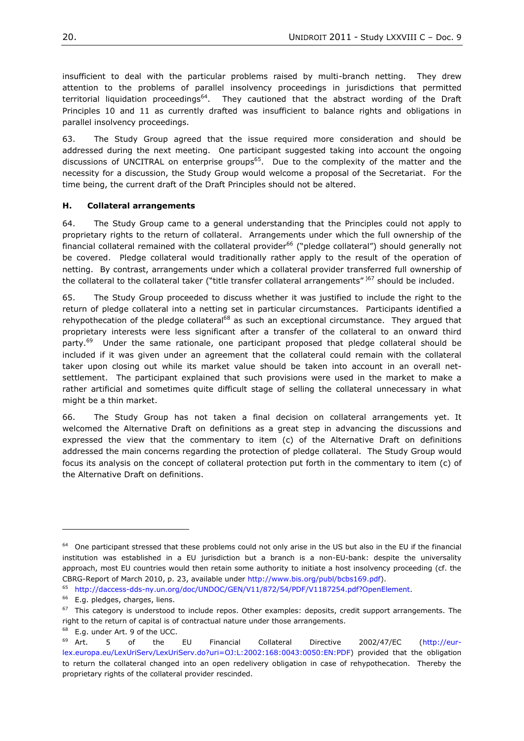insufficient to deal with the particular problems raised by multi-branch netting. They drew attention to the problems of parallel insolvency proceedings in jurisdictions that permitted territorial liquidation proceedings[64]. They cautioned that the abstract wording of the Draft Principles 10 and 11 as currently drafted was insufficient to balance rights and obligations in parallel insolvency proceedings.

63. The Study Group agreed that the issue required more consideration and should be addressed during the next meeting. One participant suggested taking into account the ongoing discussions of UNCITRAL on enterprise groups[65]. Due to the complexity of the matter and the necessity for a discussion, the Study Group would welcome a proposal of the Secretariat. For the time being, the current draft of the Draft Principles should not be altered.

### H. Collateral arrangements

64. The Study Group came to a general understanding that the Principles could not apply to proprietary rights to the return of collateral. Arrangements under which the full ownership of the financial collateral remained with the collateral provider[66] ("pledge collateral") should generally not be covered. Pledge collateral would traditionally rather apply to the result of the operation of netting. By contrast, arrangements under which a collateral provider transferred full ownership of the collateral to the collateral taker ("title transfer collateral arrangements" )[67] should be included.

65. The Study Group proceeded to discuss whether it was justified to include the right to the return of pledge collateral into a netting set in particular circumstances. Participants identified a rehypothecation of the pledge collateral[68] as such an exceptional circumstance. They argued that proprietary interests were less significant after a transfer of the collateral to an onward third party.[69] Under the same rationale, one participant proposed that pledge collateral should be included if it was given under an agreement that the collateral could remain with the collateral taker upon closing out while its market value should be taken into account in an overall net-settlement. The participant explained that such provisions were used in the market to make a rather artificial and sometimes quite difficult stage of selling the collateral unnecessary in what might be a thin market.

66. The Study Group has not taken a final decision on collateral arrangements yet. It welcomed the Alternative Draft on definitions as a great step in advancing the discussions and expressed the view that the commentary to item (c) of the Alternative Draft on definitions addressed the main concerns regarding the protection of pledge collateral. The Study Group would focus its analysis on the concept of collateral protection put forth in the commentary to item (c) of the Alternative Draft on definitions.

---

[64] One participant stressed that these problems could not only arise in the US but also in the EU if the financial institution was established in a EU jurisdiction but a branch is a non-EU-bank: despite the universality approach, most EU countries would then retain some authority to initiate a host insolvency proceeding (cf. the CBRG-Report of March 2010, p. 23, available under http://www.bis.org/publ/bcbs169.pdf).

[65] http://daccess-dds-ny.un.org/doc/UNDOC/GEN/V11/872/54/PDF/V1187254.pdf?OpenElement.

[66] E.g. pledges, charges, liens.

[67] This category is understood to include repos. Other examples: deposits, credit support arrangements. The right to the return of capital is of contractual nature under those arrangements.

[68] E.g. under Art. 9 of the UCC.

[69] Art. 5 of the EU Financial Collateral Directive 2002/47/EC (http://eur-lex.europa.eu/LexUriServ/LexUriServ.do?uri=OJ:L:2002:168:0043:0050:EN:PDF) provided that the obligation to return the collateral changed into an open redelivery obligation in case of rehypothecation. Thereby the proprietary rights of the collateral provider rescinded.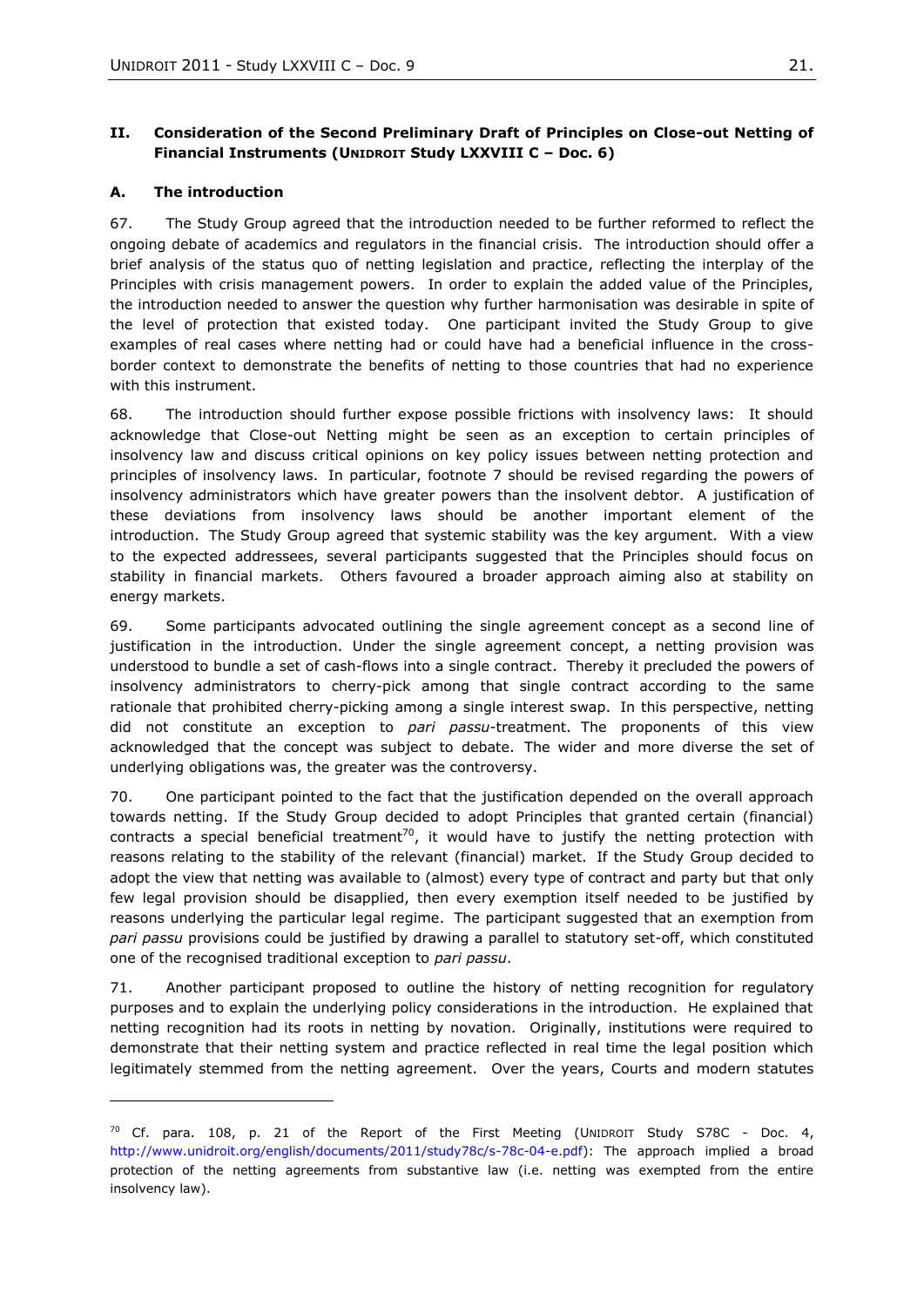## II. Consideration of the Second Preliminary Draft of Principles on Close-out Netting of Financial Instruments (UNIDROIT Study LXXVIII C – Doc. 6)

### A. The introduction

67. The Study Group agreed that the introduction needed to be further reformed to reflect the ongoing debate of academics and regulators in the financial crisis. The introduction should offer a brief analysis of the status quo of netting legislation and practice, reflecting the interplay of the Principles with crisis management powers. In order to explain the added value of the Principles, the introduction needed to answer the question why further harmonisation was desirable in spite of the level of protection that existed today. One participant invited the Study Group to give examples of real cases where netting had or could have had a beneficial influence in the cross-border context to demonstrate the benefits of netting to those countries that had no experience with this instrument.

68. The introduction should further expose possible frictions with insolvency laws: It should acknowledge that Close-out Netting might be seen as an exception to certain principles of insolvency law and discuss critical opinions on key policy issues between netting protection and principles of insolvency laws. In particular, footnote 7 should be revised regarding the powers of insolvency administrators which have greater powers than the insolvent debtor. A justification of these deviations from insolvency laws should be another important element of the introduction. The Study Group agreed that systemic stability was the key argument. With a view to the expected addressees, several participants suggested that the Principles should focus on stability in financial markets. Others favoured a broader approach aiming also at stability on energy markets.

69. Some participants advocated outlining the single agreement concept as a second line of justification in the introduction. Under the single agreement concept, a netting provision was understood to bundle a set of cash-flows into a single contract. Thereby it precluded the powers of insolvency administrators to cherry-pick among that single contract according to the same rationale that prohibited cherry-picking among a single interest swap. In this perspective, netting did not constitute an exception to *pari passu*-treatment. The proponents of this view acknowledged that the concept was subject to debate. The wider and more diverse the set of underlying obligations was, the greater was the controversy.

70. One participant pointed to the fact that the justification depended on the overall approach towards netting. If the Study Group decided to adopt Principles that granted certain (financial) contracts a special beneficial treatment[70], it would have to justify the netting protection with reasons relating to the stability of the relevant (financial) market. If the Study Group decided to adopt the view that netting was available to (almost) every type of contract and party but that only few legal provision should be disapplied, then every exemption itself needed to be justified by reasons underlying the particular legal regime. The participant suggested that an exemption from *pari passu* provisions could be justified by drawing a parallel to statutory set-off, which constituted one of the recognised traditional exception to *pari passu*.

71. Another participant proposed to outline the history of netting recognition for regulatory purposes and to explain the underlying policy considerations in the introduction. He explained that netting recognition had its roots in netting by novation. Originally, institutions were required to demonstrate that their netting system and practice reflected in real time the legal position which legitimately stemmed from the netting agreement. Over the years, Courts and modern statutes

---

[70] Cf. para. 108, p. 21 of the Report of the First Meeting (UNIDROIT Study S78C - Doc. 4, http://www.unidroit.org/english/documents/2011/study78c/s-78c-04-e.pdf): The approach implied a broad protection of the netting agreements from substantive law (i.e. netting was exempted from the entire insolvency law).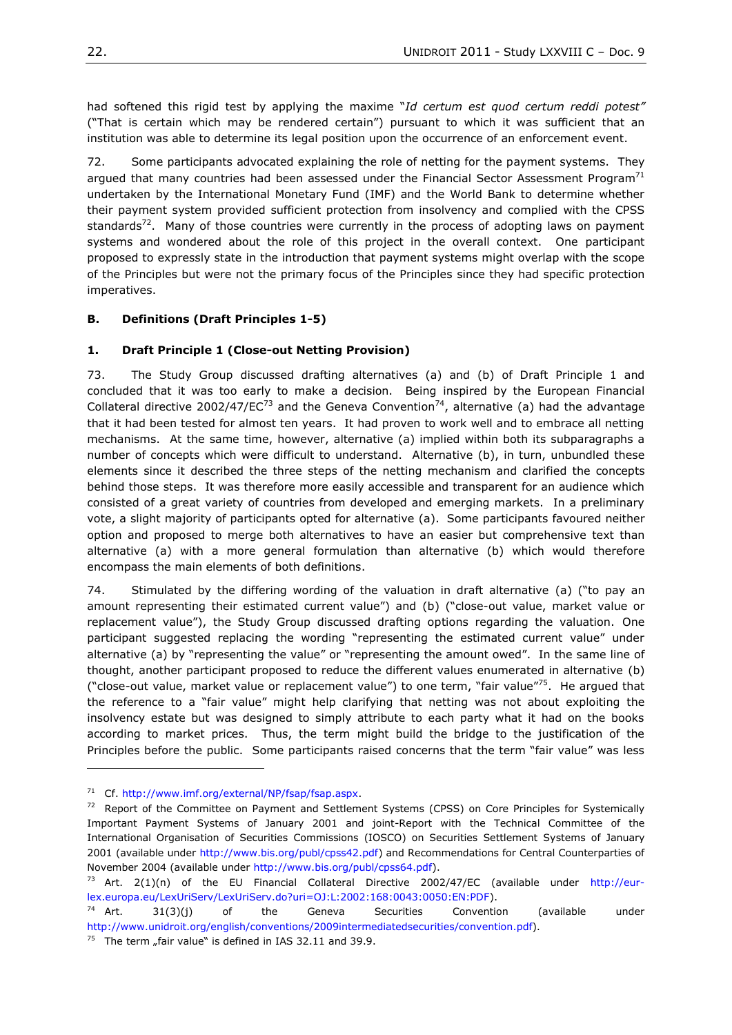had softened this rigid test by applying the maxime "*Id certum est quod certum reddi potest"* ("That is certain which may be rendered certain") pursuant to which it was sufficient that an institution was able to determine its legal position upon the occurrence of an enforcement event.

72. Some participants advocated explaining the role of netting for the payment systems. They argued that many countries had been assessed under the Financial Sector Assessment Program[71] undertaken by the International Monetary Fund (IMF) and the World Bank to determine whether their payment system provided sufficient protection from insolvency and complied with the CPSS standards[72]. Many of those countries were currently in the process of adopting laws on payment systems and wondered about the role of this project in the overall context. One participant proposed to expressly state in the introduction that payment systems might overlap with the scope of the Principles but were not the primary focus of the Principles since they had specific protection imperatives.

## B. Definitions (Draft Principles 1-5)

### 1. Draft Principle 1 (Close-out Netting Provision)

73. The Study Group discussed drafting alternatives (a) and (b) of Draft Principle 1 and concluded that it was too early to make a decision. Being inspired by the European Financial Collateral directive 2002/47/EC[73] and the Geneva Convention[74], alternative (a) had the advantage that it had been tested for almost ten years. It had proven to work well and to embrace all netting mechanisms. At the same time, however, alternative (a) implied within both its subparagraphs a number of concepts which were difficult to understand. Alternative (b), in turn, unbundled these elements since it described the three steps of the netting mechanism and clarified the concepts behind those steps. It was therefore more easily accessible and transparent for an audience which consisted of a great variety of countries from developed and emerging markets. In a preliminary vote, a slight majority of participants opted for alternative (a). Some participants favoured neither option and proposed to merge both alternatives to have an easier but comprehensive text than alternative (a) with a more general formulation than alternative (b) which would therefore encompass the main elements of both definitions.

74. Stimulated by the differing wording of the valuation in draft alternative (a) ("to pay an amount representing their estimated current value") and (b) ("close-out value, market value or replacement value"), the Study Group discussed drafting options regarding the valuation. One participant suggested replacing the wording "representing the estimated current value" under alternative (a) by "representing the value" or "representing the amount owed". In the same line of thought, another participant proposed to reduce the different values enumerated in alternative (b) ("close-out value, market value or replacement value") to one term, "fair value"[75]. He argued that the reference to a "fair value" might help clarifying that netting was not about exploiting the insolvency estate but was designed to simply attribute to each party what it had on the books according to market prices. Thus, the term might build the bridge to the justification of the Principles before the public. Some participants raised concerns that the term "fair value" was less

---

[71] Cf. http://www.imf.org/external/NP/fsap/fsap.aspx.

[72] Report of the Committee on Payment and Settlement Systems (CPSS) on Core Principles for Systemically Important Payment Systems of January 2001 and joint-Report with the Technical Committee of the International Organisation of Securities Commissions (IOSCO) on Securities Settlement Systems of January 2001 (available under http://www.bis.org/publ/cpss42.pdf) and Recommendations for Central Counterparties of November 2004 (available under http://www.bis.org/publ/cpss64.pdf).

[73] Art. 2(1)(n) of the EU Financial Collateral Directive 2002/47/EC (available under http://eur-lex.europa.eu/LexUriServ/LexUriServ.do?uri=OJ:L:2002:168:0043:0050:EN:PDF).

[74] Art. 31(3)(j) of the Geneva Securities Convention (available under http://www.unidroit.org/english/conventions/2009intermediatedsecurities/convention.pdf).

[75] The term „fair value" is defined in IAS 32.11 and 39.9.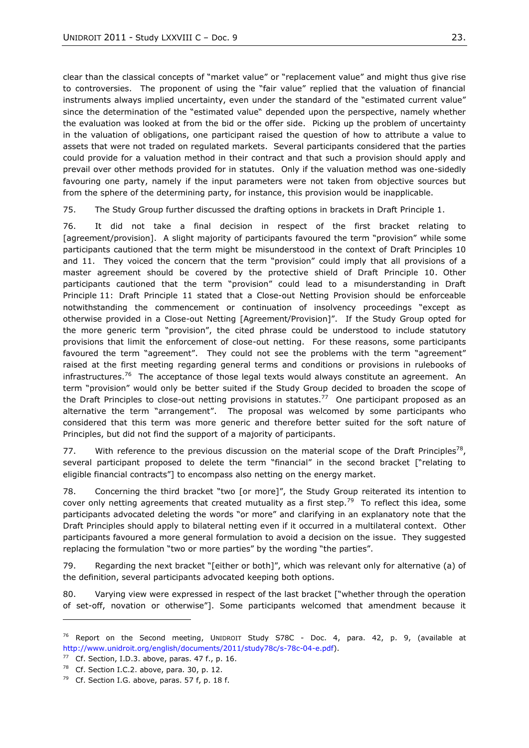clear than the classical concepts of "market value" or "replacement value" and might thus give rise to controversies. The proponent of using the "fair value" replied that the valuation of financial instruments always implied uncertainty, even under the standard of the "estimated current value" since the determination of the "estimated value" depended upon the perspective, namely whether the evaluation was looked at from the bid or the offer side. Picking up the problem of uncertainty in the valuation of obligations, one participant raised the question of how to attribute a value to assets that were not traded on regulated markets. Several participants considered that the parties could provide for a valuation method in their contract and that such a provision should apply and prevail over other methods provided for in statutes. Only if the valuation method was one-sidedly favouring one party, namely if the input parameters were not taken from objective sources but from the sphere of the determining party, for instance, this provision would be inapplicable.

75. The Study Group further discussed the drafting options in brackets in Draft Principle 1.

76. It did not take a final decision in respect of the first bracket relating to [agreement/provision]. A slight majority of participants favoured the term "provision" while some participants cautioned that the term might be misunderstood in the context of Draft Principles 10 and 11. They voiced the concern that the term "provision" could imply that all provisions of a master agreement should be covered by the protective shield of Draft Principle 10. Other participants cautioned that the term "provision" could lead to a misunderstanding in Draft Principle 11: Draft Principle 11 stated that a Close-out Netting Provision should be enforceable notwithstanding the commencement or continuation of insolvency proceedings "except as otherwise provided in a Close-out Netting [Agreement/Provision]". If the Study Group opted for the more generic term "provision", the cited phrase could be understood to include statutory provisions that limit the enforcement of close-out netting. For these reasons, some participants favoured the term "agreement". They could not see the problems with the term "agreement" raised at the first meeting regarding general terms and conditions or provisions in rulebooks of infrastructures.[76] The acceptance of those legal texts would always constitute an agreement. An term "provision" would only be better suited if the Study Group decided to broaden the scope of the Draft Principles to close-out netting provisions in statutes.[77] One participant proposed as an alternative the term "arrangement". The proposal was welcomed by some participants who considered that this term was more generic and therefore better suited for the soft nature of Principles, but did not find the support of a majority of participants.

77. With reference to the previous discussion on the material scope of the Draft Principles[78], several participant proposed to delete the term "financial" in the second bracket ["relating to eligible financial contracts"] to encompass also netting on the energy market.

78. Concerning the third bracket "two [or more]", the Study Group reiterated its intention to cover only netting agreements that created mutuality as a first step.[79] To reflect this idea, some participants advocated deleting the words "or more" and clarifying in an explanatory note that the Draft Principles should apply to bilateral netting even if it occurred in a multilateral context. Other participants favoured a more general formulation to avoid a decision on the issue. They suggested replacing the formulation "two or more parties" by the wording "the parties".

79. Regarding the next bracket "[either or both]", which was relevant only for alternative (a) of the definition, several participants advocated keeping both options.

80. Varying view were expressed in respect of the last bracket ["whether through the operation of set-off, novation or otherwise"]. Some participants welcomed that amendment because it

---

[76] Report on the Second meeting, UNIDROIT Study S78C - Doc. 4, para. 42, p. 9, (available at http://www.unidroit.org/english/documents/2011/study78c/s-78c-04-e.pdf).

[77] Cf. Section, I.D.3. above, paras. 47 f., p. 16.

[78] Cf. Section I.C.2. above, para. 30, p. 12.

[79] Cf. Section I.G. above, paras. 57 f, p. 18 f.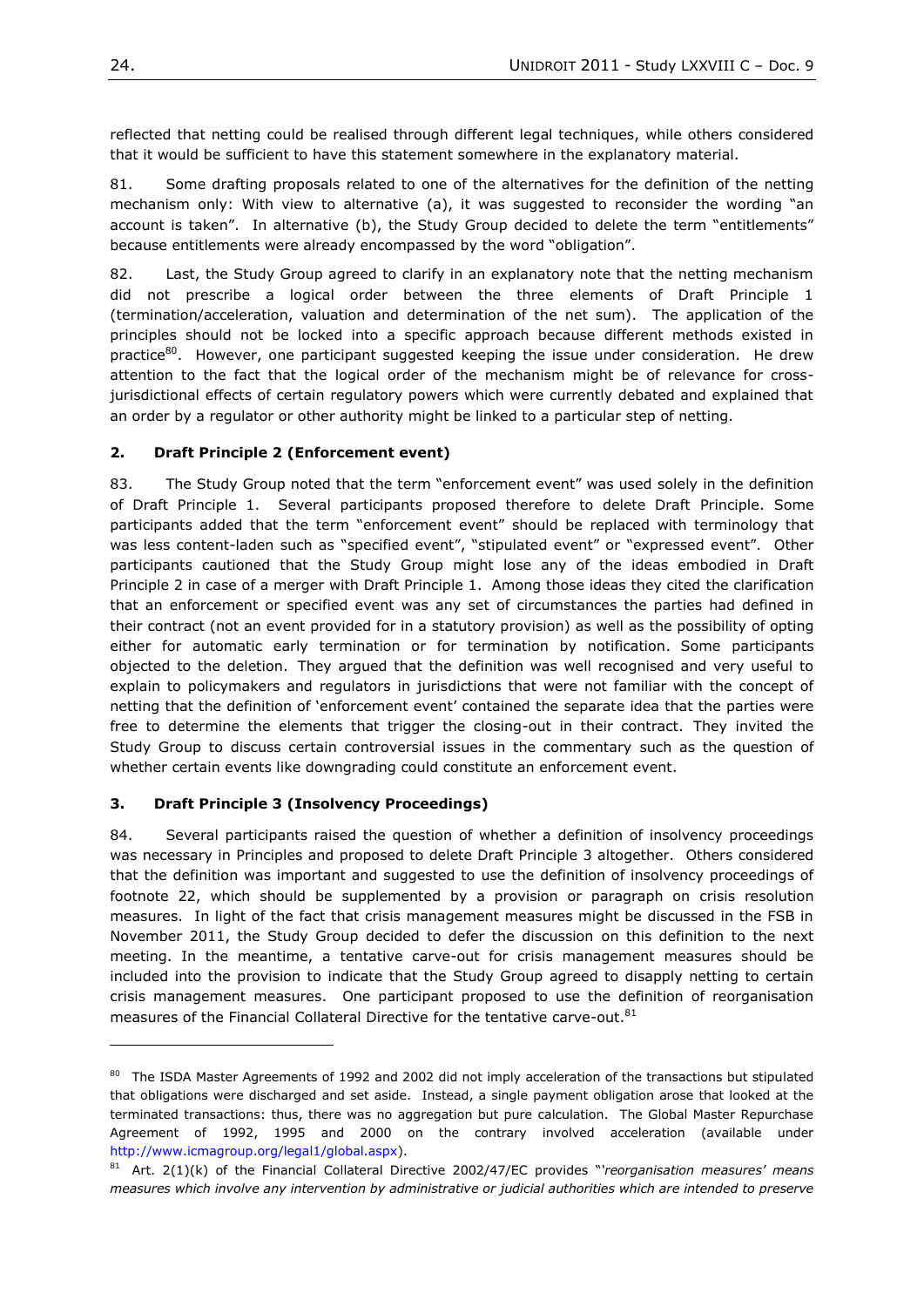reflected that netting could be realised through different legal techniques, while others considered that it would be sufficient to have this statement somewhere in the explanatory material.

81. Some drafting proposals related to one of the alternatives for the definition of the netting mechanism only: With view to alternative (a), it was suggested to reconsider the wording "an account is taken". In alternative (b), the Study Group decided to delete the term "entitlements" because entitlements were already encompassed by the word "obligation".

82. Last, the Study Group agreed to clarify in an explanatory note that the netting mechanism did not prescribe a logical order between the three elements of Draft Principle 1 (termination/acceleration, valuation and determination of the net sum). The application of the principles should not be locked into a specific approach because different methods existed in practice[80]. However, one participant suggested keeping the issue under consideration. He drew attention to the fact that the logical order of the mechanism might be of relevance for cross-jurisdictional effects of certain regulatory powers which were currently debated and explained that an order by a regulator or other authority might be linked to a particular step of netting.

### 2. Draft Principle 2 (Enforcement event)

83. The Study Group noted that the term "enforcement event" was used solely in the definition of Draft Principle 1. Several participants proposed therefore to delete Draft Principle. Some participants added that the term "enforcement event" should be replaced with terminology that was less content-laden such as "specified event", "stipulated event" or "expressed event". Other participants cautioned that the Study Group might lose any of the ideas embodied in Draft Principle 2 in case of a merger with Draft Principle 1. Among those ideas they cited the clarification that an enforcement or specified event was any set of circumstances the parties had defined in their contract (not an event provided for in a statutory provision) as well as the possibility of opting either for automatic early termination or for termination by notification. Some participants objected to the deletion. They argued that the definition was well recognised and very useful to explain to policymakers and regulators in jurisdictions that were not familiar with the concept of netting that the definition of 'enforcement event' contained the separate idea that the parties were free to determine the elements that trigger the closing-out in their contract. They invited the Study Group to discuss certain controversial issues in the commentary such as the question of whether certain events like downgrading could constitute an enforcement event.

### 3. Draft Principle 3 (Insolvency Proceedings)

84. Several participants raised the question of whether a definition of insolvency proceedings was necessary in Principles and proposed to delete Draft Principle 3 altogether. Others considered that the definition was important and suggested to use the definition of insolvency proceedings of footnote 22, which should be supplemented by a provision or paragraph on crisis resolution measures. In light of the fact that crisis management measures might be discussed in the FSB in November 2011, the Study Group decided to defer the discussion on this definition to the next meeting. In the meantime, a tentative carve-out for crisis management measures should be included into the provision to indicate that the Study Group agreed to disapply netting to certain crisis management measures. One participant proposed to use the definition of reorganisation measures of the Financial Collateral Directive for the tentative carve-out.[81]

---

[80] The ISDA Master Agreements of 1992 and 2002 did not imply acceleration of the transactions but stipulated that obligations were discharged and set aside. Instead, a single payment obligation arose that looked at the terminated transactions: thus, there was no aggregation but pure calculation. The Global Master Repurchase Agreement of 1992, 1995 and 2000 on the contrary involved acceleration (available under http://www.icmagroup.org/legal1/global.aspx).

[81] Art. 2(1)(k) of the Financial Collateral Directive 2002/47/EC provides "*'reorganisation measures' means measures which involve any intervention by administrative or judicial authorities which are intended to preserve*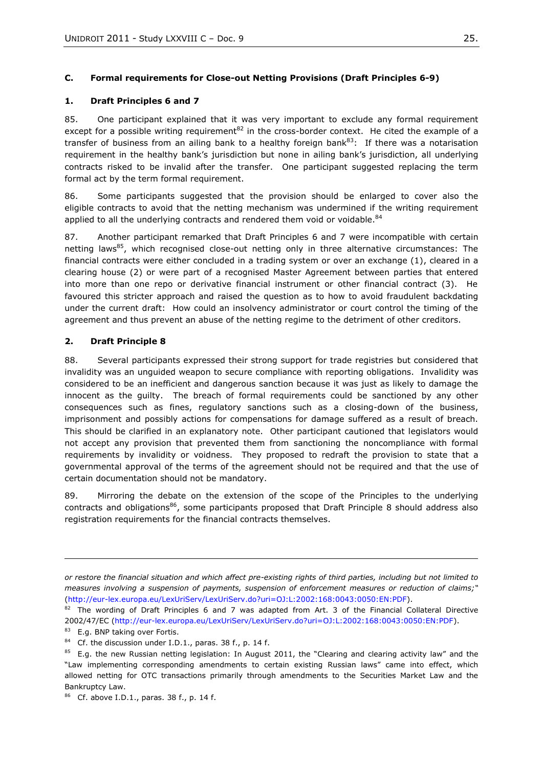### C. Formal requirements for Close-out Netting Provisions (Draft Principles 6-9)

#### 1. Draft Principles 6 and 7

85. One participant explained that it was very important to exclude any formal requirement except for a possible writing requirement[82] in the cross-border context. He cited the example of a transfer of business from an ailing bank to a healthy foreign bank[83]: If there was a notarisation requirement in the healthy bank's jurisdiction but none in ailing bank's jurisdiction, all underlying contracts risked to be invalid after the transfer. One participant suggested replacing the term formal act by the term formal requirement.

86. Some participants suggested that the provision should be enlarged to cover also the eligible contracts to avoid that the netting mechanism was undermined if the writing requirement applied to all the underlying contracts and rendered them void or voidable.[84]

87. Another participant remarked that Draft Principles 6 and 7 were incompatible with certain netting laws[85], which recognised close-out netting only in three alternative circumstances: The financial contracts were either concluded in a trading system or over an exchange (1), cleared in a clearing house (2) or were part of a recognised Master Agreement between parties that entered into more than one repo or derivative financial instrument or other financial contract (3). He favoured this stricter approach and raised the question as to how to avoid fraudulent backdating under the current draft: How could an insolvency administrator or court control the timing of the agreement and thus prevent an abuse of the netting regime to the detriment of other creditors.

#### 2. Draft Principle 8

88. Several participants expressed their strong support for trade registries but considered that invalidity was an unguided weapon to secure compliance with reporting obligations. Invalidity was considered to be an inefficient and dangerous sanction because it was just as likely to damage the innocent as the guilty. The breach of formal requirements could be sanctioned by any other consequences such as fines, regulatory sanctions such as a closing-down of the business, imprisonment and possibly actions for compensations for damage suffered as a result of breach. This should be clarified in an explanatory note. Other participant cautioned that legislators would not accept any provision that prevented them from sanctioning the noncompliance with formal requirements by invalidity or voidness. They proposed to redraft the provision to state that a governmental approval of the terms of the agreement should not be required and that the use of certain documentation should not be mandatory.

89. Mirroring the debate on the extension of the scope of the Principles to the underlying contracts and obligations[86], some participants proposed that Draft Principle 8 should address also registration requirements for the financial contracts themselves.

---

*or restore the financial situation and which affect pre-existing rights of third parties, including but not limited to measures involving a suspension of payments, suspension of enforcement measures or reduction of claims;"* (http://eur-lex.europa.eu/LexUriServ/LexUriServ.do?uri=OJ:L:2002:168:0043:0050:EN:PDF).

[82] The wording of Draft Principles 6 and 7 was adapted from Art. 3 of the Financial Collateral Directive 2002/47/EC (http://eur-lex.europa.eu/LexUriServ/LexUriServ.do?uri=OJ:L:2002:168:0043:0050:EN:PDF).

[83] E.g. BNP taking over Fortis.

[84] Cf. the discussion under I.D.1., paras. 38 f., p. 14 f.

[85] E.g. the new Russian netting legislation: In August 2011, the "Clearing and clearing activity law" and the "Law implementing corresponding amendments to certain existing Russian laws" came into effect, which allowed netting for OTC transactions primarily through amendments to the Securities Market Law and the Bankruptcy Law.

[86] Cf. above I.D.1., paras. 38 f., p. 14 f.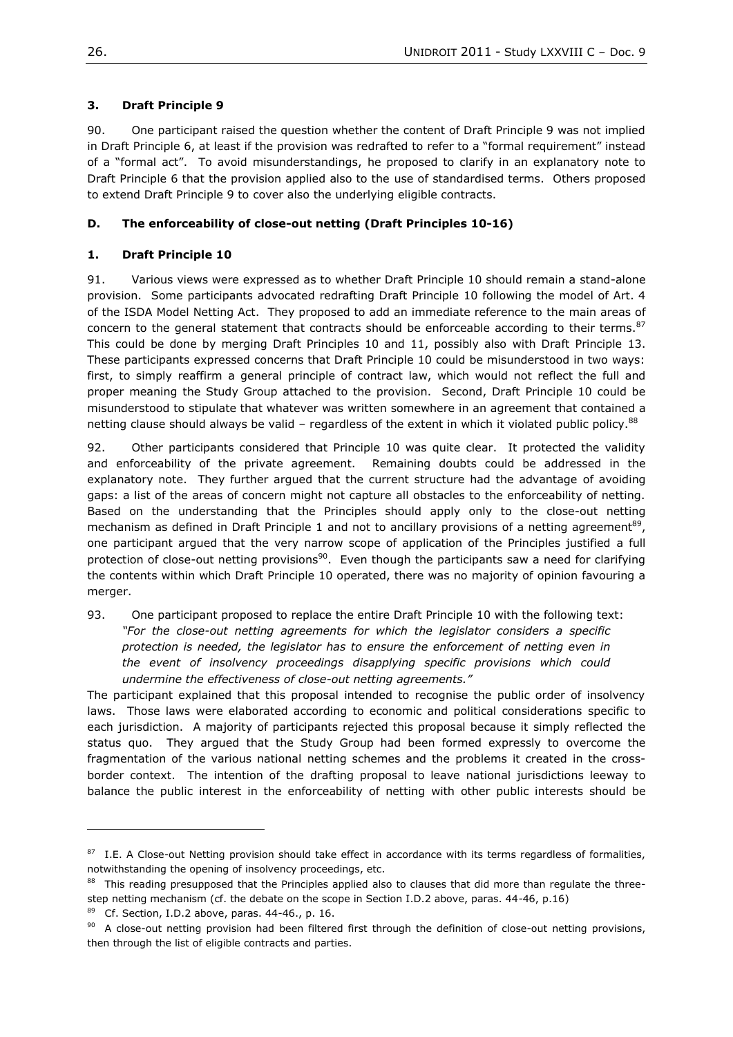### 3. Draft Principle 9

90. One participant raised the question whether the content of Draft Principle 9 was not implied in Draft Principle 6, at least if the provision was redrafted to refer to a "formal requirement" instead of a "formal act". To avoid misunderstandings, he proposed to clarify in an explanatory note to Draft Principle 6 that the provision applied also to the use of standardised terms. Others proposed to extend Draft Principle 9 to cover also the underlying eligible contracts.

## D. The enforceability of close-out netting (Draft Principles 10-16)

### 1. Draft Principle 10

91. Various views were expressed as to whether Draft Principle 10 should remain a stand-alone provision. Some participants advocated redrafting Draft Principle 10 following the model of Art. 4 of the ISDA Model Netting Act. They proposed to add an immediate reference to the main areas of concern to the general statement that contracts should be enforceable according to their terms.[87] This could be done by merging Draft Principles 10 and 11, possibly also with Draft Principle 13. These participants expressed concerns that Draft Principle 10 could be misunderstood in two ways: first, to simply reaffirm a general principle of contract law, which would not reflect the full and proper meaning the Study Group attached to the provision. Second, Draft Principle 10 could be misunderstood to stipulate that whatever was written somewhere in an agreement that contained a netting clause should always be valid – regardless of the extent in which it violated public policy.[88]

92. Other participants considered that Principle 10 was quite clear. It protected the validity and enforceability of the private agreement. Remaining doubts could be addressed in the explanatory note. They further argued that the current structure had the advantage of avoiding gaps: a list of the areas of concern might not capture all obstacles to the enforceability of netting. Based on the understanding that the Principles should apply only to the close-out netting mechanism as defined in Draft Principle 1 and not to ancillary provisions of a netting agreement[89], one participant argued that the very narrow scope of application of the Principles justified a full protection of close-out netting provisions[90]. Even though the participants saw a need for clarifying the contents within which Draft Principle 10 operated, there was no majority of opinion favouring a merger.

93. One participant proposed to replace the entire Draft Principle 10 with the following text:

*"For the close-out netting agreements for which the legislator considers a specific protection is needed, the legislator has to ensure the enforcement of netting even in the event of insolvency proceedings disapplying specific provisions which could undermine the effectiveness of close-out netting agreements."*

The participant explained that this proposal intended to recognise the public order of insolvency laws. Those laws were elaborated according to economic and political considerations specific to each jurisdiction. A majority of participants rejected this proposal because it simply reflected the status quo. They argued that the Study Group had been formed expressly to overcome the fragmentation of the various national netting schemes and the problems it created in the cross-border context. The intention of the drafting proposal to leave national jurisdictions leeway to balance the public interest in the enforceability of netting with other public interests should be

---

[87] I.E. A Close-out Netting provision should take effect in accordance with its terms regardless of formalities, notwithstanding the opening of insolvency proceedings, etc.

[88] This reading presupposed that the Principles applied also to clauses that did more than regulate the three-step netting mechanism (cf. the debate on the scope in Section I.D.2 above, paras. 44-46, p.16)

[89] Cf. Section, I.D.2 above, paras. 44-46., p. 16.

[90] A close-out netting provision had been filtered first through the definition of close-out netting provisions, then through the list of eligible contracts and parties.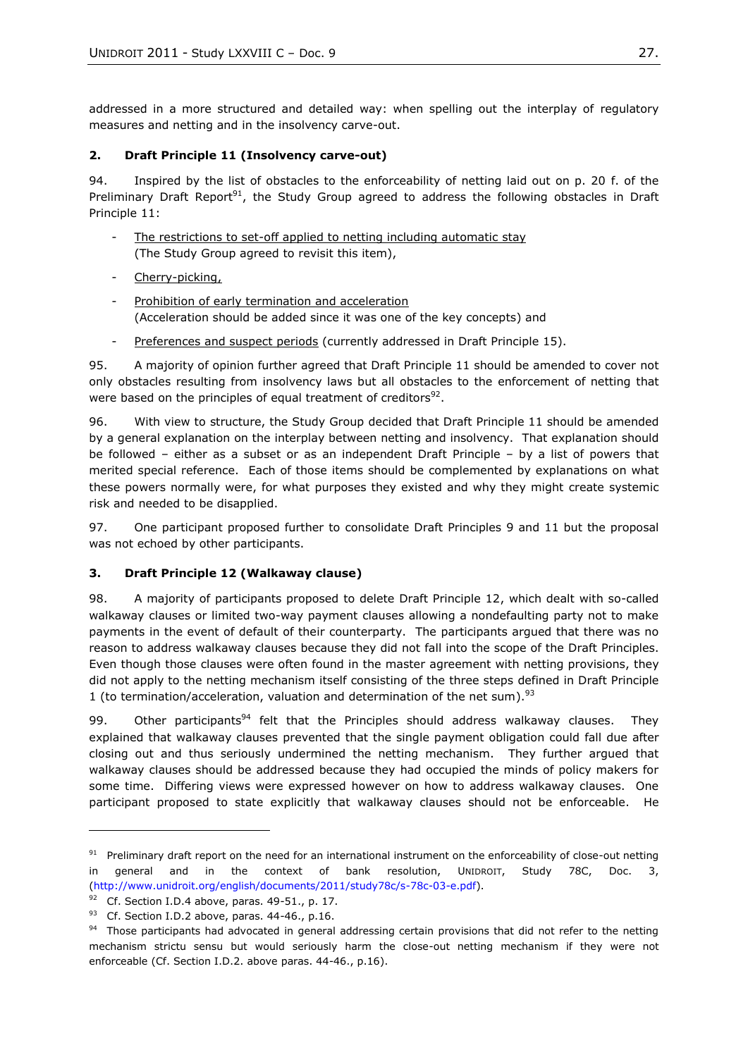addressed in a more structured and detailed way: when spelling out the interplay of regulatory measures and netting and in the insolvency carve-out.

### 2. Draft Principle 11 (Insolvency carve-out)

94. Inspired by the list of obstacles to the enforceability of netting laid out on p. 20 f. of the Preliminary Draft Report[91], the Study Group agreed to address the following obstacles in Draft Principle 11:

- The restrictions to set-off applied to netting including automatic stay (The Study Group agreed to revisit this item),
- Cherry-picking,
- Prohibition of early termination and acceleration (Acceleration should be added since it was one of the key concepts) and
- Preferences and suspect periods (currently addressed in Draft Principle 15).

95. A majority of opinion further agreed that Draft Principle 11 should be amended to cover not only obstacles resulting from insolvency laws but all obstacles to the enforcement of netting that were based on the principles of equal treatment of creditors[92].

96. With view to structure, the Study Group decided that Draft Principle 11 should be amended by a general explanation on the interplay between netting and insolvency. That explanation should be followed – either as a subset or as an independent Draft Principle – by a list of powers that merited special reference. Each of those items should be complemented by explanations on what these powers normally were, for what purposes they existed and why they might create systemic risk and needed to be disapplied.

97. One participant proposed further to consolidate Draft Principles 9 and 11 but the proposal was not echoed by other participants.

### 3. Draft Principle 12 (Walkaway clause)

98. A majority of participants proposed to delete Draft Principle 12, which dealt with so-called walkaway clauses or limited two-way payment clauses allowing a nondefaulting party not to make payments in the event of default of their counterparty. The participants argued that there was no reason to address walkaway clauses because they did not fall into the scope of the Draft Principles. Even though those clauses were often found in the master agreement with netting provisions, they did not apply to the netting mechanism itself consisting of the three steps defined in Draft Principle 1 (to termination/acceleration, valuation and determination of the net sum).[93]

99. Other participants[94] felt that the Principles should address walkaway clauses. They explained that walkaway clauses prevented that the single payment obligation could fall due after closing out and thus seriously undermined the netting mechanism. They further argued that walkaway clauses should be addressed because they had occupied the minds of policy makers for some time. Differing views were expressed however on how to address walkaway clauses. One participant proposed to state explicitly that walkaway clauses should not be enforceable. He

---

[91] Preliminary draft report on the need for an international instrument on the enforceability of close-out netting in general and in the context of bank resolution, UNIDROIT, Study 78C, Doc. 3, (http://www.unidroit.org/english/documents/2011/study78c/s-78c-03-e.pdf).

[92] Cf. Section I.D.4 above, paras. 49-51., p. 17.

[93] Cf. Section I.D.2 above, paras. 44-46., p.16.

[94] Those participants had advocated in general addressing certain provisions that did not refer to the netting mechanism strictu sensu but would seriously harm the close-out netting mechanism if they were not enforceable (Cf. Section I.D.2. above paras. 44-46., p.16).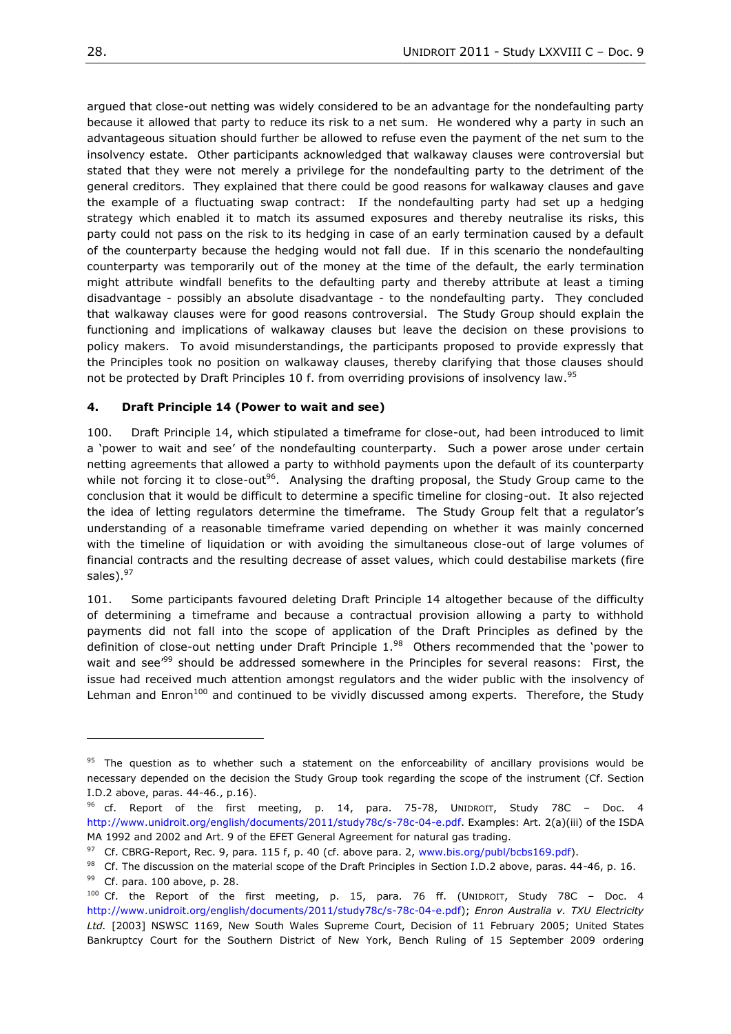argued that close-out netting was widely considered to be an advantage for the nondefaulting party because it allowed that party to reduce its risk to a net sum. He wondered why a party in such an advantageous situation should further be allowed to refuse even the payment of the net sum to the insolvency estate. Other participants acknowledged that walkaway clauses were controversial but stated that they were not merely a privilege for the nondefaulting party to the detriment of the general creditors. They explained that there could be good reasons for walkaway clauses and gave the example of a fluctuating swap contract: If the nondefaulting party had set up a hedging strategy which enabled it to match its assumed exposures and thereby neutralise its risks, this party could not pass on the risk to its hedging in case of an early termination caused by a default of the counterparty because the hedging would not fall due. If in this scenario the nondefaulting counterparty was temporarily out of the money at the time of the default, the early termination might attribute windfall benefits to the defaulting party and thereby attribute at least a timing disadvantage - possibly an absolute disadvantage - to the nondefaulting party. They concluded that walkaway clauses were for good reasons controversial. The Study Group should explain the functioning and implications of walkaway clauses but leave the decision on these provisions to policy makers. To avoid misunderstandings, the participants proposed to provide expressly that the Principles took no position on walkaway clauses, thereby clarifying that those clauses should not be protected by Draft Principles 10 f. from overriding provisions of insolvency law.[95]

### 4. Draft Principle 14 (Power to wait and see)

100. Draft Principle 14, which stipulated a timeframe for close-out, had been introduced to limit a 'power to wait and see' of the nondefaulting counterparty. Such a power arose under certain netting agreements that allowed a party to withhold payments upon the default of its counterparty while not forcing it to close-out[96]. Analysing the drafting proposal, the Study Group came to the conclusion that it would be difficult to determine a specific timeline for closing-out. It also rejected the idea of letting regulators determine the timeframe. The Study Group felt that a regulator's understanding of a reasonable timeframe varied depending on whether it was mainly concerned with the timeline of liquidation or with avoiding the simultaneous close-out of large volumes of financial contracts and the resulting decrease of asset values, which could destabilise markets (fire sales).[97]

101. Some participants favoured deleting Draft Principle 14 altogether because of the difficulty of determining a timeframe and because a contractual provision allowing a party to withhold payments did not fall into the scope of application of the Draft Principles as defined by the definition of close-out netting under Draft Principle 1.[98] Others recommended that the 'power to wait and see'[99] should be addressed somewhere in the Principles for several reasons: First, the issue had received much attention amongst regulators and the wider public with the insolvency of Lehman and Enron[100] and continued to be vividly discussed among experts. Therefore, the Study

---

[95] The question as to whether such a statement on the enforceability of ancillary provisions would be necessary depended on the decision the Study Group took regarding the scope of the instrument (Cf. Section I.D.2 above, paras. 44-46., p.16).

[96] cf. Report of the first meeting, p. 14, para. 75-78, UNIDROIT, Study 78C – Doc. 4 http://www.unidroit.org/english/documents/2011/study78c/s-78c-04-e.pdf. Examples: Art. 2(a)(iii) of the ISDA MA 1992 and 2002 and Art. 9 of the EFET General Agreement for natural gas trading.

[97] Cf. CBRG-Report, Rec. 9, para. 115 f, p. 40 (cf. above para. 2, www.bis.org/publ/bcbs169.pdf).

[98] Cf. The discussion on the material scope of the Draft Principles in Section I.D.2 above, paras. 44-46, p. 16.

[99] Cf. para. 100 above, p. 28.

[100] Cf. the Report of the first meeting, p. 15, para. 76 ff. (UNIDROIT, Study 78C – Doc. 4 http://www.unidroit.org/english/documents/2011/study78c/s-78c-04-e.pdf); *Enron Australia v. TXU Electricity Ltd.* [2003] NSWSC 1169, New South Wales Supreme Court, Decision of 11 February 2005; United States Bankruptcy Court for the Southern District of New York, Bench Ruling of 15 September 2009 ordering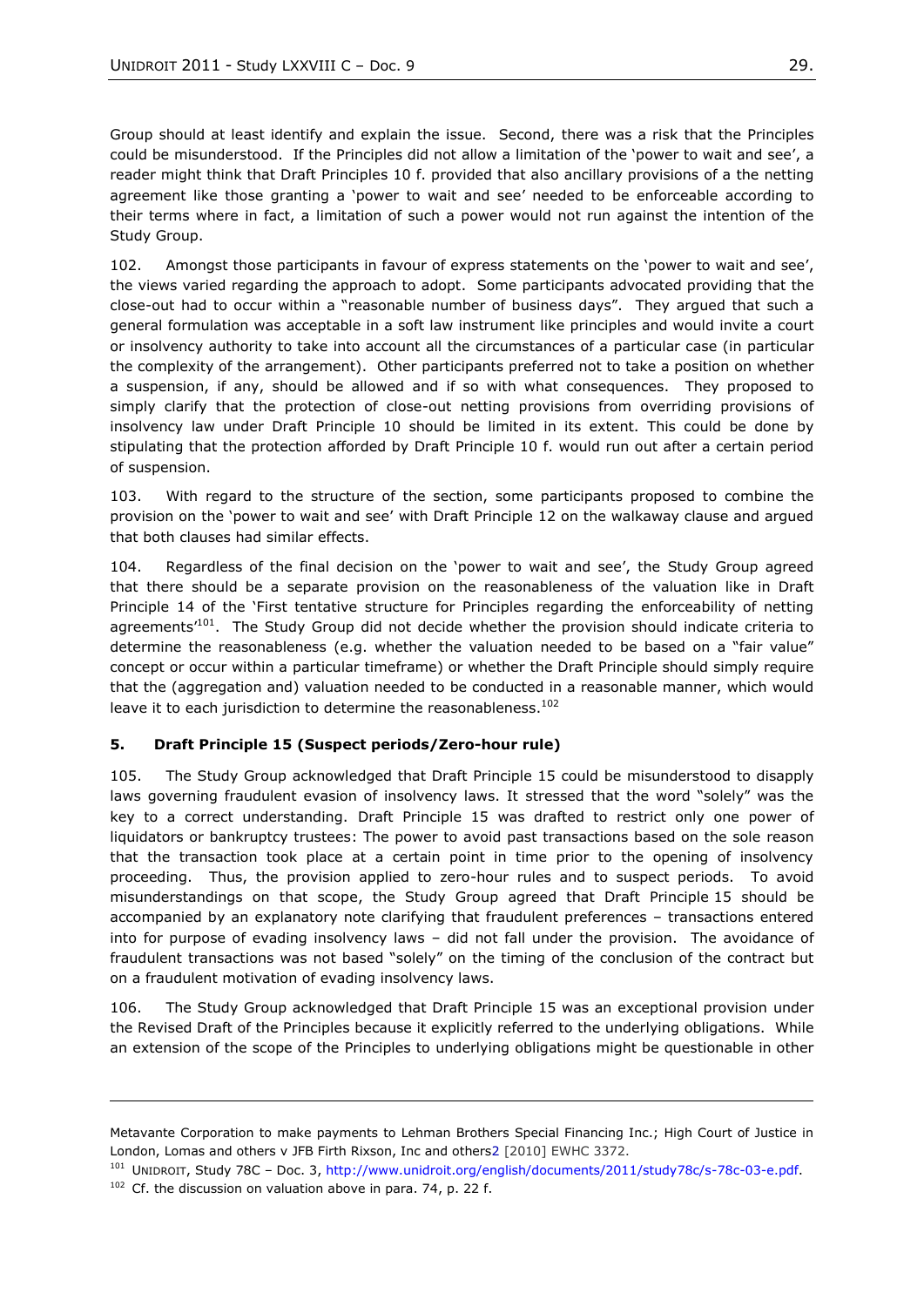Group should at least identify and explain the issue. Second, there was a risk that the Principles could be misunderstood. If the Principles did not allow a limitation of the 'power to wait and see', a reader might think that Draft Principles 10 f. provided that also ancillary provisions of a the netting agreement like those granting a 'power to wait and see' needed to be enforceable according to their terms where in fact, a limitation of such a power would not run against the intention of the Study Group.

102. Amongst those participants in favour of express statements on the 'power to wait and see', the views varied regarding the approach to adopt. Some participants advocated providing that the close-out had to occur within a "reasonable number of business days". They argued that such a general formulation was acceptable in a soft law instrument like principles and would invite a court or insolvency authority to take into account all the circumstances of a particular case (in particular the complexity of the arrangement). Other participants preferred not to take a position on whether a suspension, if any, should be allowed and if so with what consequences. They proposed to simply clarify that the protection of close-out netting provisions from overriding provisions of insolvency law under Draft Principle 10 should be limited in its extent. This could be done by stipulating that the protection afforded by Draft Principle 10 f. would run out after a certain period of suspension.

103. With regard to the structure of the section, some participants proposed to combine the provision on the 'power to wait and see' with Draft Principle 12 on the walkaway clause and argued that both clauses had similar effects.

104. Regardless of the final decision on the 'power to wait and see', the Study Group agreed that there should be a separate provision on the reasonableness of the valuation like in Draft Principle 14 of the 'First tentative structure for Principles regarding the enforceability of netting agreements'[101]. The Study Group did not decide whether the provision should indicate criteria to determine the reasonableness (e.g. whether the valuation needed to be based on a "fair value" concept or occur within a particular timeframe) or whether the Draft Principle should simply require that the (aggregation and) valuation needed to be conducted in a reasonable manner, which would leave it to each jurisdiction to determine the reasonableness.[102]

### 5. Draft Principle 15 (Suspect periods/Zero-hour rule)

105. The Study Group acknowledged that Draft Principle 15 could be misunderstood to disapply laws governing fraudulent evasion of insolvency laws. It stressed that the word "solely" was the key to a correct understanding. Draft Principle 15 was drafted to restrict only one power of liquidators or bankruptcy trustees: The power to avoid past transactions based on the sole reason that the transaction took place at a certain point in time prior to the opening of insolvency proceeding. Thus, the provision applied to zero-hour rules and to suspect periods. To avoid misunderstandings on that scope, the Study Group agreed that Draft Principle 15 should be accompanied by an explanatory note clarifying that fraudulent preferences – transactions entered into for purpose of evading insolvency laws – did not fall under the provision. The avoidance of fraudulent transactions was not based "solely" on the timing of the conclusion of the contract but on a fraudulent motivation of evading insolvency laws.

106. The Study Group acknowledged that Draft Principle 15 was an exceptional provision under the Revised Draft of the Principles because it explicitly referred to the underlying obligations. While an extension of the scope of the Principles to underlying obligations might be questionable in other

---

Metavante Corporation to make payments to Lehman Brothers Special Financing Inc.; High Court of Justice in London, Lomas and others v JFB Firth Rixson, Inc and others2 [2010] EWHC 3372.

[101] UNIDROIT, Study 78C – Doc. 3, http://www.unidroit.org/english/documents/2011/study78c/s-78c-03-e.pdf.

[102] Cf. the discussion on valuation above in para. 74, p. 22 f.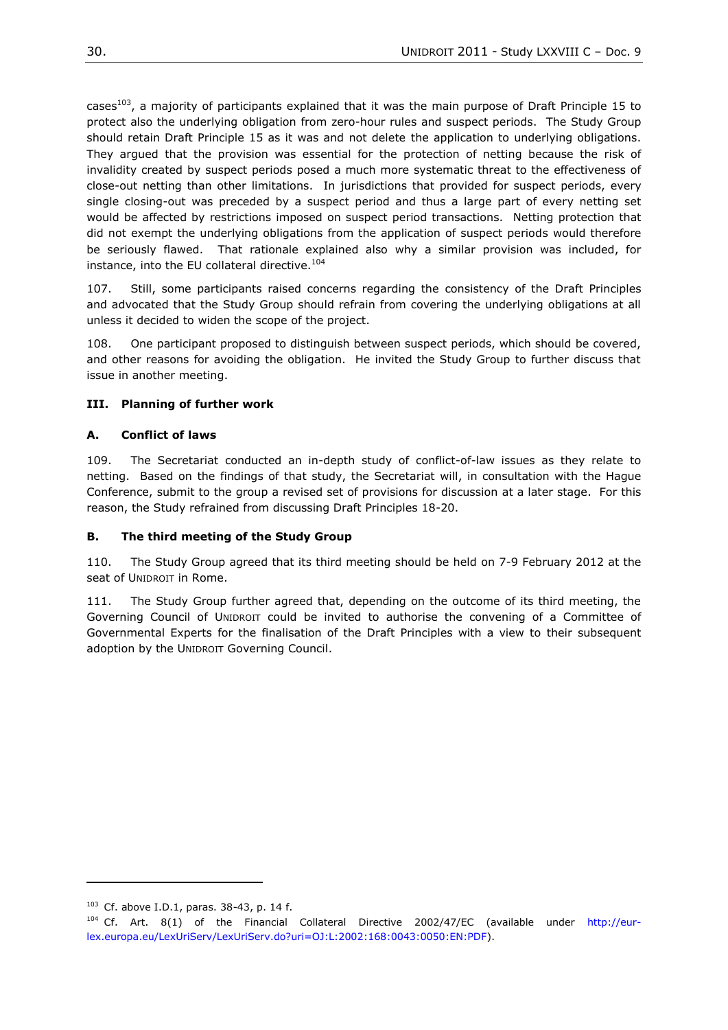cases[103], a majority of participants explained that it was the main purpose of Draft Principle 15 to protect also the underlying obligation from zero-hour rules and suspect periods. The Study Group should retain Draft Principle 15 as it was and not delete the application to underlying obligations. They argued that the provision was essential for the protection of netting because the risk of invalidity created by suspect periods posed a much more systematic threat to the effectiveness of close-out netting than other limitations. In jurisdictions that provided for suspect periods, every single closing-out was preceded by a suspect period and thus a large part of every netting set would be affected by restrictions imposed on suspect period transactions. Netting protection that did not exempt the underlying obligations from the application of suspect periods would therefore be seriously flawed. That rationale explained also why a similar provision was included, for instance, into the EU collateral directive.[104]

107. Still, some participants raised concerns regarding the consistency of the Draft Principles and advocated that the Study Group should refrain from covering the underlying obligations at all unless it decided to widen the scope of the project.

108. One participant proposed to distinguish between suspect periods, which should be covered, and other reasons for avoiding the obligation. He invited the Study Group to further discuss that issue in another meeting.

## III. Planning of further work

### A. Conflict of laws

109. The Secretariat conducted an in-depth study of conflict-of-law issues as they relate to netting. Based on the findings of that study, the Secretariat will, in consultation with the Hague Conference, submit to the group a revised set of provisions for discussion at a later stage. For this reason, the Study refrained from discussing Draft Principles 18-20.

### B. The third meeting of the Study Group

110. The Study Group agreed that its third meeting should be held on 7-9 February 2012 at the seat of UNIDROIT in Rome.

111. The Study Group further agreed that, depending on the outcome of its third meeting, the Governing Council of UNIDROIT could be invited to authorise the convening of a Committee of Governmental Experts for the finalisation of the Draft Principles with a view to their subsequent adoption by the UNIDROIT Governing Council.

---

[103] Cf. above I.D.1, paras. 38-43, p. 14 f.

[104] Cf. Art. 8(1) of the Financial Collateral Directive 2002/47/EC (available under http://eur-lex.europa.eu/LexUriServ/LexUriServ.do?uri=OJ:L:2002:168:0043:0050:EN:PDF).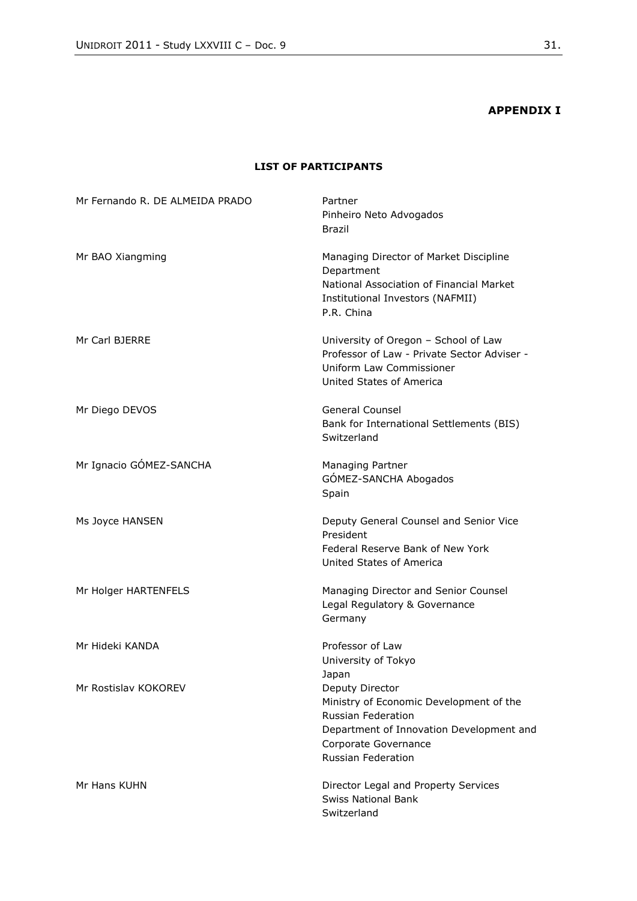**APPENDIX I**

**LIST OF PARTICIPANTS**

| | |
|---|---|
| Mr Fernando R. DE ALMEIDA PRADO | Partner<br>Pinheiro Neto Advogados<br>Brazil |
| Mr BAO Xiangming | Managing Director of Market Discipline Department<br>National Association of Financial Market Institutional Investors (NAFMII)<br>P.R. China |
| Mr Carl BJERRE | University of Oregon – School of Law<br>Professor of Law - Private Sector Adviser - Uniform Law Commissioner<br>United States of America |
| Mr Diego DEVOS | General Counsel<br>Bank for International Settlements (BIS)<br>Switzerland |
| Mr Ignacio GÓMEZ-SANCHA | Managing Partner<br>GÓMEZ-SANCHA Abogados<br>Spain |
| Ms Joyce HANSEN | Deputy General Counsel and Senior Vice President<br>Federal Reserve Bank of New York<br>United States of America |
| Mr Holger HARTENFELS | Managing Director and Senior Counsel<br>Legal Regulatory & Governance<br>Germany |
| Mr Hideki KANDA | Professor of Law<br>University of Tokyo<br>Japan |
| Mr Rostislav KOKOREV | Deputy Director<br>Ministry of Economic Development of the Russian Federation<br>Department of Innovation Development and Corporate Governance<br>Russian Federation |
| Mr Hans KUHN | Director Legal and Property Services<br>Swiss National Bank<br>Switzerland |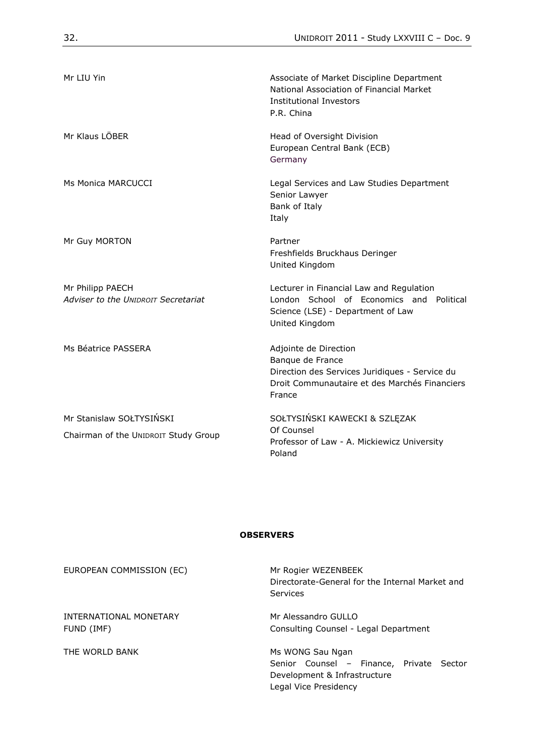| | |
|---|---|
| Mr LIU Yin | Associate of Market Discipline Department<br>National Association of Financial Market Institutional Investors<br>P.R. China |
| Mr Klaus LÖBER | Head of Oversight Division<br>European Central Bank (ECB)<br>Germany |
| Ms Monica MARCUCCI | Legal Services and Law Studies Department<br>Senior Lawyer<br>Bank of Italy<br>Italy |
| Mr Guy MORTON | Partner<br>Freshfields Bruckhaus Deringer<br>United Kingdom |
| Mr Philipp PAECH<br>*Adviser to the UNIDROIT Secretariat* | Lecturer in Financial Law and Regulation<br>London School of Economics and Political Science (LSE) - Department of Law<br>United Kingdom |
| Ms Béatrice PASSERA | Adjointe de Direction<br>Banque de France<br>Direction des Services Juridiques - Service du Droit Communautaire et des Marchés Financiers<br>France |
| Mr Stanislaw SOŁTYSIŃSKI<br>Chairman of the UNIDROIT Study Group | SOŁTYSIŃSKI KAWECKI & SZLĘZAK<br>Of Counsel<br>Professor of Law - A. Mickiewicz University<br>Poland |

**OBSERVERS**

| | |
|---|---|
| EUROPEAN COMMISSION (EC) | Mr Rogier WEZENBEEK<br>Directorate-General for the Internal Market and Services |
| INTERNATIONAL MONETARY FUND (IMF) | Mr Alessandro GULLO<br>Consulting Counsel - Legal Department |
| THE WORLD BANK | Ms WONG Sau Ngan<br>Senior Counsel – Finance, Private Sector Development & Infrastructure<br>Legal Vice Presidency |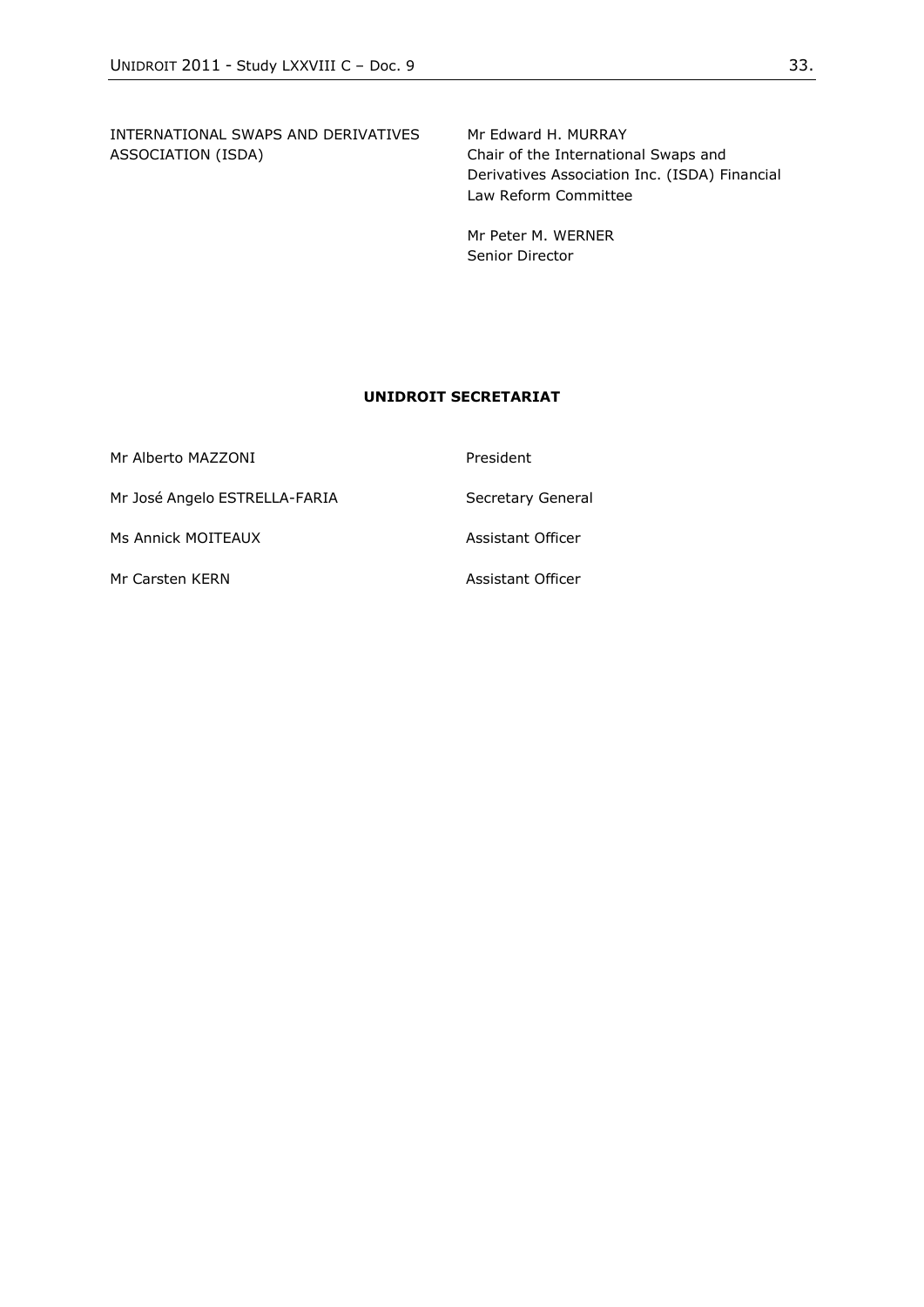| INTERNATIONAL SWAPS AND DERIVATIVES ASSOCIATION (ISDA) | Mr Edward H. MURRAY<br>Chair of the International Swaps and Derivatives Association Inc. (ISDA) Financial Law Reform Committee |
|---|---|
| | Mr Peter M. WERNER<br>Senior Director |

**UNIDROIT SECRETARIAT**

| | |
|---|---|
| Mr Alberto MAZZONI | President |
| Mr José Angelo ESTRELLA-FARIA | Secretary General |
| Ms Annick MOITEAUX | Assistant Officer |
| Mr Carsten KERN | Assistant Officer |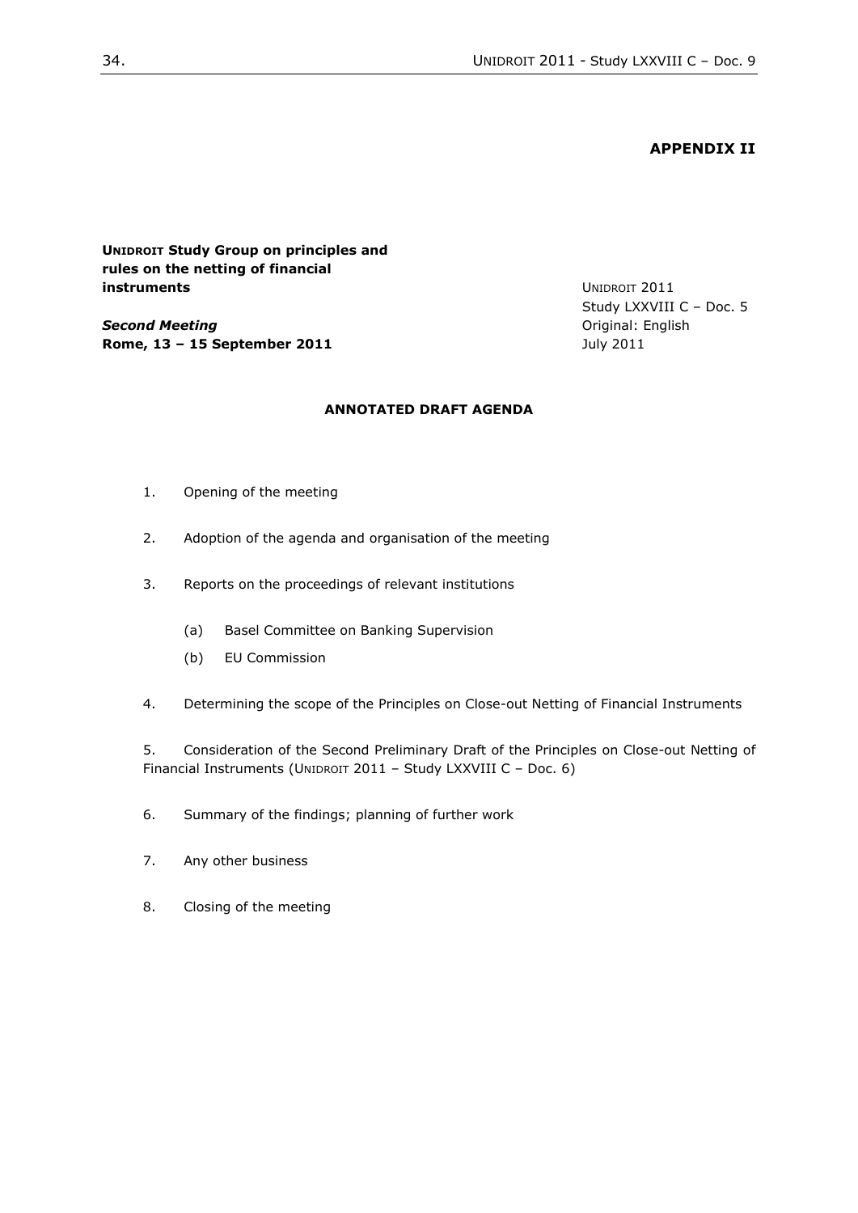**APPENDIX II**

**UNIDROIT Study Group on principles and rules on the netting of financial instruments**

***Second Meeting***
**Rome, 13 – 15 September 2011**

UNIDROIT 2011
Study LXXVIII C – Doc. 5
Original: English
July 2011

**ANNOTATED DRAFT AGENDA**

1. Opening of the meeting

2. Adoption of the agenda and organisation of the meeting

3. Reports on the proceedings of relevant institutions

   (a) Basel Committee on Banking Supervision

   (b) EU Commission

4. Determining the scope of the Principles on Close-out Netting of Financial Instruments

5. Consideration of the Second Preliminary Draft of the Principles on Close-out Netting of Financial Instruments (UNIDROIT 2011 – Study LXXVIII C – Doc. 6)

6. Summary of the findings; planning of further work

7. Any other business

8. Closing of the meeting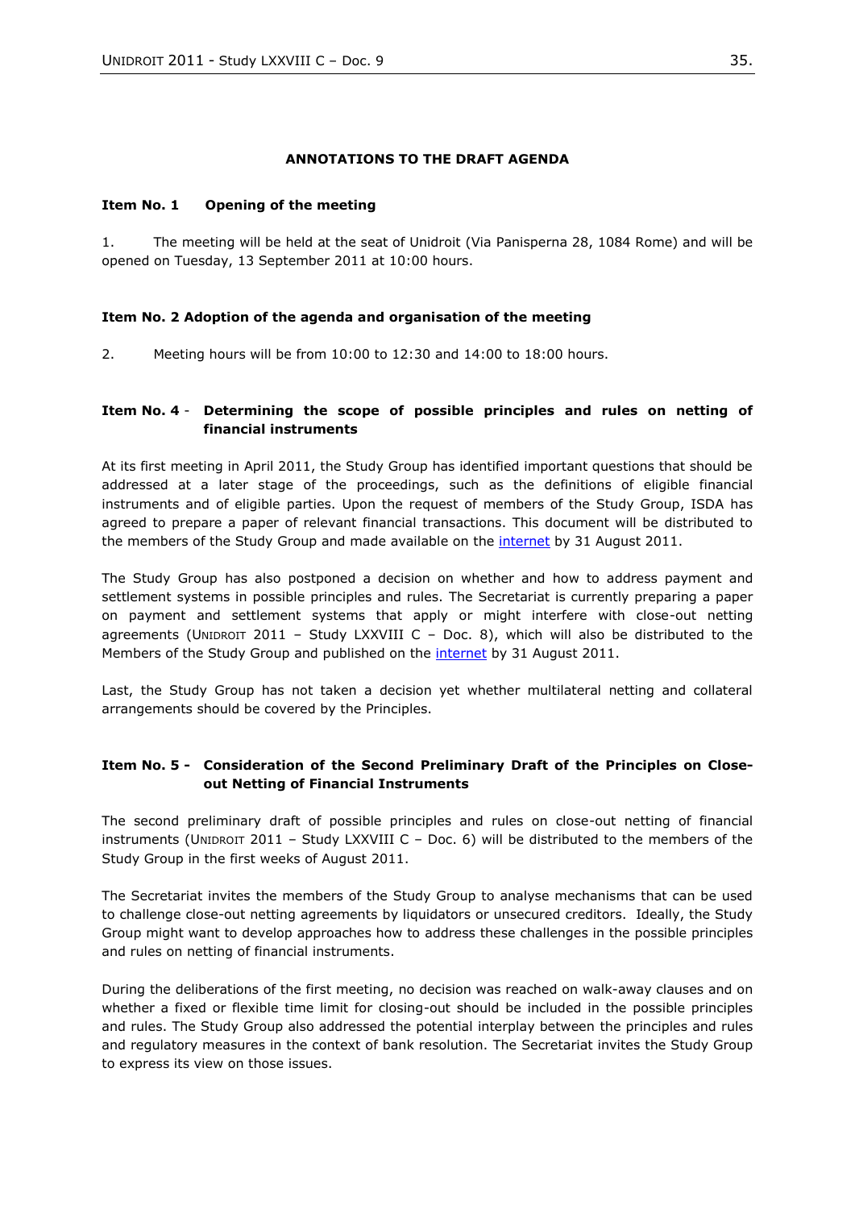## ANNOTATIONS TO THE DRAFT AGENDA

**Item No. 1 Opening of the meeting**

1. The meeting will be held at the seat of Unidroit (Via Panisperna 28, 1084 Rome) and will be opened on Tuesday, 13 September 2011 at 10:00 hours.

**Item No. 2 Adoption of the agenda and organisation of the meeting**

2. Meeting hours will be from 10:00 to 12:30 and 14:00 to 18:00 hours.

**Item No. 4 - Determining the scope of possible principles and rules on netting of financial instruments**

At its first meeting in April 2011, the Study Group has identified important questions that should be addressed at a later stage of the proceedings, such as the definitions of eligible financial instruments and of eligible parties. Upon the request of members of the Study Group, ISDA has agreed to prepare a paper of relevant financial transactions. This document will be distributed to the members of the Study Group and made available on the internet by 31 August 2011.

The Study Group has also postponed a decision on whether and how to address payment and settlement systems in possible principles and rules. The Secretariat is currently preparing a paper on payment and settlement systems that apply or might interfere with close-out netting agreements (UNIDROIT 2011 – Study LXXVIII C – Doc. 8), which will also be distributed to the Members of the Study Group and published on the internet by 31 August 2011.

Last, the Study Group has not taken a decision yet whether multilateral netting and collateral arrangements should be covered by the Principles.

**Item No. 5 - Consideration of the Second Preliminary Draft of the Principles on Close-out Netting of Financial Instruments**

The second preliminary draft of possible principles and rules on close-out netting of financial instruments (UNIDROIT 2011 – Study LXXVIII C – Doc. 6) will be distributed to the members of the Study Group in the first weeks of August 2011.

The Secretariat invites the members of the Study Group to analyse mechanisms that can be used to challenge close-out netting agreements by liquidators or unsecured creditors. Ideally, the Study Group might want to develop approaches how to address these challenges in the possible principles and rules on netting of financial instruments.

During the deliberations of the first meeting, no decision was reached on walk-away clauses and on whether a fixed or flexible time limit for closing-out should be included in the possible principles and rules. The Study Group also addressed the potential interplay between the principles and rules and regulatory measures in the context of bank resolution. The Secretariat invites the Study Group to express its view on those issues.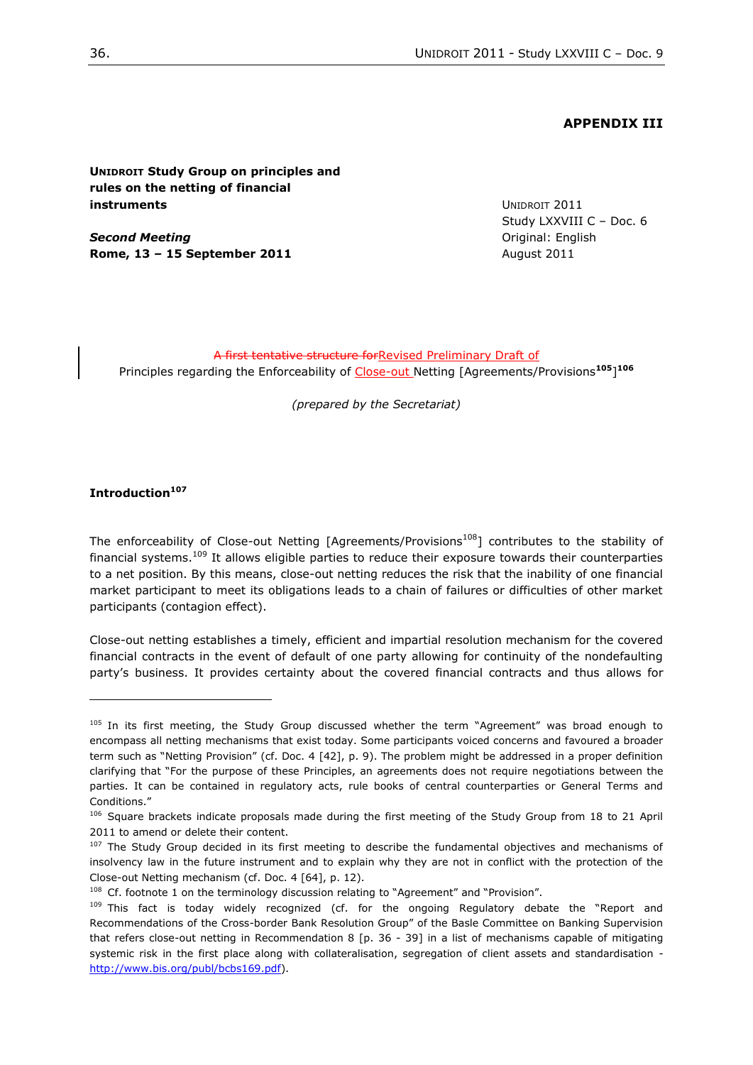**APPENDIX III**

**UNIDROIT Study Group on principles and rules on the netting of financial instruments**

***Second Meeting***
**Rome, 13 – 15 September 2011**

UNIDROIT 2011
Study LXXVIII C – Doc. 6
Original: English
August 2011

~~A first tentative structure for~~Revised Preliminary Draft of
Principles regarding the Enforceability of Close-out Netting [Agreements/Provisions**[105]**]**[106]**

*(prepared by the Secretariat)*

**Introduction[107]**

The enforceability of Close-out Netting [Agreements/Provisions[108]] contributes to the stability of financial systems.[109] It allows eligible parties to reduce their exposure towards their counterparties to a net position. By this means, close-out netting reduces the risk that the inability of one financial market participant to meet its obligations leads to a chain of failures or difficulties of other market participants (contagion effect).

Close-out netting establishes a timely, efficient and impartial resolution mechanism for the covered financial contracts in the event of default of one party allowing for continuity of the nondefaulting party's business. It provides certainty about the covered financial contracts and thus allows for

---

[105] In its first meeting, the Study Group discussed whether the term "Agreement" was broad enough to encompass all netting mechanisms that exist today. Some participants voiced concerns and favoured a broader term such as "Netting Provision" (cf. Doc. 4 [42], p. 9). The problem might be addressed in a proper definition clarifying that "For the purpose of these Principles, an agreements does not require negotiations between the parties. It can be contained in regulatory acts, rule books of central counterparties or General Terms and Conditions."

[106] Square brackets indicate proposals made during the first meeting of the Study Group from 18 to 21 April 2011 to amend or delete their content.

[107] The Study Group decided in its first meeting to describe the fundamental objectives and mechanisms of insolvency law in the future instrument and to explain why they are not in conflict with the protection of the Close-out Netting mechanism (cf. Doc. 4 [64], p. 12).

[108] Cf. footnote 1 on the terminology discussion relating to "Agreement" and "Provision".

[109] This fact is today widely recognized (cf. for the ongoing Regulatory debate the "Report and Recommendations of the Cross-border Bank Resolution Group" of the Basle Committee on Banking Supervision that refers close-out netting in Recommendation 8 [p. 36 - 39] in a list of mechanisms capable of mitigating systemic risk in the first place along with collateralisation, segregation of client assets and standardisation - http://www.bis.org/publ/bcbs169.pdf).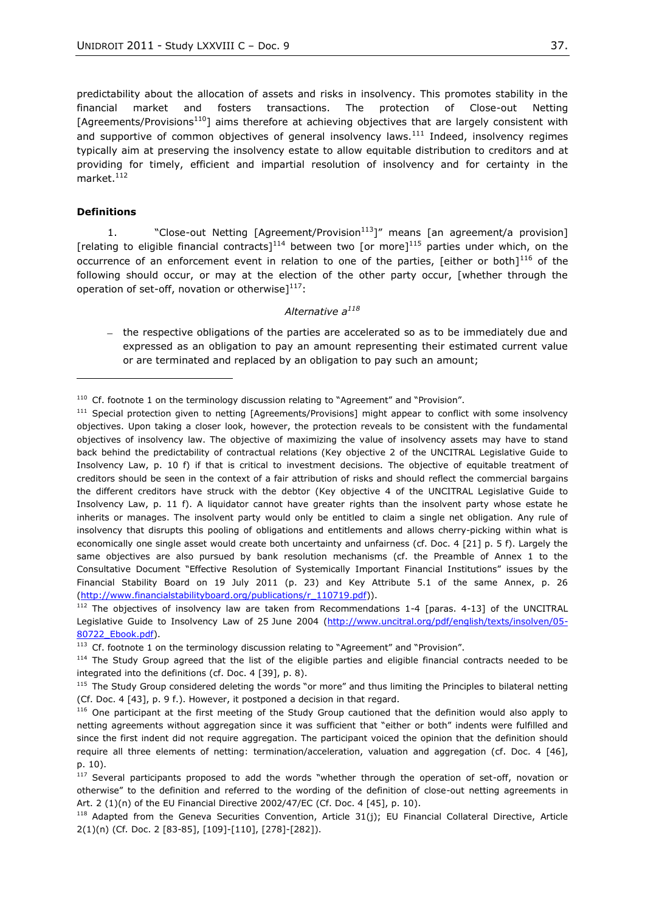predictability about the allocation of assets and risks in insolvency. This promotes stability in the financial market and fosters transactions. The protection of Close-out Netting [Agreements/Provisions[110]] aims therefore at achieving objectives that are largely consistent with and supportive of common objectives of general insolvency laws.[111] Indeed, insolvency regimes typically aim at preserving the insolvency estate to allow equitable distribution to creditors and at providing for timely, efficient and impartial resolution of insolvency and for certainty in the market.[112]

**Definitions**

1. "Close-out Netting [Agreement/Provision[113]]" means [an agreement/a provision] [relating to eligible financial contracts][114] between two [or more][115] parties under which, on the occurrence of an enforcement event in relation to one of the parties, [either or both][116] of the following should occur, or may at the election of the other party occur, [whether through the operation of set-off, novation or otherwise][117]:

*Alternative a[118]*

– the respective obligations of the parties are accelerated so as to be immediately due and expressed as an obligation to pay an amount representing their estimated current value or are terminated and replaced by an obligation to pay such an amount;

---

[110] Cf. footnote 1 on the terminology discussion relating to "Agreement" and "Provision".

[111] Special protection given to netting [Agreements/Provisions] might appear to conflict with some insolvency objectives. Upon taking a closer look, however, the protection reveals to be consistent with the fundamental objectives of insolvency law. The objective of maximizing the value of insolvency assets may have to stand back behind the predictability of contractual relations (Key objective 2 of the UNCITRAL Legislative Guide to Insolvency Law, p. 10 f) if that is critical to investment decisions. The objective of equitable treatment of creditors should be seen in the context of a fair attribution of risks and should reflect the commercial bargains the different creditors have struck with the debtor (Key objective 4 of the UNCITRAL Legislative Guide to Insolvency Law, p. 11 f). A liquidator cannot have greater rights than the insolvent party whose estate he inherits or manages. The insolvent party would only be entitled to claim a single net obligation. Any rule of insolvency that disrupts this pooling of obligations and entitlements and allows cherry-picking within what is economically one single asset would create both uncertainty and unfairness (cf. Doc. 4 [21] p. 5 f). Largely the same objectives are also pursued by bank resolution mechanisms (cf. the Preamble of Annex 1 to the Consultative Document "Effective Resolution of Systemically Important Financial Institutions" issues by the Financial Stability Board on 19 July 2011 (p. 23) and Key Attribute 5.1 of the same Annex, p. 26 (http://www.financialstabilityboard.org/publications/r_110719.pdf)).

[112] The objectives of insolvency law are taken from Recommendations 1-4 [paras. 4-13] of the UNCITRAL Legislative Guide to Insolvency Law of 25 June 2004 (http://www.uncitral.org/pdf/english/texts/insolven/05-80722_Ebook.pdf).

[113] Cf. footnote 1 on the terminology discussion relating to "Agreement" and "Provision".

[114] The Study Group agreed that the list of the eligible parties and eligible financial contracts needed to be integrated into the definitions (cf. Doc. 4 [39], p. 8).

[115] The Study Group considered deleting the words "or more" and thus limiting the Principles to bilateral netting (Cf. Doc. 4 [43], p. 9 f.). However, it postponed a decision in that regard.

[116] One participant at the first meeting of the Study Group cautioned that the definition would also apply to netting agreements without aggregation since it was sufficient that "either or both" indents were fulfilled and since the first indent did not require aggregation. The participant voiced the opinion that the definition should require all three elements of netting: termination/acceleration, valuation and aggregation (cf. Doc. 4 [46], p. 10).

[117] Several participants proposed to add the words "whether through the operation of set-off, novation or otherwise" to the definition and referred to the wording of the definition of close-out netting agreements in Art. 2 (1)(n) of the EU Financial Directive 2002/47/EC (Cf. Doc. 4 [45], p. 10).

[118] Adapted from the Geneva Securities Convention, Article 31(j); EU Financial Collateral Directive, Article 2(1)(n) (Cf. Doc. 2 [83-85], [109]-[110], [278]-[282]).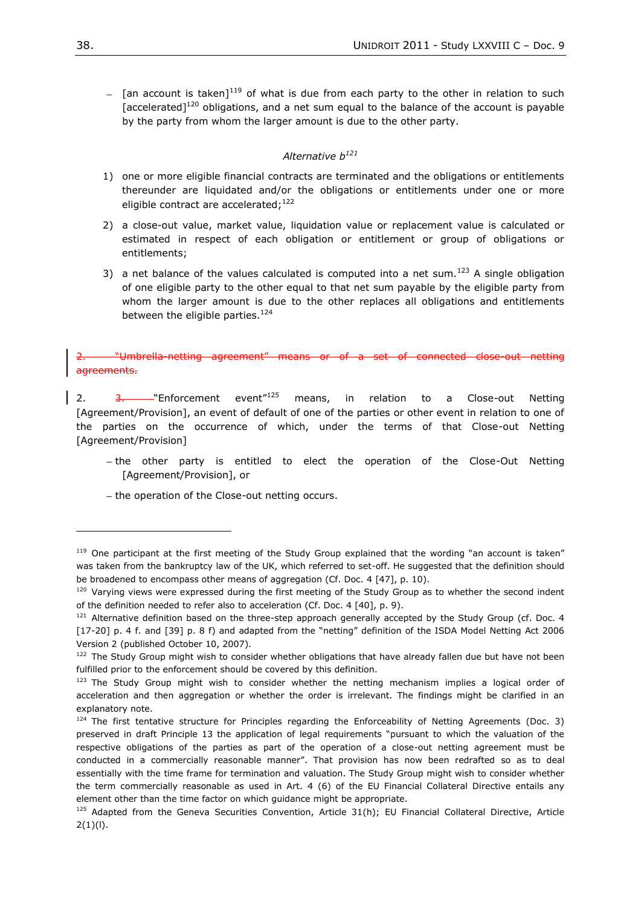– [an account is taken][119] of what is due from each party to the other in relation to such [accelerated][120] obligations, and a net sum equal to the balance of the account is payable by the party from whom the larger amount is due to the other party.

*Alternative b[121]*

1) one or more eligible financial contracts are terminated and the obligations or entitlements thereunder are liquidated and/or the obligations or entitlements under one or more eligible contract are accelerated;[122]

2) a close-out value, market value, liquidation value or replacement value is calculated or estimated in respect of each obligation or entitlement or group of obligations or entitlements;

3) a net balance of the values calculated is computed into a net sum.[123] A single obligation of one eligible party to the other equal to that net sum payable by the eligible party from whom the larger amount is due to the other replaces all obligations and entitlements between the eligible parties.[124]

~~2. "Umbrella-netting agreement" means or of a set of connected close-out netting agreements.~~

2. ~~3.~~ "Enforcement event"[125] means, in relation to a Close-out Netting [Agreement/Provision], an event of default of one of the parties or other event in relation to one of the parties on the occurrence of which, under the terms of that Close-out Netting [Agreement/Provision]

– the other party is entitled to elect the operation of the Close-Out Netting [Agreement/Provision], or

– the operation of the Close-out netting occurs.

---

[119] One participant at the first meeting of the Study Group explained that the wording "an account is taken" was taken from the bankruptcy law of the UK, which referred to set-off. He suggested that the definition should be broadened to encompass other means of aggregation (Cf. Doc. 4 [47], p. 10).

[120] Varying views were expressed during the first meeting of the Study Group as to whether the second indent of the definition needed to refer also to acceleration (Cf. Doc. 4 [40], p. 9).

[121] Alternative definition based on the three-step approach generally accepted by the Study Group (cf. Doc. 4 [17-20] p. 4 f. and [39] p. 8 f) and adapted from the "netting" definition of the ISDA Model Netting Act 2006 Version 2 (published October 10, 2007).

[122] The Study Group might wish to consider whether obligations that have already fallen due but have not been fulfilled prior to the enforcement should be covered by this definition.

[123] The Study Group might wish to consider whether the netting mechanism implies a logical order of acceleration and then aggregation or whether the order is irrelevant. The findings might be clarified in an explanatory note.

[124] The first tentative structure for Principles regarding the Enforceability of Netting Agreements (Doc. 3) preserved in draft Principle 13 the application of legal requirements "pursuant to which the valuation of the respective obligations of the parties as part of the operation of a close-out netting agreement must be conducted in a commercially reasonable manner". That provision has now been redrafted so as to deal essentially with the time frame for termination and valuation. The Study Group might wish to consider whether the term commercially reasonable as used in Art. 4 (6) of the EU Financial Collateral Directive entails any element other than the time factor on which guidance might be appropriate.

[125] Adapted from the Geneva Securities Convention, Article 31(h); EU Financial Collateral Directive, Article 2(1)(l).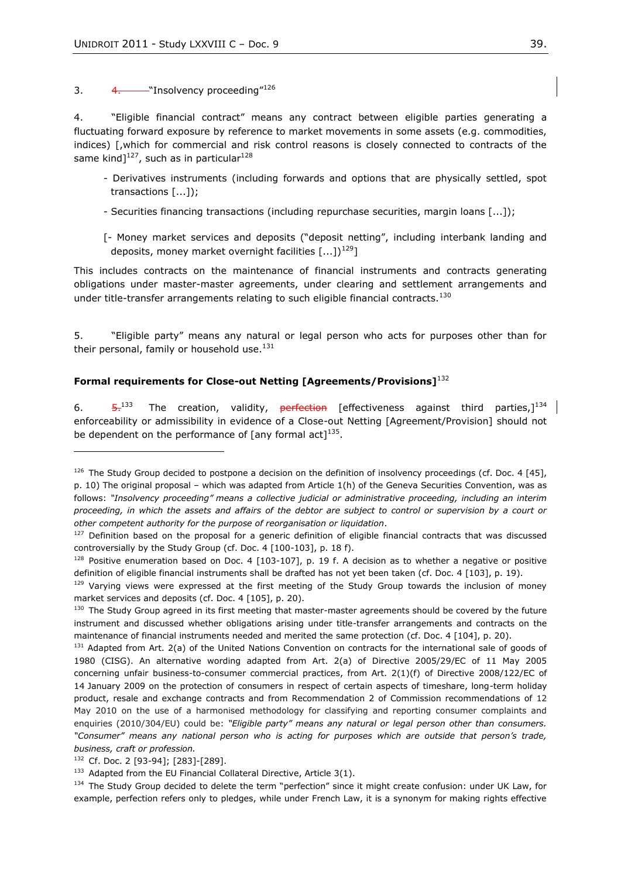3. ~~4.~~ "Insolvency proceeding"[126]

4. "Eligible financial contract" means any contract between eligible parties generating a fluctuating forward exposure by reference to market movements in some assets (e.g. commodities, indices) [,which for commercial and risk control reasons is closely connected to contracts of the same kind][127], such as in particular[128]

- Derivatives instruments (including forwards and options that are physically settled, spot transactions [...]);
- Securities financing transactions (including repurchase securities, margin loans [...]);

[- Money market services and deposits ("deposit netting", including interbank landing and deposits, money market overnight facilities [...])[129]]

This includes contracts on the maintenance of financial instruments and contracts generating obligations under master-master agreements, under clearing and settlement arrangements and under title-transfer arrangements relating to such eligible financial contracts.[130]

5. "Eligible party" means any natural or legal person who acts for purposes other than for their personal, family or household use.[131]

**Formal requirements for Close-out Netting [Agreements/Provisions]**[132]

6. ~~5.~~[133] The creation, validity, ~~perfection~~ [effectiveness against third parties,][134] enforceability or admissibility in evidence of a Close-out Netting [Agreement/Provision] should not be dependent on the performance of [any formal act][135].

---

[126] The Study Group decided to postpone a decision on the definition of insolvency proceedings (cf. Doc. 4 [45], p. 10) The original proposal – which was adapted from Article 1(h) of the Geneva Securities Convention, was as follows: *"Insolvency proceeding" means a collective judicial or administrative proceeding, including an interim proceeding, in which the assets and affairs of the debtor are subject to control or supervision by a court or other competent authority for the purpose of reorganisation or liquidation*.

[127] Definition based on the proposal for a generic definition of eligible financial contracts that was discussed controversially by the Study Group (cf. Doc. 4 [100-103], p. 18 f).

[128] Positive enumeration based on Doc. 4 [103-107], p. 19 f. A decision as to whether a negative or positive definition of eligible financial instruments shall be drafted has not yet been taken (cf. Doc. 4 [103], p. 19).

[129] Varying views were expressed at the first meeting of the Study Group towards the inclusion of money market services and deposits (cf. Doc. 4 [105], p. 20).

[130] The Study Group agreed in its first meeting that master-master agreements should be covered by the future instrument and discussed whether obligations arising under title-transfer arrangements and contracts on the maintenance of financial instruments needed and merited the same protection (cf. Doc. 4 [104], p. 20).

[131] Adapted from Art. 2(a) of the United Nations Convention on contracts for the international sale of goods of 1980 (CISG). An alternative wording adapted from Art. 2(a) of Directive 2005/29/EC of 11 May 2005 concerning unfair business-to-consumer commercial practices, from Art. 2(1)(f) of Directive 2008/122/EC of 14 January 2009 on the protection of consumers in respect of certain aspects of timeshare, long-term holiday product, resale and exchange contracts and from Recommendation 2 of Commission recommendations of 12 May 2010 on the use of a harmonised methodology for classifying and reporting consumer complaints and enquiries (2010/304/EU) could be: *"Eligible party" means any natural or legal person other than consumers. "Consumer" means any national person who is acting for purposes which are outside that person's trade, business, craft or profession.*

[132] Cf. Doc. 2 [93-94]; [283]-[289].

[133] Adapted from the EU Financial Collateral Directive, Article 3(1).

[134] The Study Group decided to delete the term "perfection" since it might create confusion: under UK Law, for example, perfection refers only to pledges, while under French Law, it is a synonym for making rights effective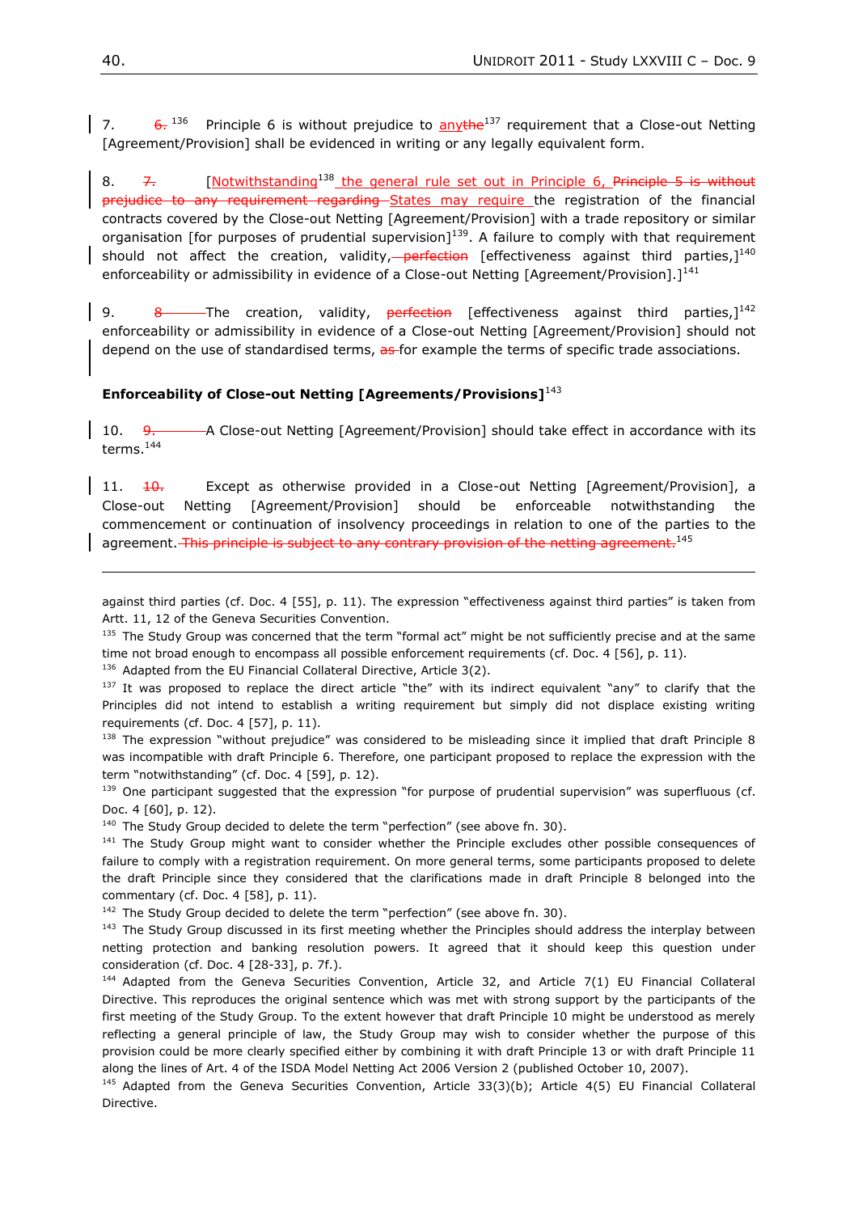7. ~~6.~~ [136] Principle 6 is without prejudice to any~~the~~[137] requirement that a Close-out Netting [Agreement/Provision] shall be evidenced in writing or any legally equivalent form.

8. ~~7.~~ [Notwithstanding[138] the general rule set out in Principle 6, ~~Principle 5 is without prejudice to any requirement regarding~~ States may require the registration of the financial contracts covered by the Close-out Netting [Agreement/Provision] with a trade repository or similar organisation [for purposes of prudential supervision][139]. A failure to comply with that requirement should not affect the creation, validity, ~~perfection~~ [effectiveness against third parties,][140] enforceability or admissibility in evidence of a Close-out Netting [Agreement/Provision].][141]

9. ~~8~~ The creation, validity, ~~perfection~~ [effectiveness against third parties,][142] enforceability or admissibility in evidence of a Close-out Netting [Agreement/Provision] should not depend on the use of standardised terms, ~~as~~ for example the terms of specific trade associations.

**Enforceability of Close-out Netting [Agreements/Provisions]**[143]

10. ~~9.~~ A Close-out Netting [Agreement/Provision] should take effect in accordance with its terms.[144]

11. ~~10.~~ Except as otherwise provided in a Close-out Netting [Agreement/Provision], a Close-out Netting [Agreement/Provision] should be enforceable notwithstanding the commencement or continuation of insolvency proceedings in relation to one of the parties to the agreement. ~~This principle is subject to any contrary provision of the netting agreement.~~[145]

---

against third parties (cf. Doc. 4 [55], p. 11). The expression "effectiveness against third parties" is taken from Artt. 11, 12 of the Geneva Securities Convention.

[135] The Study Group was concerned that the term "formal act" might be not sufficiently precise and at the same time not broad enough to encompass all possible enforcement requirements (cf. Doc. 4 [56], p. 11).

[136] Adapted from the EU Financial Collateral Directive, Article 3(2).

[137] It was proposed to replace the direct article "the" with its indirect equivalent "any" to clarify that the Principles did not intend to establish a writing requirement but simply did not displace existing writing requirements (cf. Doc. 4 [57], p. 11).

[138] The expression "without prejudice" was considered to be misleading since it implied that draft Principle 8 was incompatible with draft Principle 6. Therefore, one participant proposed to replace the expression with the term "notwithstanding" (cf. Doc. 4 [59], p. 12).

[139] One participant suggested that the expression "for purpose of prudential supervision" was superfluous (cf. Doc. 4 [60], p. 12).

[140] The Study Group decided to delete the term "perfection" (see above fn. 30).

[141] The Study Group might want to consider whether the Principle excludes other possible consequences of failure to comply with a registration requirement. On more general terms, some participants proposed to delete the draft Principle since they considered that the clarifications made in draft Principle 8 belonged into the commentary (cf. Doc. 4 [58], p. 11).

[142] The Study Group decided to delete the term "perfection" (see above fn. 30).

[143] The Study Group discussed in its first meeting whether the Principles should address the interplay between netting protection and banking resolution powers. It agreed that it should keep this question under consideration (cf. Doc. 4 [28-33], p. 7f.).

[144] Adapted from the Geneva Securities Convention, Article 32, and Article 7(1) EU Financial Collateral Directive. This reproduces the original sentence which was met with strong support by the participants of the first meeting of the Study Group. To the extent however that draft Principle 10 might be understood as merely reflecting a general principle of law, the Study Group may wish to consider whether the purpose of this provision could be more clearly specified either by combining it with draft Principle 13 or with draft Principle 11 along the lines of Art. 4 of the ISDA Model Netting Act 2006 Version 2 (published October 10, 2007).

[145] Adapted from the Geneva Securities Convention, Article 33(3)(b); Article 4(5) EU Financial Collateral Directive.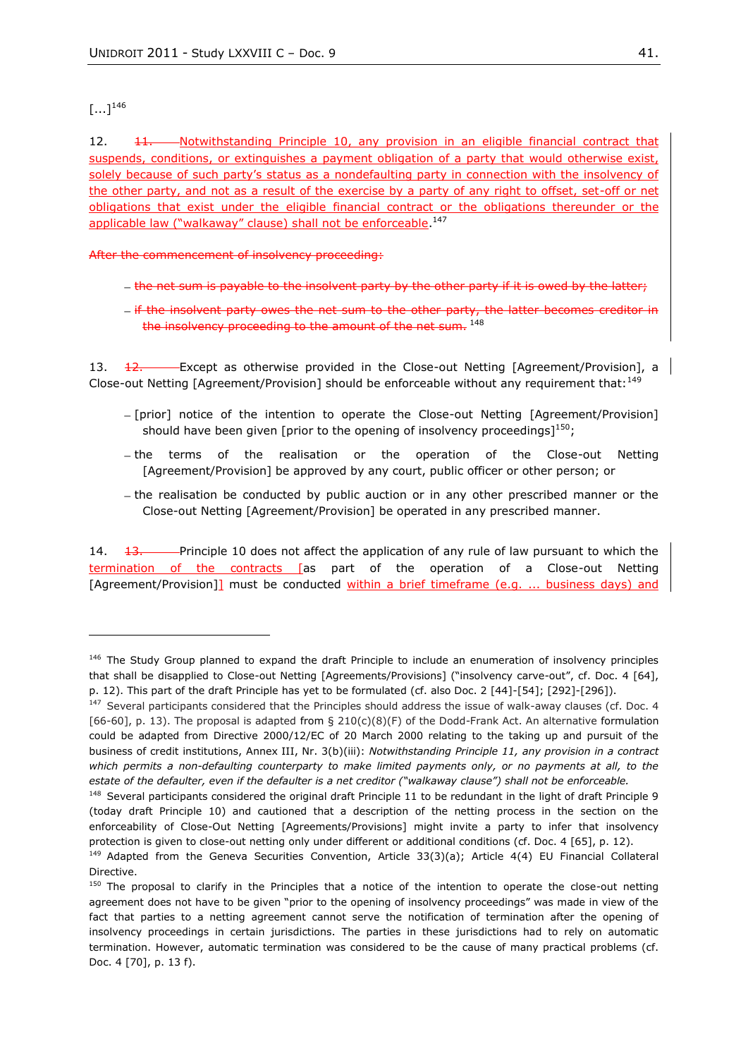[...][146]

12. ~~11.~~ Notwithstanding Principle 10, any provision in an eligible financial contract that suspends, conditions, or extinguishes a payment obligation of a party that would otherwise exist, solely because of such party's status as a nondefaulting party in connection with the insolvency of the other party, and not as a result of the exercise by a party of any right to offset, set-off or net obligations that exist under the eligible financial contract or the obligations thereunder or the applicable law ("walkaway" clause) shall not be enforceable.[147]

~~After the commencement of insolvency proceeding:~~

- ~~the net sum is payable to the insolvent party by the other party if it is owed by the latter;~~
- ~~if the insolvent party owes the net sum to the other party, the latter becomes creditor in the insolvency proceeding to the amount of the net sum.~~ [148]

13. ~~12.~~ Except as otherwise provided in the Close-out Netting [Agreement/Provision], a Close-out Netting [Agreement/Provision] should be enforceable without any requirement that:[149]

- [prior] notice of the intention to operate the Close-out Netting [Agreement/Provision] should have been given [prior to the opening of insolvency proceedings][150];
- the terms of the realisation or the operation of the Close-out Netting [Agreement/Provision] be approved by any court, public officer or other person; or
- the realisation be conducted by public auction or in any other prescribed manner or the Close-out Netting [Agreement/Provision] be operated in any prescribed manner.

14. ~~13.~~ Principle 10 does not affect the application of any rule of law pursuant to which the termination of the contracts [as part of the operation of a Close-out Netting [Agreement/Provision]] must be conducted within a brief timeframe (e.g. ... business days) and

---

[146] The Study Group planned to expand the draft Principle to include an enumeration of insolvency principles that shall be disapplied to Close-out Netting [Agreements/Provisions] ("insolvency carve-out", cf. Doc. 4 [64], p. 12). This part of the draft Principle has yet to be formulated (cf. also Doc. 2 [44]-[54]; [292]-[296]).

[147] Several participants considered that the Principles should address the issue of walk-away clauses (cf. Doc. 4 [66-60], p. 13). The proposal is adapted from § 210(c)(8)(F) of the Dodd-Frank Act. An alternative formulation could be adapted from Directive 2000/12/EC of 20 March 2000 relating to the taking up and pursuit of the business of credit institutions, Annex III, Nr. 3(b)(iii): *Notwithstanding Principle 11, any provision in a contract which permits a non-defaulting counterparty to make limited payments only, or no payments at all, to the estate of the defaulter, even if the defaulter is a net creditor ("walkaway clause") shall not be enforceable.*

[148] Several participants considered the original draft Principle 11 to be redundant in the light of draft Principle 9 (today draft Principle 10) and cautioned that a description of the netting process in the section on the enforceability of Close-Out Netting [Agreements/Provisions] might invite a party to infer that insolvency protection is given to close-out netting only under different or additional conditions (cf. Doc. 4 [65], p. 12).

[149] Adapted from the Geneva Securities Convention, Article 33(3)(a); Article 4(4) EU Financial Collateral Directive.

[150] The proposal to clarify in the Principles that a notice of the intention to operate the close-out netting agreement does not have to be given "prior to the opening of insolvency proceedings" was made in view of the fact that parties to a netting agreement cannot serve the notification of termination after the opening of insolvency proceedings in certain jurisdictions. The parties in these jurisdictions had to rely on automatic termination. However, automatic termination was considered to be the cause of many practical problems (cf. Doc. 4 [70], p. 13 f).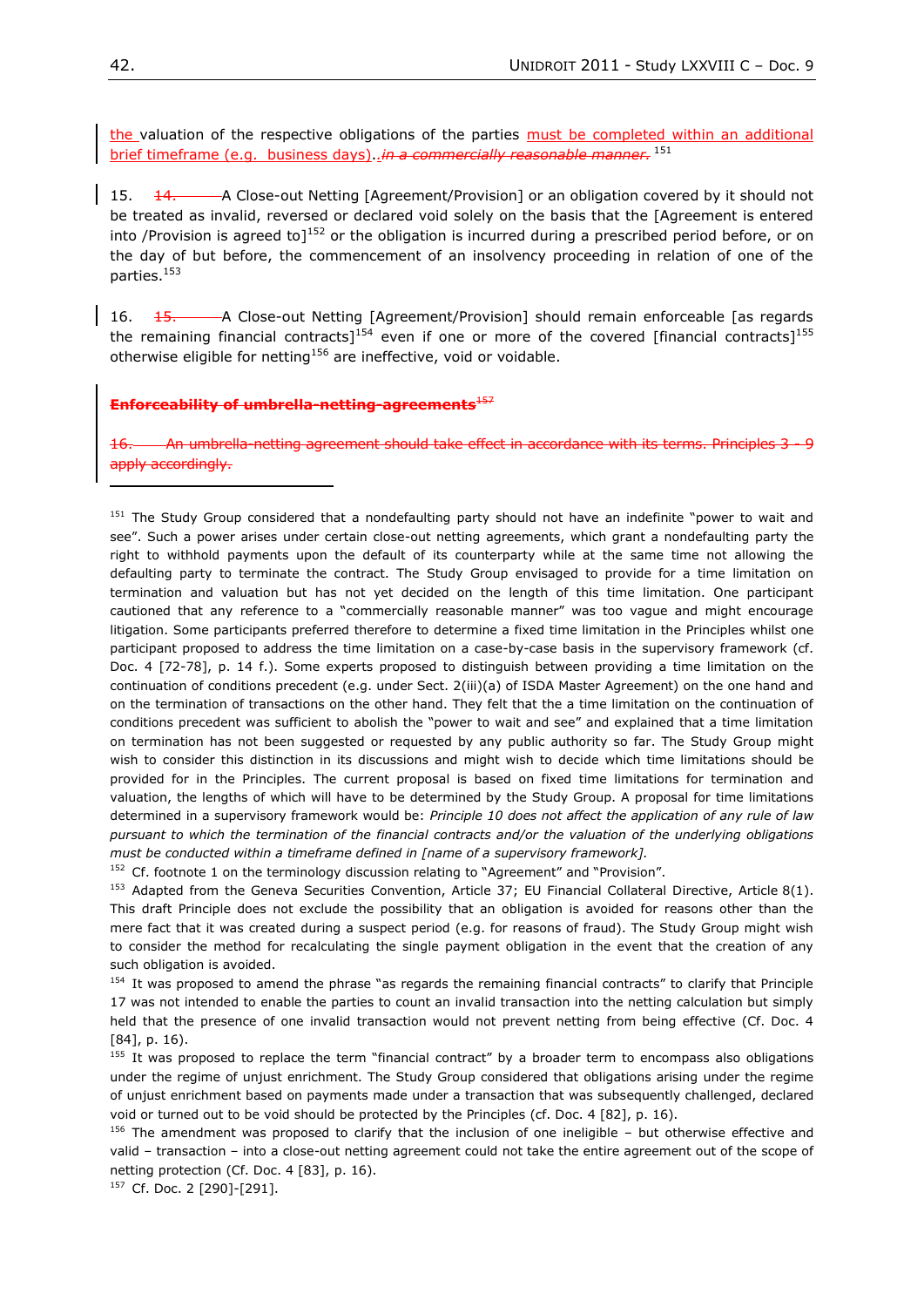the valuation of the respective obligations of the parties must be completed within an additional brief timeframe (e.g. business days)..~~*in a commercially reasonable manner.*~~ [151]

15. ~~14.~~ A Close-out Netting [Agreement/Provision] or an obligation covered by it should not be treated as invalid, reversed or declared void solely on the basis that the [Agreement is entered into /Provision is agreed to][152] or the obligation is incurred during a prescribed period before, or on the day of but before, the commencement of an insolvency proceeding in relation of one of the parties.[153]

16. ~~15.~~ A Close-out Netting [Agreement/Provision] should remain enforceable [as regards the remaining financial contracts][154] even if one or more of the covered [financial contracts][155] otherwise eligible for netting[156] are ineffective, void or voidable.

~~**Enforceability of umbrella-netting-agreements**~~[157]

~~16. An umbrella-netting agreement should take effect in accordance with its terms. Principles 3 - 9 apply accordingly.~~

---

[151] The Study Group considered that a nondefaulting party should not have an indefinite "power to wait and see". Such a power arises under certain close-out netting agreements, which grant a nondefaulting party the right to withhold payments upon the default of its counterparty while at the same time not allowing the defaulting party to terminate the contract. The Study Group envisaged to provide for a time limitation on termination and valuation but has not yet decided on the length of this time limitation. One participant cautioned that any reference to a "commercially reasonable manner" was too vague and might encourage litigation. Some participants preferred therefore to determine a fixed time limitation in the Principles whilst one participant proposed to address the time limitation on a case-by-case basis in the supervisory framework (cf. Doc. 4 [72-78], p. 14 f.). Some experts proposed to distinguish between providing a time limitation on the continuation of conditions precedent (e.g. under Sect. 2(iii)(a) of ISDA Master Agreement) on the one hand and on the termination of transactions on the other hand. They felt that the a time limitation on the continuation of conditions precedent was sufficient to abolish the "power to wait and see" and explained that a time limitation on termination has not been suggested or requested by any public authority so far. The Study Group might wish to consider this distinction in its discussions and might wish to decide which time limitations should be provided for in the Principles. The current proposal is based on fixed time limitations for termination and valuation, the lengths of which will have to be determined by the Study Group. A proposal for time limitations determined in a supervisory framework would be: *Principle 10 does not affect the application of any rule of law pursuant to which the termination of the financial contracts and/or the valuation of the underlying obligations must be conducted within a timeframe defined in [name of a supervisory framework].*

[152] Cf. footnote 1 on the terminology discussion relating to "Agreement" and "Provision".

[153] Adapted from the Geneva Securities Convention, Article 37; EU Financial Collateral Directive, Article 8(1). This draft Principle does not exclude the possibility that an obligation is avoided for reasons other than the mere fact that it was created during a suspect period (e.g. for reasons of fraud). The Study Group might wish to consider the method for recalculating the single payment obligation in the event that the creation of any such obligation is avoided.

[154] It was proposed to amend the phrase "as regards the remaining financial contracts" to clarify that Principle 17 was not intended to enable the parties to count an invalid transaction into the netting calculation but simply held that the presence of one invalid transaction would not prevent netting from being effective (Cf. Doc. 4 [84], p. 16).

[155] It was proposed to replace the term "financial contract" by a broader term to encompass also obligations under the regime of unjust enrichment. The Study Group considered that obligations arising under the regime of unjust enrichment based on payments made under a transaction that was subsequently challenged, declared void or turned out to be void should be protected by the Principles (cf. Doc. 4 [82], p. 16).

[156] The amendment was proposed to clarify that the inclusion of one ineligible – but otherwise effective and valid – transaction – into a close-out netting agreement could not take the entire agreement out of the scope of netting protection (Cf. Doc. 4 [83], p. 16).

[157] Cf. Doc. 2 [290]-[291].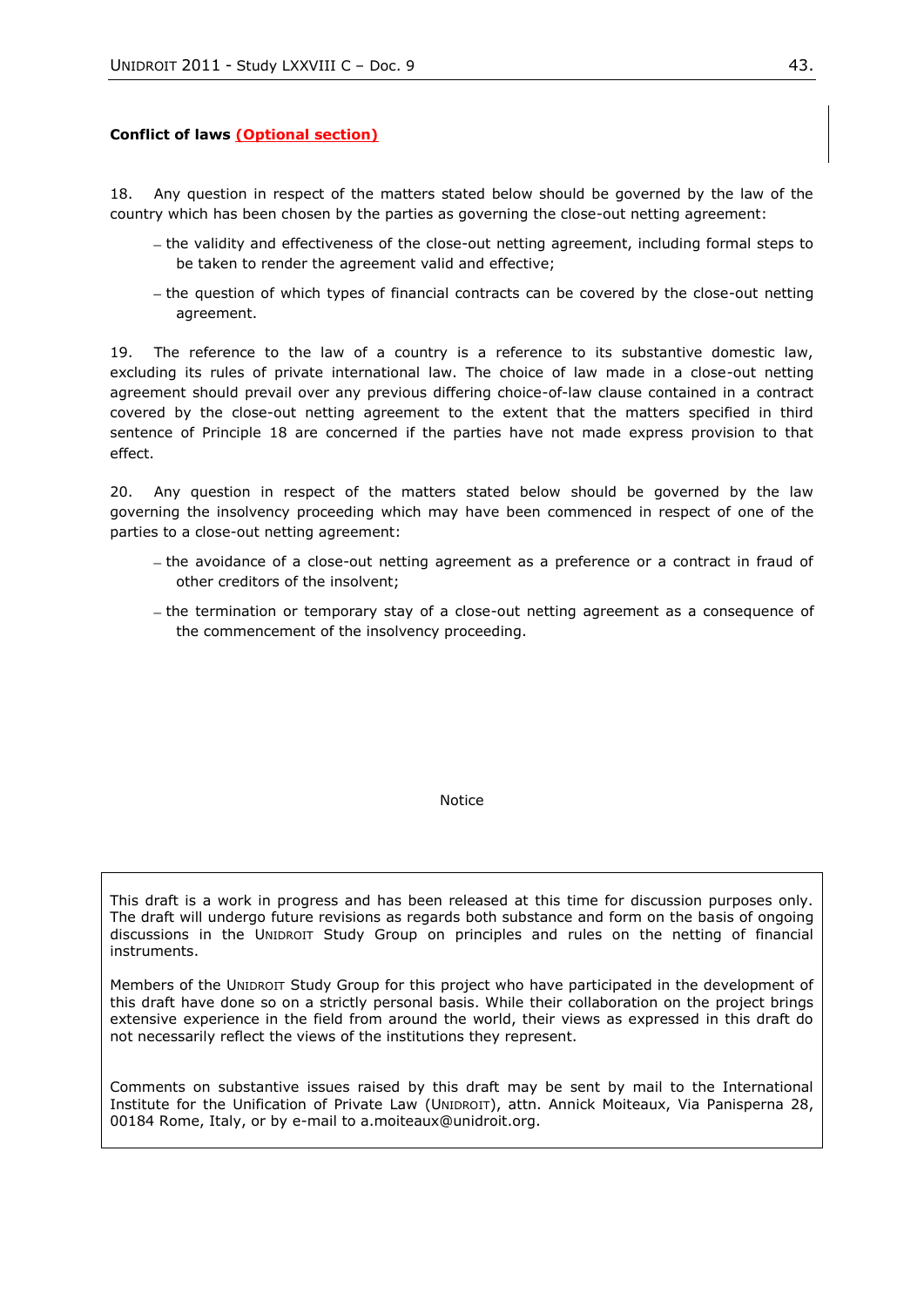**Conflict of laws** **(Optional section)**

18. Any question in respect of the matters stated below should be governed by the law of the country which has been chosen by the parties as governing the close-out netting agreement:

- the validity and effectiveness of the close-out netting agreement, including formal steps to be taken to render the agreement valid and effective;
- the question of which types of financial contracts can be covered by the close-out netting agreement.

19. The reference to the law of a country is a reference to its substantive domestic law, excluding its rules of private international law. The choice of law made in a close-out netting agreement should prevail over any previous differing choice-of-law clause contained in a contract covered by the close-out netting agreement to the extent that the matters specified in third sentence of Principle 18 are concerned if the parties have not made express provision to that effect.

20. Any question in respect of the matters stated below should be governed by the law governing the insolvency proceeding which may have been commenced in respect of one of the parties to a close-out netting agreement:

- the avoidance of a close-out netting agreement as a preference or a contract in fraud of other creditors of the insolvent;
- the termination or temporary stay of a close-out netting agreement as a consequence of the commencement of the insolvency proceeding.

Notice

This draft is a work in progress and has been released at this time for discussion purposes only. The draft will undergo future revisions as regards both substance and form on the basis of ongoing discussions in the UNIDROIT Study Group on principles and rules on the netting of financial instruments.

Members of the UNIDROIT Study Group for this project who have participated in the development of this draft have done so on a strictly personal basis. While their collaboration on the project brings extensive experience in the field from around the world, their views as expressed in this draft do not necessarily reflect the views of the institutions they represent.

Comments on substantive issues raised by this draft may be sent by mail to the International Institute for the Unification of Private Law (UNIDROIT), attn. Annick Moiteaux, Via Panisperna 28, 00184 Rome, Italy, or by e-mail to a.moiteaux@unidroit.org.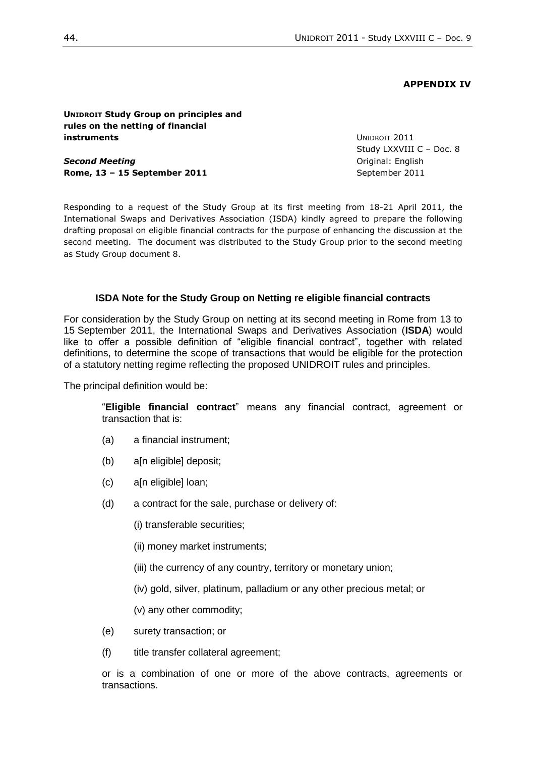**APPENDIX IV**

**UNIDROIT Study Group on principles and rules on the netting of financial instruments**

*Second Meeting*
**Rome, 13 – 15 September 2011**

UNIDROIT 2011
Study LXXVIII C – Doc. 8
Original: English
September 2011

Responding to a request of the Study Group at its first meeting from 18-21 April 2011, the International Swaps and Derivatives Association (ISDA) kindly agreed to prepare the following drafting proposal on eligible financial contracts for the purpose of enhancing the discussion at the second meeting. The document was distributed to the Study Group prior to the second meeting as Study Group document 8.

### ISDA Note for the Study Group on Netting re eligible financial contracts

For consideration by the Study Group on netting at its second meeting in Rome from 13 to 15 September 2011, the International Swaps and Derivatives Association (**ISDA**) would like to offer a possible definition of "eligible financial contract", together with related definitions, to determine the scope of transactions that would be eligible for the protection of a statutory netting regime reflecting the proposed UNIDROIT rules and principles.

The principal definition would be:

> "**Eligible financial contract**" means any financial contract, agreement or transaction that is:
>
> (a) a financial instrument;
>
> (b) a[n eligible] deposit;
>
> (c) a[n eligible] loan;
>
> (d) a contract for the sale, purchase or delivery of:
>
> (i) transferable securities;
>
> (ii) money market instruments;
>
> (iii) the currency of any country, territory or monetary union;
>
> (iv) gold, silver, platinum, palladium or any other precious metal; or
>
> (v) any other commodity;
>
> (e) surety transaction; or
>
> (f) title transfer collateral agreement;
>
> or is a combination of one or more of the above contracts, agreements or transactions.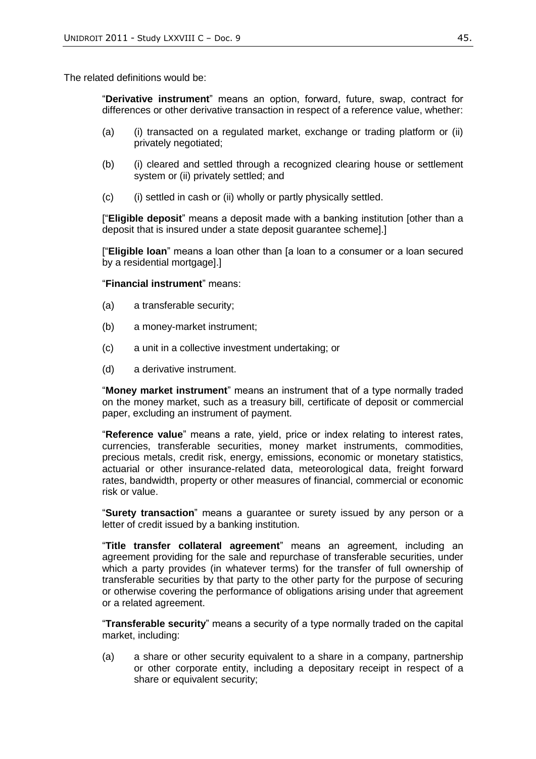The related definitions would be:

"**Derivative instrument**" means an option, forward, future, swap, contract for differences or other derivative transaction in respect of a reference value, whether:

(a) (i) transacted on a regulated market, exchange or trading platform or (ii) privately negotiated;

(b) (i) cleared and settled through a recognized clearing house or settlement system or (ii) privately settled; and

(c) (i) settled in cash or (ii) wholly or partly physically settled.

["**Eligible deposit**" means a deposit made with a banking institution [other than a deposit that is insured under a state deposit guarantee scheme].]

["**Eligible loan**" means a loan other than [a loan to a consumer or a loan secured by a residential mortgage].]

"**Financial instrument**" means:

(a) a transferable security;

(b) a money-market instrument;

(c) a unit in a collective investment undertaking; or

(d) a derivative instrument.

"**Money market instrument**" means an instrument that of a type normally traded on the money market, such as a treasury bill, certificate of deposit or commercial paper, excluding an instrument of payment.

"**Reference value**" means a rate, yield, price or index relating to interest rates, currencies, transferable securities, money market instruments, commodities, precious metals, credit risk, energy, emissions, economic or monetary statistics, actuarial or other insurance-related data, meteorological data, freight forward rates, bandwidth, property or other measures of financial, commercial or economic risk or value.

"**Surety transaction**" means a guarantee or surety issued by any person or a letter of credit issued by a banking institution.

"**Title transfer collateral agreement**" means an agreement, including an agreement providing for the sale and repurchase of transferable securities, under which a party provides (in whatever terms) for the transfer of full ownership of transferable securities by that party to the other party for the purpose of securing or otherwise covering the performance of obligations arising under that agreement or a related agreement.

"**Transferable security**" means a security of a type normally traded on the capital market, including:

(a) a share or other security equivalent to a share in a company, partnership or other corporate entity, including a depositary receipt in respect of a share or equivalent security;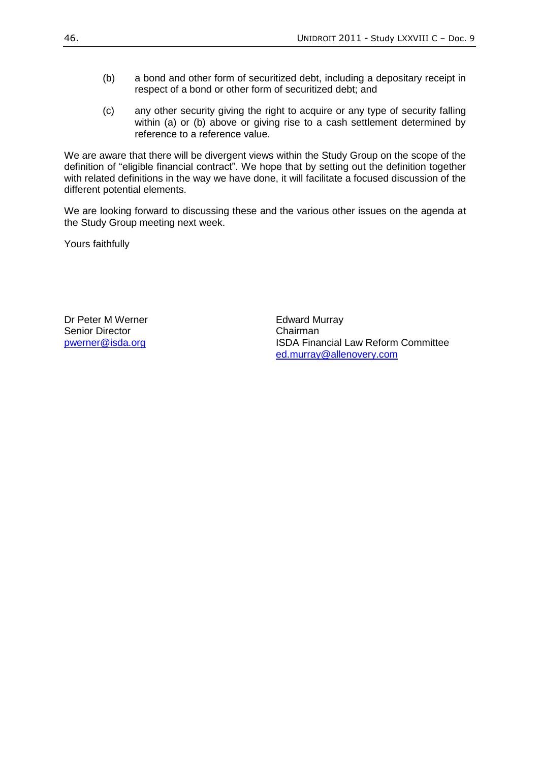(b) a bond and other form of securitized debt, including a depositary receipt in respect of a bond or other form of securitized debt; and

(c) any other security giving the right to acquire or any type of security falling within (a) or (b) above or giving rise to a cash settlement determined by reference to a reference value.

We are aware that there will be divergent views within the Study Group on the scope of the definition of "eligible financial contract". We hope that by setting out the definition together with related definitions in the way we have done, it will facilitate a focused discussion of the different potential elements.

We are looking forward to discussing these and the various other issues on the agenda at the Study Group meeting next week.

Yours faithfully

Dr Peter M Werner
Senior Director
pwerner@isda.org

Edward Murray
Chairman
ISDA Financial Law Reform Committee
ed.murray@allenovery.com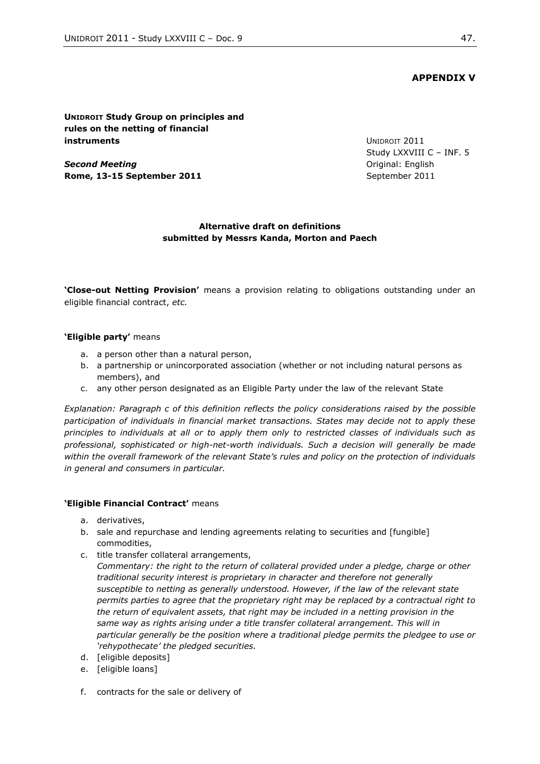**APPENDIX V**

**UNIDROIT Study Group on principles and rules on the netting of financial instruments**

***Second Meeting***
**Rome, 13-15 September 2011**

UNIDROIT 2011
Study LXXVIII C – INF. 5
Original: English
September 2011

**Alternative draft on definitions submitted by Messrs Kanda, Morton and Paech**

**'Close-out Netting Provision'** means a provision relating to obligations outstanding under an eligible financial contract, *etc.*

**'Eligible party'** means

a. a person other than a natural person,
b. a partnership or unincorporated association (whether or not including natural persons as members), and
c. any other person designated as an Eligible Party under the law of the relevant State

*Explanation: Paragraph c of this definition reflects the policy considerations raised by the possible participation of individuals in financial market transactions. States may decide not to apply these principles to individuals at all or to apply them only to restricted classes of individuals such as professional, sophisticated or high-net-worth individuals. Such a decision will generally be made within the overall framework of the relevant State's rules and policy on the protection of individuals in general and consumers in particular.*

**'Eligible Financial Contract'** means

a. derivatives,
b. sale and repurchase and lending agreements relating to securities and [fungible] commodities,
c. title transfer collateral arrangements,
   *Commentary: the right to the return of collateral provided under a pledge, charge or other traditional security interest is proprietary in character and therefore not generally susceptible to netting as generally understood. However, if the law of the relevant state permits parties to agree that the proprietary right may be replaced by a contractual right to the return of equivalent assets, that right may be included in a netting provision in the same way as rights arising under a title transfer collateral arrangement. This will in particular generally be the position where a traditional pledge permits the pledgee to use or 'rehypothecate' the pledged securities.*
d. [eligible deposits]
e. [eligible loans]

f. contracts for the sale or delivery of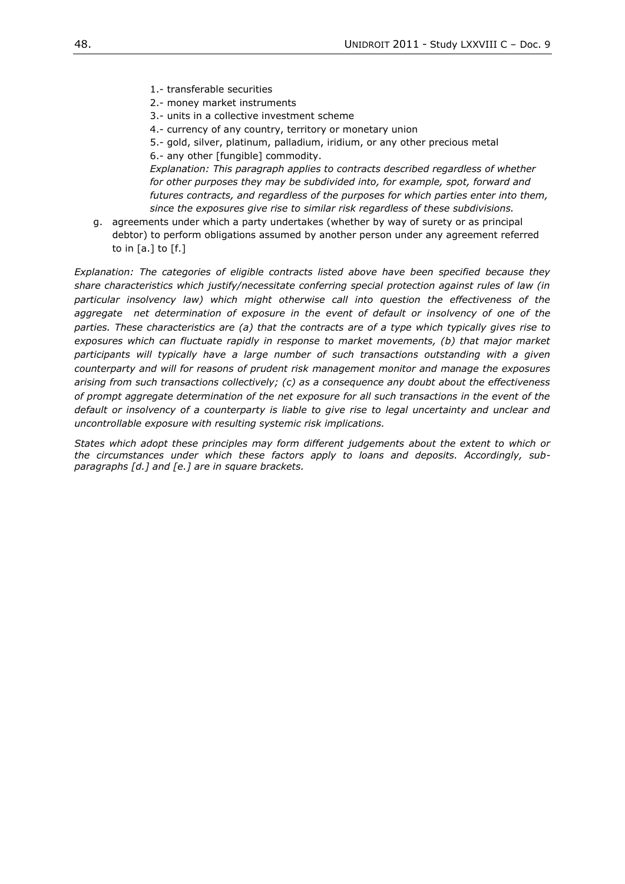1.- transferable securities
2.- money market instruments
3.- units in a collective investment scheme
4.- currency of any country, territory or monetary union
5.- gold, silver, platinum, palladium, iridium, or any other precious metal
6.- any other [fungible] commodity.

*Explanation: This paragraph applies to contracts described regardless of whether for other purposes they may be subdivided into, for example, spot, forward and futures contracts, and regardless of the purposes for which parties enter into them, since the exposures give rise to similar risk regardless of these subdivisions.*

g. agreements under which a party undertakes (whether by way of surety or as principal debtor) to perform obligations assumed by another person under any agreement referred to in [a.] to [f.]

*Explanation: The categories of eligible contracts listed above have been specified because they share characteristics which justify/necessitate conferring special protection against rules of law (in particular insolvency law) which might otherwise call into question the effectiveness of the aggregate net determination of exposure in the event of default or insolvency of one of the parties. These characteristics are (a) that the contracts are of a type which typically gives rise to exposures which can fluctuate rapidly in response to market movements, (b) that major market participants will typically have a large number of such transactions outstanding with a given counterparty and will for reasons of prudent risk management monitor and manage the exposures arising from such transactions collectively; (c) as a consequence any doubt about the effectiveness of prompt aggregate determination of the net exposure for all such transactions in the event of the default or insolvency of a counterparty is liable to give rise to legal uncertainty and unclear and uncontrollable exposure with resulting systemic risk implications.*

*States which adopt these principles may form different judgements about the extent to which or the circumstances under which these factors apply to loans and deposits. Accordingly, sub-paragraphs [d.] and [e.] are in square brackets.*